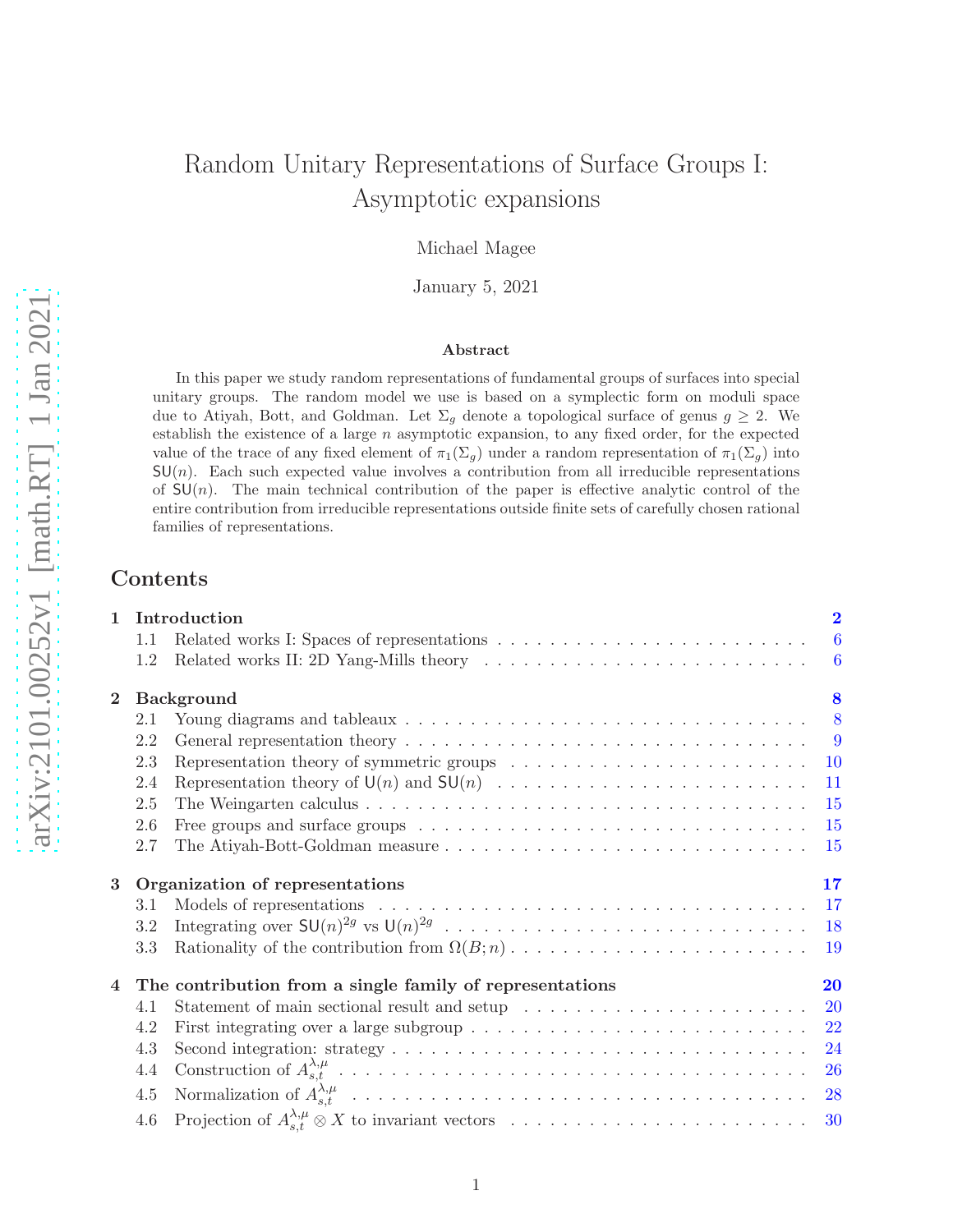# Random Unitary Representations of Surface Groups I: Asymptotic expansions

Michael Magee

January 5, 2021

### Abstract

In this paper we study random representations of fundamental groups of surfaces into special unitary groups. The random model we use is based on a symplectic form on moduli space due to Atiyah, Bott, and Goldman. Let $\Sigma_g$ denote a topological surface of genus $g \geq 2$. We establish the existence of a large $n$ asymptotic expansion, to any fixed order, for the expected value of the trace of any fixed element of $\pi_1(\Sigma_g)$ under a random representation of $\pi_1(\Sigma_g)$ into $\mathsf{SU}(n)$. Each such expected value involves a contribution from all irreducible representations of $\mathsf{SU}(n)$. The main technical contribution of the paper is effective analytic control of the entire contribution from irreducible representations outside finite sets of carefully chosen rational families of representations.

## Contents

**1 Introduction** — 2
- 1.1 Related works I: Spaces of representations — 6
- 1.2 Related works II: 2D Yang-Mills theory — 6

**2 Background** — 8
- 2.1 Young diagrams and tableaux — 8
- 2.2 General representation theory — 9
- 2.3 Representation theory of symmetric groups — 10
- 2.4 Representation theory of $\mathsf{U}(n)$ and $\mathsf{SU}(n)$ — 11
- 2.5 The Weingarten calculus — 15
- 2.6 Free groups and surface groups — 15
- 2.7 The Atiyah-Bott-Goldman measure — 15

**3 Organization of representations** — 17
- 3.1 Models of representations — 17
- 3.2 Integrating over $\mathsf{SU}(n)^{2g}$ vs $\mathsf{U}(n)^{2g}$ — 18
- 3.3 Rationality of the contribution from $\Omega(B;n)$ — 19

**4 The contribution from a single family of representations** — 20
- 4.1 Statement of main sectional result and setup — 20
- 4.2 First integrating over a large subgroup — 22
- 4.3 Second integration: strategy — 24
- 4.4 Construction of $A_{s,t}^{\lambda,\mu}$ — 26
- 4.5 Normalization of $A_{s,t}^{\lambda,\mu}$ — 28
- 4.6 Projection of $A_{s,t}^{\lambda,\mu} \otimes X$ to invariant vectors — 30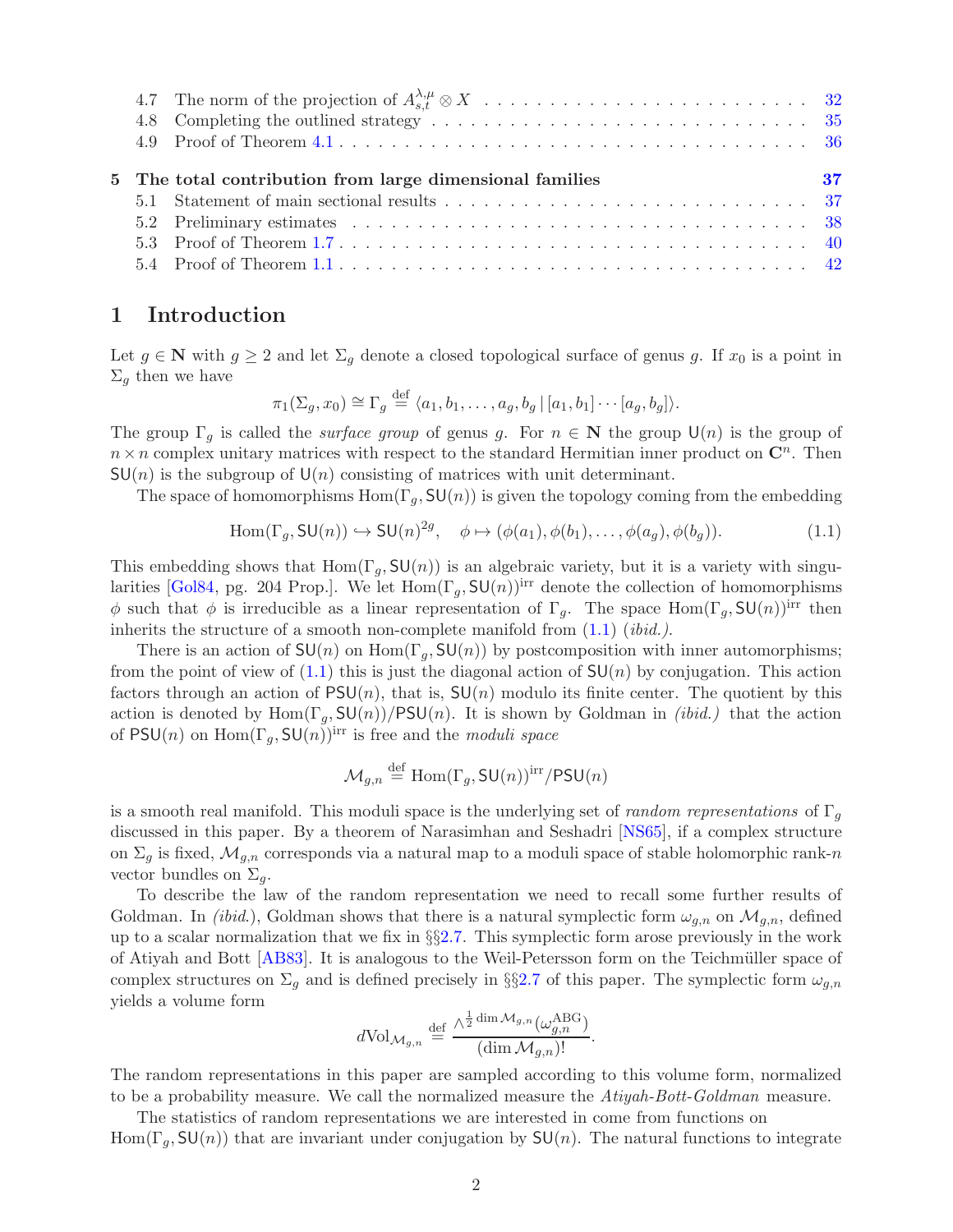4.7 The norm of the projection of $A^{\lambda,\mu}_{s,t} \otimes X$ . . . 32
4.8 Completing the outlined strategy . . . 35
4.9 Proof of Theorem 4.1 . . . 36

**5 The total contribution from large dimensional families** **37**
5.1 Statement of main sectional results . . . 37
5.2 Preliminary estimates . . . 38
5.3 Proof of Theorem 1.7 . . . 40
5.4 Proof of Theorem 1.1 . . . 42

# 1 Introduction

Let $g \in \mathbf{N}$ with $g \geq 2$ and let $\Sigma_g$ denote a closed topological surface of genus $g$. If $x_0$ is a point in $\Sigma_g$ then we have

$$\pi_1(\Sigma_g, x_0) \cong \Gamma_g \stackrel{\text{def}}{=} \langle a_1, b_1, \ldots, a_g, b_g \,|\, [a_1, b_1] \cdots [a_g, b_g] \rangle.$$

The group $\Gamma_g$ is called the *surface group* of genus $g$. For $n \in \mathbf{N}$ the group $\mathsf{U}(n)$ is the group of $n \times n$ complex unitary matrices with respect to the standard Hermitian inner product on $\mathbf{C}^n$. Then $\mathsf{SU}(n)$ is the subgroup of $\mathsf{U}(n)$ consisting of matrices with unit determinant.

The space of homomorphisms $\mathrm{Hom}(\Gamma_g, \mathsf{SU}(n))$ is given the topology coming from the embedding

$$\mathrm{Hom}(\Gamma_g, \mathsf{SU}(n)) \hookrightarrow \mathsf{SU}(n)^{2g}, \quad \phi \mapsto (\phi(a_1), \phi(b_1), \ldots, \phi(a_g), \phi(b_g)). \tag{1.1}$$

This embedding shows that $\mathrm{Hom}(\Gamma_g, \mathsf{SU}(n))$ is an algebraic variety, but it is a variety with singularities [Gol84, pg. 204 Prop.]. We let $\mathrm{Hom}(\Gamma_g, \mathsf{SU}(n))^{\mathrm{irr}}$ denote the collection of homomorphisms $\phi$ such that $\phi$ is irreducible as a linear representation of $\Gamma_g$. The space $\mathrm{Hom}(\Gamma_g, \mathsf{SU}(n))^{\mathrm{irr}}$ then inherits the structure of a smooth non-complete manifold from (1.1) (*ibid.*).

There is an action of $\mathsf{SU}(n)$ on $\mathrm{Hom}(\Gamma_g, \mathsf{SU}(n))$ by postcomposition with inner automorphisms; from the point of view of (1.1) this is just the diagonal action of $\mathsf{SU}(n)$ by conjugation. This action factors through an action of $\mathsf{PSU}(n)$, that is, $\mathsf{SU}(n)$ modulo its finite center. The quotient by this action is denoted by $\mathrm{Hom}(\Gamma_g, \mathsf{SU}(n))/\mathsf{PSU}(n)$. It is shown by Goldman in *(ibid.)* that the action of $\mathsf{PSU}(n)$ on $\mathrm{Hom}(\Gamma_g, \mathsf{SU}(n))^{\mathrm{irr}}$ is free and the *moduli space*

$$\mathcal{M}_{g,n} \stackrel{\text{def}}{=} \mathrm{Hom}(\Gamma_g, \mathsf{SU}(n))^{\mathrm{irr}}/\mathsf{PSU}(n)$$

is a smooth real manifold. This moduli space is the underlying set of *random representations* of $\Gamma_g$ discussed in this paper. By a theorem of Narasimhan and Seshadri [NS65], if a complex structure on $\Sigma_g$ is fixed, $\mathcal{M}_{g,n}$ corresponds via a natural map to a moduli space of stable holomorphic rank-$n$ vector bundles on $\Sigma_g$.

To describe the law of the random representation we need to recall some further results of Goldman. In *(ibid.)*, Goldman shows that there is a natural symplectic form $\omega_{g,n}$ on $\mathcal{M}_{g,n}$, defined up to a scalar normalization that we fix in §§2.7. This symplectic form arose previously in the work of Atiyah and Bott [AB83]. It is analogous to the Weil-Petersson form on the Teichmüller space of complex structures on $\Sigma_g$ and is defined precisely in §§2.7 of this paper. The symplectic form $\omega_{g,n}$ yields a volume form

$$d\mathrm{Vol}_{\mathcal{M}_{g,n}} \stackrel{\text{def}}{=} \frac{\wedge^{\frac{1}{2}\dim \mathcal{M}_{g,n}}(\omega^{\mathrm{ABG}}_{g,n})}{(\dim \mathcal{M}_{g,n})!}.$$

The random representations in this paper are sampled according to this volume form, normalized to be a probability measure. We call the normalized measure the *Atiyah-Bott-Goldman* measure.

The statistics of random representations we are interested in come from functions on $\mathrm{Hom}(\Gamma_g, \mathsf{SU}(n))$ that are invariant under conjugation by $\mathsf{SU}(n)$. The natural functions to integrate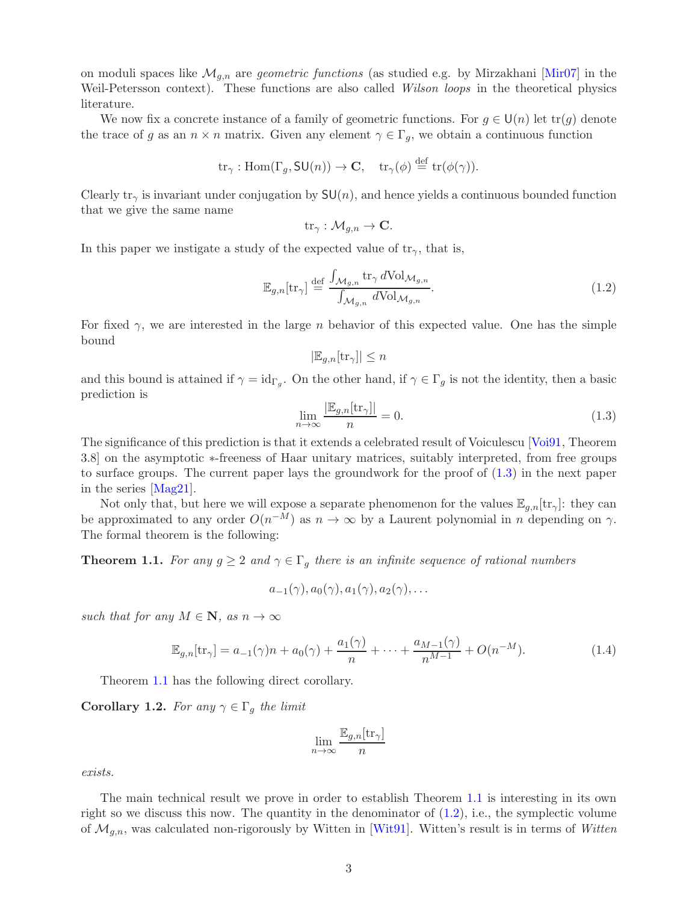on moduli spaces like $\mathcal{M}_{g,n}$ are *geometric functions* (as studied e.g. by Mirzakhani [Mir07] in the Weil-Petersson context). These functions are also called *Wilson loops* in the theoretical physics literature.

We now fix a concrete instance of a family of geometric functions. For $g \in \mathsf{U}(n)$ let $\mathrm{tr}(g)$ denote the trace of $g$ as an $n \times n$ matrix. Given any element $\gamma \in \Gamma_g$, we obtain a continuous function

$$\mathrm{tr}_\gamma : \mathrm{Hom}(\Gamma_g, \mathsf{SU}(n)) \to \mathbf{C}, \quad \mathrm{tr}_\gamma(\phi) \stackrel{\text{def}}{=} \mathrm{tr}(\phi(\gamma)).$$

Clearly $\mathrm{tr}_\gamma$ is invariant under conjugation by $\mathsf{SU}(n)$, and hence yields a continuous bounded function that we give the same name

$$\mathrm{tr}_\gamma : \mathcal{M}_{g,n} \to \mathbf{C}.$$

In this paper we instigate a study of the expected value of $\mathrm{tr}_\gamma$, that is,

$$\mathbb{E}_{g,n}[\mathrm{tr}_\gamma] \stackrel{\text{def}}{=} \frac{\int_{\mathcal{M}_{g,n}} \mathrm{tr}_\gamma \, d\mathrm{Vol}_{\mathcal{M}_{g,n}}}{\int_{\mathcal{M}_{g,n}} d\mathrm{Vol}_{\mathcal{M}_{g,n}}}. \tag{1.2}$$

For fixed $\gamma$, we are interested in the large $n$ behavior of this expected value. One has the simple bound

$$|\mathbb{E}_{g,n}[\mathrm{tr}_\gamma]| \leq n$$

and this bound is attained if $\gamma = \mathrm{id}_{\Gamma_g}$. On the other hand, if $\gamma \in \Gamma_g$ is not the identity, then a basic prediction is

$$\lim_{n \to \infty} \frac{|\mathbb{E}_{g,n}[\mathrm{tr}_\gamma]|}{n} = 0. \tag{1.3}$$

The significance of this prediction is that it extends a celebrated result of Voiculescu [Voi91, Theorem 3.8] on the asymptotic $*$-freeness of Haar unitary matrices, suitably interpreted, from free groups to surface groups. The current paper lays the groundwork for the proof of (1.3) in the next paper in the series [Mag21].

Not only that, but here we will expose a separate phenomenon for the values $\mathbb{E}_{g,n}[\mathrm{tr}_\gamma]$: they can be approximated to any order $O(n^{-M})$ as $n \to \infty$ by a Laurent polynomial in $n$ depending on $\gamma$. The formal theorem is the following:

**Theorem 1.1.** *For any $g \geq 2$ and $\gamma \in \Gamma_g$ there is an infinite sequence of rational numbers*

$$a_{-1}(\gamma), a_0(\gamma), a_1(\gamma), a_2(\gamma), \ldots$$

*such that for any $M \in \mathbf{N}$, as $n \to \infty$*

$$\mathbb{E}_{g,n}[\mathrm{tr}_\gamma] = a_{-1}(\gamma)n + a_0(\gamma) + \frac{a_1(\gamma)}{n} + \cdots + \frac{a_{M-1}(\gamma)}{n^{M-1}} + O(n^{-M}). \tag{1.4}$$

Theorem 1.1 has the following direct corollary.

**Corollary 1.2.** *For any $\gamma \in \Gamma_g$ the limit*

$$\lim_{n \to \infty} \frac{\mathbb{E}_{g,n}[\mathrm{tr}_\gamma]}{n}$$

*exists.*

The main technical result we prove in order to establish Theorem 1.1 is interesting in its own right so we discuss this now. The quantity in the denominator of (1.2), i.e., the symplectic volume of $\mathcal{M}_{g,n}$, was calculated non-rigorously by Witten in [Wit91]. Witten's result is in terms of *Witten*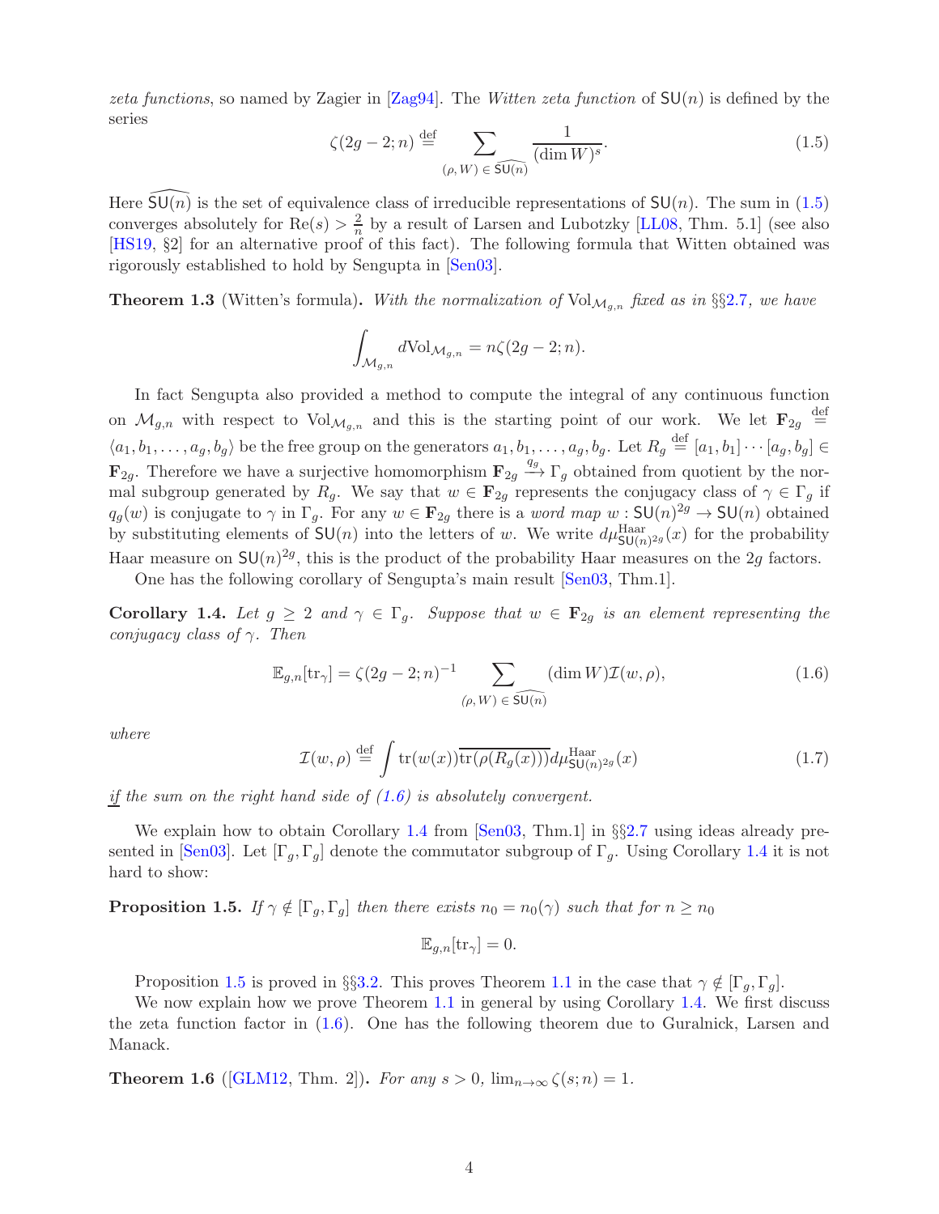*zeta functions*, so named by Zagier in [Zag94]. The *Witten zeta function* of $\mathsf{SU}(n)$ is defined by the series

$$\zeta(2g-2;n) \stackrel{\text{def}}{=} \sum_{(\rho, W) \,\in\, \widehat{\mathsf{SU}(n)}} \frac{1}{(\dim W)^s}. \tag{1.5}$$

Here $\widehat{\mathsf{SU}(n)}$ is the set of equivalence class of irreducible representations of $\mathsf{SU}(n)$. The sum in (1.5) converges absolutely for $\mathrm{Re}(s) > \frac{2}{n}$ by a result of Larsen and Lubotzky [LL08, Thm. 5.1] (see also [HS19, §2] for an alternative proof of this fact). The following formula that Witten obtained was rigorously established to hold by Sengupta in [Sen03].

**Theorem 1.3** (Witten's formula). *With the normalization of* $\mathrm{Vol}_{\mathcal{M}_{g,n}}$ *fixed as in §§2.7, we have*

$$\int_{\mathcal{M}_{g,n}} d\mathrm{Vol}_{\mathcal{M}_{g,n}} = n\zeta(2g-2;n).$$

In fact Sengupta also provided a method to compute the integral of any continuous function on $\mathcal{M}_{g,n}$ with respect to $\mathrm{Vol}_{\mathcal{M}_{g,n}}$ and this is the starting point of our work. We let $\mathbf{F}_{2g} \stackrel{\text{def}}{=} \langle a_1, b_1, \ldots, a_g, b_g\rangle$ be the free group on the generators $a_1, b_1, \ldots, a_g, b_g$. Let $R_g \stackrel{\text{def}}{=} [a_1, b_1] \cdots [a_g, b_g] \in \mathbf{F}_{2g}$. Therefore we have a surjective homomorphism $\mathbf{F}_{2g} \xrightarrow{q_g} \Gamma_g$ obtained from quotient by the normal subgroup generated by $R_g$. We say that $w \in \mathbf{F}_{2g}$ represents the conjugacy class of $\gamma \in \Gamma_g$ if $q_g(w)$ is conjugate to $\gamma$ in $\Gamma_g$. For any $w \in \mathbf{F}_{2g}$ there is a *word map* $w : \mathsf{SU}(n)^{2g} \to \mathsf{SU}(n)$ obtained by substituting elements of $\mathsf{SU}(n)$ into the letters of $w$. We write $d\mu^{\mathrm{Haar}}_{\mathsf{SU}(n)^{2g}}(x)$ for the probability Haar measure on $\mathsf{SU}(n)^{2g}$, this is the product of the probability Haar measures on the $2g$ factors.

One has the following corollary of Sengupta's main result [Sen03, Thm.1].

**Corollary 1.4.** *Let* $g \geq 2$ *and* $\gamma \in \Gamma_g$. *Suppose that* $w \in \mathbf{F}_{2g}$ *is an element representing the conjugacy class of* $\gamma$. *Then*

$$\mathbb{E}_{g,n}[\mathrm{tr}_\gamma] = \zeta(2g-2;n)^{-1} \sum_{(\rho, W) \,\in\, \widehat{\mathsf{SU}(n)}} (\dim W)\mathcal{I}(w,\rho), \tag{1.6}$$

*where*

$$\mathcal{I}(w,\rho) \stackrel{\text{def}}{=} \int \mathrm{tr}(w(x))\overline{\mathrm{tr}(\rho(R_g(x)))}d\mu^{\mathrm{Haar}}_{\mathsf{SU}(n)^{2g}}(x) \tag{1.7}$$

*<u>if</u> the sum on the right hand side of (1.6) is absolutely convergent.*

We explain how to obtain Corollary 1.4 from [Sen03, Thm.1] in §§2.7 using ideas already presented in [Sen03]. Let $[\Gamma_g, \Gamma_g]$ denote the commutator subgroup of $\Gamma_g$. Using Corollary 1.4 it is not hard to show:

**Proposition 1.5.** *If* $\gamma \notin [\Gamma_g, \Gamma_g]$ *then there exists* $n_0 = n_0(\gamma)$ *such that for* $n \geq n_0$

$$\mathbb{E}_{g,n}[\mathrm{tr}_\gamma] = 0.$$

Proposition 1.5 is proved in §§3.2. This proves Theorem 1.1 in the case that $\gamma \notin [\Gamma_g, \Gamma_g]$.

We now explain how we prove Theorem 1.1 in general by using Corollary 1.4. We first discuss the zeta function factor in (1.6). One has the following theorem due to Guralnick, Larsen and Manack.

**Theorem 1.6** ([GLM12, Thm. 2]). *For any* $s > 0$, $\lim_{n\to\infty} \zeta(s;n) = 1$.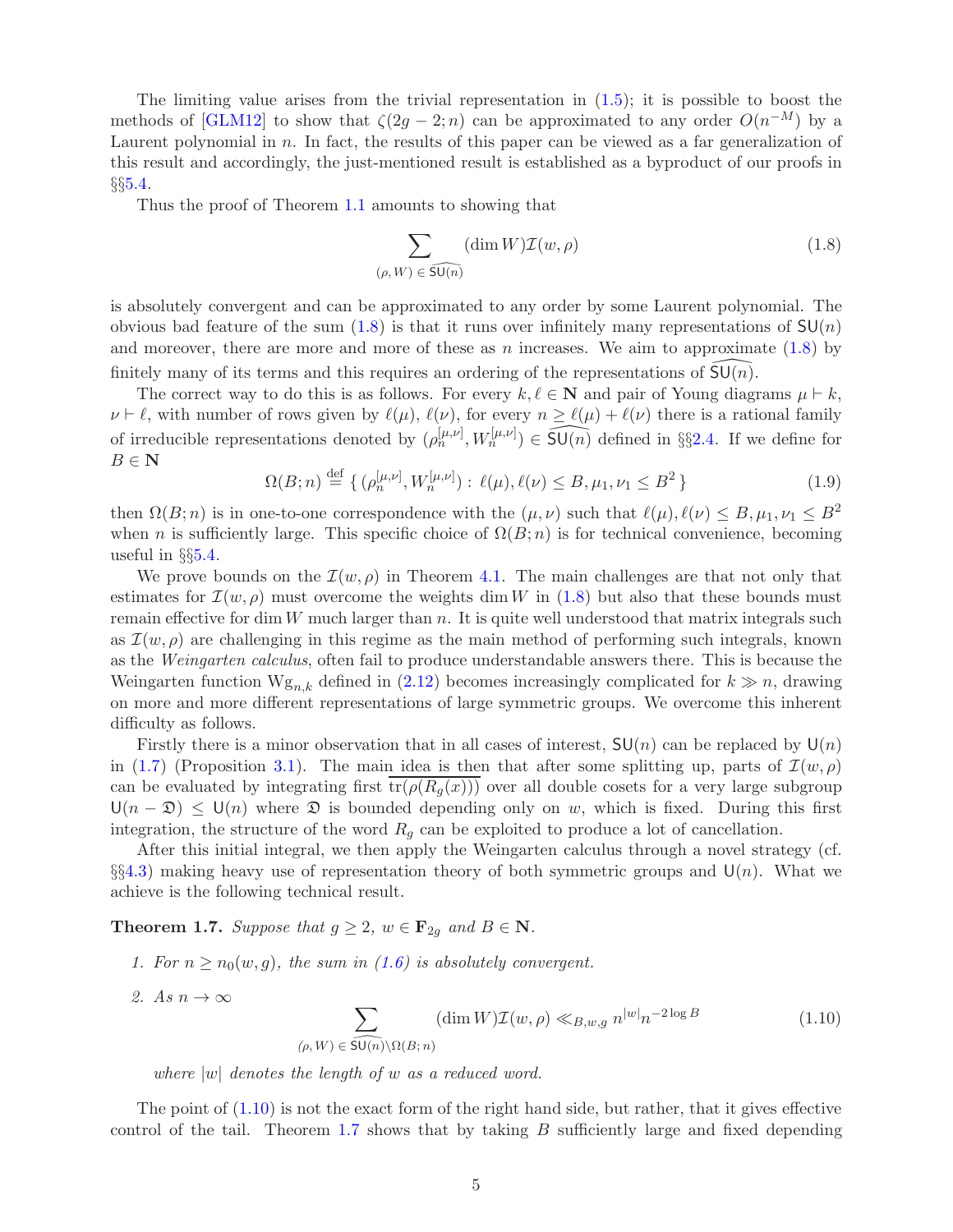The limiting value arises from the trivial representation in (1.5); it is possible to boost the methods of [GLM12] to show that $\zeta(2g-2;n)$ can be approximated to any order $O(n^{-M})$ by a Laurent polynomial in $n$. In fact, the results of this paper can be viewed as a far generalization of this result and accordingly, the just-mentioned result is established as a byproduct of our proofs in §§5.4.

Thus the proof of Theorem 1.1 amounts to showing that

$$\sum_{(\rho,W)\,\in\,\widehat{\mathsf{SU}(n)}} (\dim W)\mathcal{I}(w,\rho) \tag{1.8}$$

is absolutely convergent and can be approximated to any order by some Laurent polynomial. The obvious bad feature of the sum (1.8) is that it runs over infinitely many representations of $\mathsf{SU}(n)$ and moreover, there are more and more of these as $n$ increases. We aim to approximate (1.8) by finitely many of its terms and this requires an ordering of the representations of $\widehat{\mathsf{SU}(n)}$.

The correct way to do this is as follows. For every $k,\ell \in \mathbf{N}$ and pair of Young diagrams $\mu \vdash k$, $\nu \vdash \ell$, with number of rows given by $\ell(\mu)$, $\ell(\nu)$, for every $n \geq \ell(\mu)+\ell(\nu)$ there is a rational family of irreducible representations denoted by $(\rho_n^{[\mu,\nu]}, W_n^{[\mu,\nu]}) \in \widehat{\mathsf{SU}(n)}$ defined in §§2.4. If we define for $B \in \mathbf{N}$

$$\Omega(B;n) \stackrel{\text{def}}{=} \{\, (\rho_n^{[\mu,\nu]}, W_n^{[\mu,\nu]}) : \ell(\mu),\ell(\nu) \leq B, \mu_1,\nu_1 \leq B^2 \,\} \tag{1.9}$$

then $\Omega(B;n)$ is in one-to-one correspondence with the $(\mu,\nu)$ such that $\ell(\mu),\ell(\nu) \leq B, \mu_1,\nu_1 \leq B^2$ when $n$ is sufficiently large. This specific choice of $\Omega(B;n)$ is for technical convenience, becoming useful in §§5.4.

We prove bounds on the $\mathcal{I}(w,\rho)$ in Theorem 4.1. The main challenges are that not only that estimates for $\mathcal{I}(w,\rho)$ must overcome the weights $\dim W$ in (1.8) but also that these bounds must remain effective for $\dim W$ much larger than $n$. It is quite well understood that matrix integrals such as $\mathcal{I}(w,\rho)$ are challenging in this regime as the main method of performing such integrals, known as the *Weingarten calculus*, often fail to produce understandable answers there. This is because the Weingarten function $\mathrm{Wg}_{n,k}$ defined in (2.12) becomes increasingly complicated for $k \gg n$, drawing on more and more different representations of large symmetric groups. We overcome this inherent difficulty as follows.

Firstly there is a minor observation that in all cases of interest, $\mathsf{SU}(n)$ can be replaced by $\mathsf{U}(n)$ in (1.7) (Proposition 3.1). The main idea is then that after some splitting up, parts of $\mathcal{I}(w,\rho)$ can be evaluated by integrating first $\overline{\mathrm{tr}(\rho(R_g(x)))}$ over all double cosets for a very large subgroup $\mathsf{U}(n-\mathfrak{D}) \leq \mathsf{U}(n)$ where $\mathfrak{D}$ is bounded depending only on $w$, which is fixed. During this first integration, the structure of the word $R_g$ can be exploited to produce a lot of cancellation.

After this initial integral, we then apply the Weingarten calculus through a novel strategy (cf. §§4.3) making heavy use of representation theory of both symmetric groups and $\mathsf{U}(n)$. What we achieve is the following technical result.

**Theorem 1.7.** *Suppose that $g \geq 2$, $w \in \mathbf{F}_{2g}$ and $B \in \mathbf{N}$.*

1. *For $n \geq n_0(w,g)$, the sum in (1.6) is absolutely convergent.*
2. *As $n \to \infty$*

$$\sum_{(\rho,W)\,\in\,\widehat{\mathsf{SU}(n)}\setminus\Omega(B;n)} (\dim W)\mathcal{I}(w,\rho) \ll_{B,w,g} n^{|w|} n^{-2\log B} \tag{1.10}$$

*where $|w|$ denotes the length of $w$ as a reduced word.*

The point of (1.10) is not the exact form of the right hand side, but rather, that it gives effective control of the tail. Theorem 1.7 shows that by taking $B$ sufficiently large and fixed depending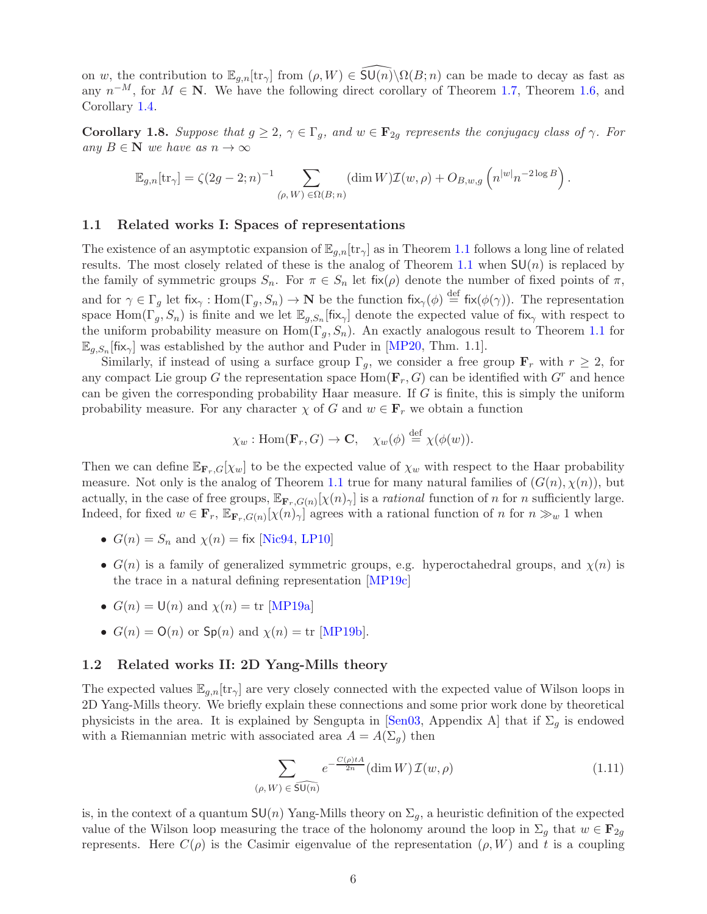on $w$, the contribution to $\mathbb{E}_{g,n}[\mathrm{tr}_\gamma]$ from $(\rho, W) \in \widehat{\mathsf{SU}(n)} \backslash \Omega(B; n)$ can be made to decay as fast as any $n^{-M}$, for $M \in \mathbf{N}$. We have the following direct corollary of Theorem 1.7, Theorem 1.6, and Corollary 1.4.

**Corollary 1.8.** *Suppose that $g \geq 2$, $\gamma \in \Gamma_g$, and $w \in \mathbf{F}_{2g}$ represents the conjugacy class of $\gamma$. For any $B \in \mathbf{N}$ we have as $n \to \infty$*

$$\mathbb{E}_{g,n}[\mathrm{tr}_\gamma] = \zeta(2g-2; n)^{-1} \sum_{(\rho, W) \in \Omega(B; n)} (\dim W) \mathcal{I}(w, \rho) + O_{B,w,g}\left(n^{|w|} n^{-2 \log B}\right).$$

## 1.1 Related works I: Spaces of representations

The existence of an asymptotic expansion of $\mathbb{E}_{g,n}[\mathrm{tr}_\gamma]$ as in Theorem 1.1 follows a long line of related results. The most closely related of these is the analog of Theorem 1.1 when $\mathsf{SU}(n)$ is replaced by the family of symmetric groups $S_n$. For $\pi \in S_n$ let $\mathsf{fix}(\rho)$ denote the number of fixed points of $\pi$, and for $\gamma \in \Gamma_g$ let $\mathsf{fix}_\gamma : \mathrm{Hom}(\Gamma_g, S_n) \to \mathbf{N}$ be the function $\mathsf{fix}_\gamma(\phi) \stackrel{\text{def}}{=} \mathsf{fix}(\phi(\gamma))$. The representation space $\mathrm{Hom}(\Gamma_g, S_n)$ is finite and we let $\mathbb{E}_{g,S_n}[\mathsf{fix}_\gamma]$ denote the expected value of $\mathsf{fix}_\gamma$ with respect to the uniform probability measure on $\mathrm{Hom}(\Gamma_g, S_n)$. An exactly analogous result to Theorem 1.1 for $\mathbb{E}_{g,S_n}[\mathsf{fix}_\gamma]$ was established by the author and Puder in [MP20, Thm. 1.1].

Similarly, if instead of using a surface group $\Gamma_g$, we consider a free group $\mathbf{F}_r$ with $r \geq 2$, for any compact Lie group $G$ the representation space $\mathrm{Hom}(\mathbf{F}_r, G)$ can be identified with $G^r$ and hence can be given the corresponding probability Haar measure. If $G$ is finite, this is simply the uniform probability measure. For any character $\chi$ of $G$ and $w \in \mathbf{F}_r$ we obtain a function

$$\chi_w : \mathrm{Hom}(\mathbf{F}_r, G) \to \mathbf{C}, \quad \chi_w(\phi) \stackrel{\text{def}}{=} \chi(\phi(w)).$$

Then we can define $\mathbb{E}_{\mathbf{F}_r, G}[\chi_w]$ to be the expected value of $\chi_w$ with respect to the Haar probability measure. Not only is the analog of Theorem 1.1 true for many natural families of $(G(n), \chi(n))$, but actually, in the case of free groups, $\mathbb{E}_{\mathbf{F}_r, G(n)}[\chi(n)_\gamma]$ is a *rational* function of $n$ for $n$ sufficiently large. Indeed, for fixed $w \in \mathbf{F}_r$, $\mathbb{E}_{\mathbf{F}_r, G(n)}[\chi(n)_\gamma]$ agrees with a rational function of $n$ for $n \gg_w 1$ when

- $G(n) = S_n$ and $\chi(n) = \mathsf{fix}$ [Nic94, LP10]
- $G(n)$ is a family of generalized symmetric groups, e.g. hyperoctahedral groups, and $\chi(n)$ is the trace in a natural defining representation [MP19c]
- $G(n) = \mathsf{U}(n)$ and $\chi(n) = \mathrm{tr}$ [MP19a]
- $G(n) = \mathsf{O}(n)$ or $\mathsf{Sp}(n)$ and $\chi(n) = \mathrm{tr}$ [MP19b].

## 1.2 Related works II: 2D Yang-Mills theory

The expected values $\mathbb{E}_{g,n}[\mathrm{tr}_\gamma]$ are very closely connected with the expected value of Wilson loops in 2D Yang-Mills theory. We briefly explain these connections and some prior work done by theoretical physicists in the area. It is explained by Sengupta in [Sen03, Appendix A] that if $\Sigma_g$ is endowed with a Riemannian metric with associated area $A = A(\Sigma_g)$ then

$$\sum_{(\rho, W) \in \widehat{\mathsf{SU}(n)}} e^{-\frac{C(\rho) t A}{2n}} (\dim W) \mathcal{I}(w, \rho) \tag{1.11}$$

is, in the context of a quantum $\mathsf{SU}(n)$ Yang-Mills theory on $\Sigma_g$, a heuristic definition of the expected value of the Wilson loop measuring the trace of the holonomy around the loop in $\Sigma_g$ that $w \in \mathbf{F}_{2g}$ represents. Here $C(\rho)$ is the Casimir eigenvalue of the representation $(\rho, W)$ and $t$ is a coupling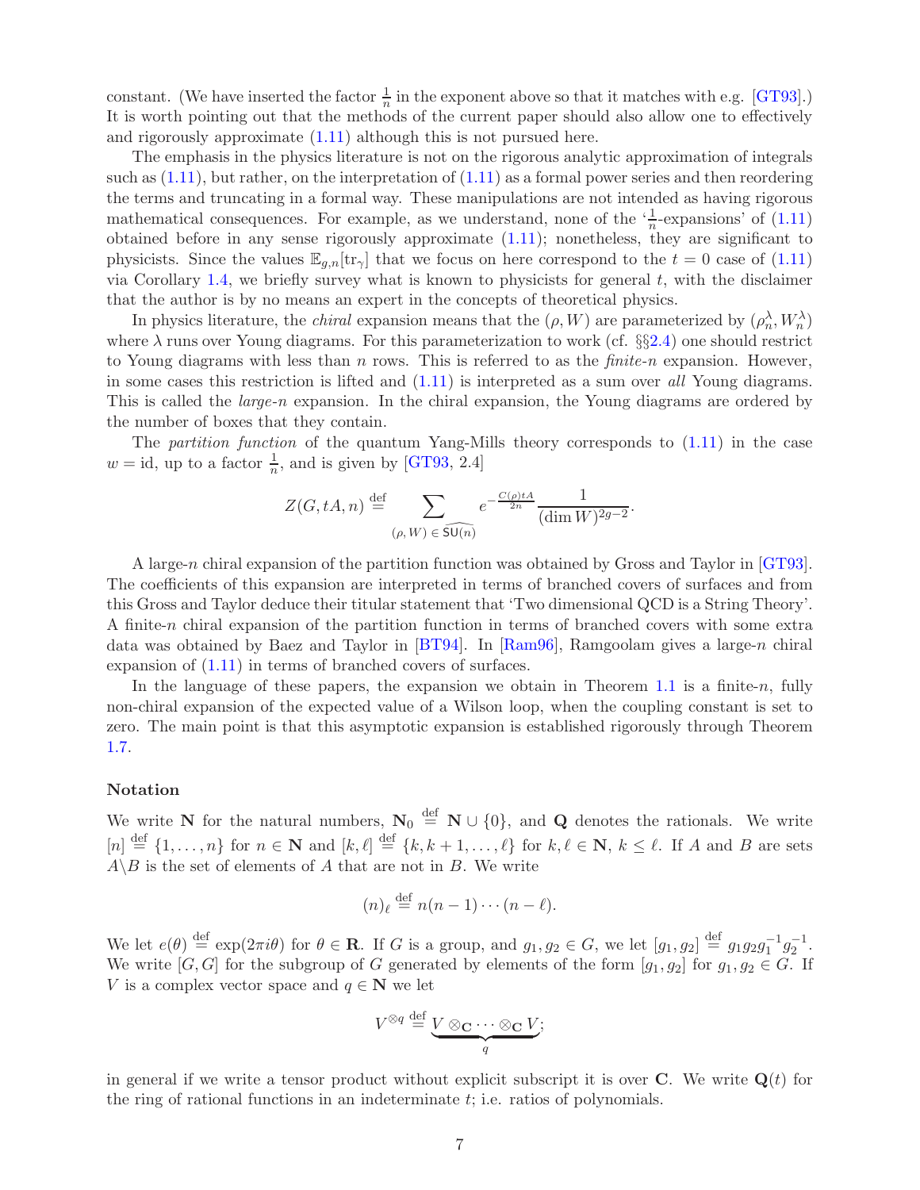constant. (We have inserted the factor $\frac{1}{n}$ in the exponent above so that it matches with e.g. [GT93].) It is worth pointing out that the methods of the current paper should also allow one to effectively and rigorously approximate (1.11) although this is not pursued here.

The emphasis in the physics literature is not on the rigorous analytic approximation of integrals such as (1.11), but rather, on the interpretation of (1.11) as a formal power series and then reordering the terms and truncating in a formal way. These manipulations are not intended as having rigorous mathematical consequences. For example, as we understand, none of the '$\frac{1}{n}$-expansions' of (1.11) obtained before in any sense rigorously approximate (1.11); nonetheless, they are significant to physicists. Since the values $\mathbb{E}_{g,n}[\mathrm{tr}_\gamma]$ that we focus on here correspond to the $t = 0$ case of (1.11) via Corollary 1.4, we briefly survey what is known to physicists for general $t$, with the disclaimer that the author is by no means an expert in the concepts of theoretical physics.

In physics literature, the *chiral* expansion means that the $(\rho, W)$ are parameterized by $(\rho_n^\lambda, W_n^\lambda)$ where $\lambda$ runs over Young diagrams. For this parameterization to work (cf. §§2.4) one should restrict to Young diagrams with less than $n$ rows. This is referred to as the *finite-n* expansion. However, in some cases this restriction is lifted and (1.11) is interpreted as a sum over *all* Young diagrams. This is called the *large-n* expansion. In the chiral expansion, the Young diagrams are ordered by the number of boxes that they contain.

The *partition function* of the quantum Yang-Mills theory corresponds to (1.11) in the case $w = \mathrm{id}$, up to a factor $\frac{1}{n}$, and is given by [GT93, 2.4]

$$Z(G, tA, n) \stackrel{\mathrm{def}}{=} \sum_{(\rho, W) \in \widehat{\mathsf{SU}(n)}} e^{-\frac{C(\rho)tA}{2n}} \frac{1}{(\dim W)^{2g-2}}.$$

A large-$n$ chiral expansion of the partition function was obtained by Gross and Taylor in [GT93]. The coefficients of this expansion are interpreted in terms of branched covers of surfaces and from this Gross and Taylor deduce their titular statement that 'Two dimensional QCD is a String Theory'. A finite-$n$ chiral expansion of the partition function in terms of branched covers with some extra data was obtained by Baez and Taylor in [BT94]. In [Ram96], Ramgoolam gives a large-$n$ chiral expansion of (1.11) in terms of branched covers of surfaces.

In the language of these papers, the expansion we obtain in Theorem 1.1 is a finite-$n$, fully non-chiral expansion of the expected value of a Wilson loop, when the coupling constant is set to zero. The main point is that this asymptotic expansion is established rigorously through Theorem 1.7.

### Notation

We write $\mathbf{N}$ for the natural numbers, $\mathbf{N}_0 \stackrel{\mathrm{def}}{=} \mathbf{N} \cup \{0\}$, and $\mathbf{Q}$ denotes the rationals. We write $[n] \stackrel{\mathrm{def}}{=} \{1, \ldots, n\}$ for $n \in \mathbf{N}$ and $[k, \ell] \stackrel{\mathrm{def}}{=} \{k, k+1, \ldots, \ell\}$ for $k, \ell \in \mathbf{N}$, $k \le \ell$. If $A$ and $B$ are sets $A \backslash B$ is the set of elements of $A$ that are not in $B$. We write

$$(n)_\ell \stackrel{\mathrm{def}}{=} n(n-1)\cdots(n-\ell).$$

We let $e(\theta) \stackrel{\mathrm{def}}{=} \exp(2\pi i \theta)$ for $\theta \in \mathbf{R}$. If $G$ is a group, and $g_1, g_2 \in G$, we let $[g_1, g_2] \stackrel{\mathrm{def}}{=} g_1 g_2 g_1^{-1} g_2^{-1}$. We write $[G, G]$ for the subgroup of $G$ generated by elements of the form $[g_1, g_2]$ for $g_1, g_2 \in G$. If $V$ is a complex vector space and $q \in \mathbf{N}$ we let

$$V^{\otimes q} \stackrel{\mathrm{def}}{=} \underbrace{V \otimes_{\mathbf{C}} \cdots \otimes_{\mathbf{C}} V}_{q};$$

in general if we write a tensor product without explicit subscript it is over $\mathbf{C}$. We write $\mathbf{Q}(t)$ for the ring of rational functions in an indeterminate $t$; i.e. ratios of polynomials.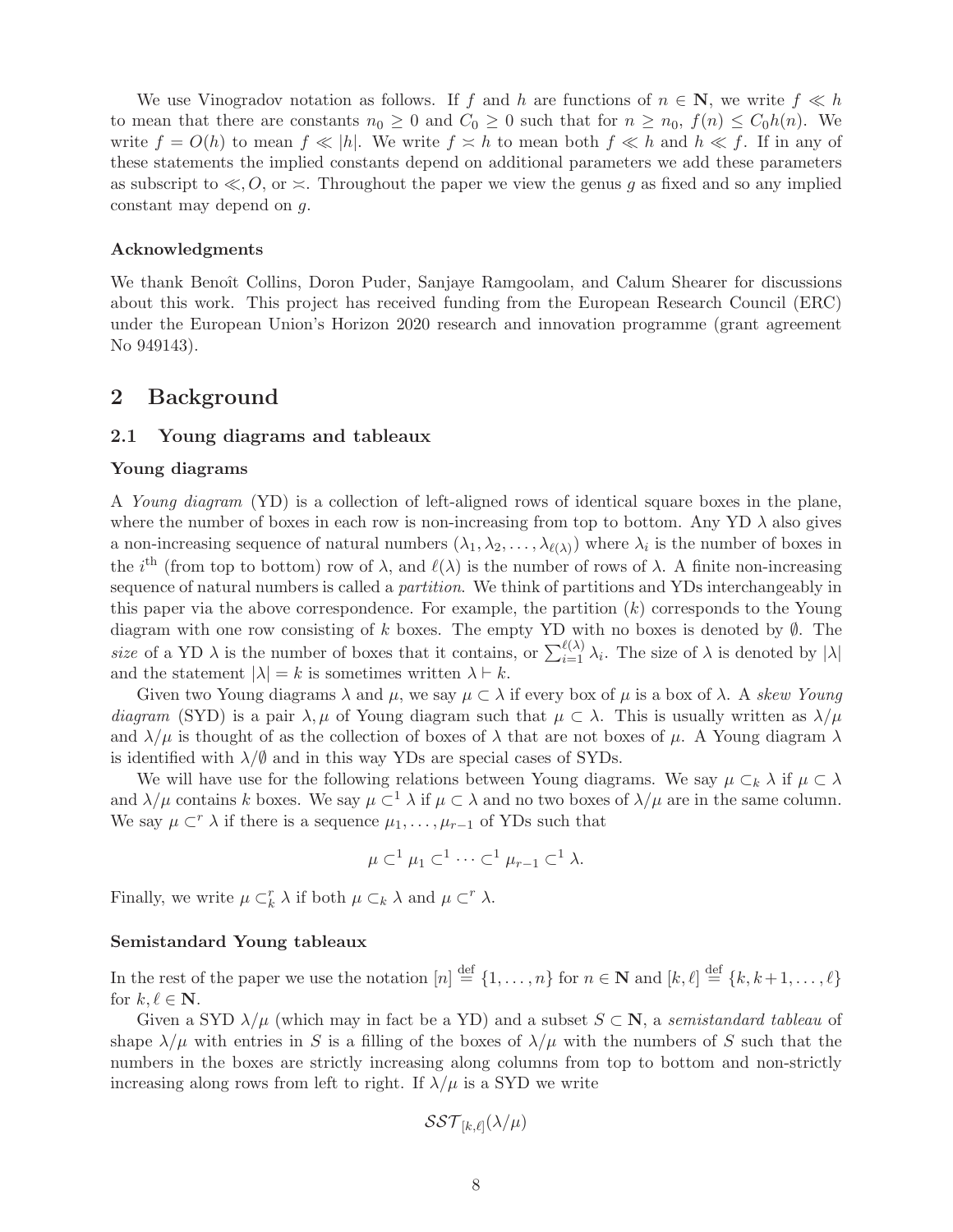We use Vinogradov notation as follows. If $f$ and $h$ are functions of $n \in \mathbf{N}$, we write $f \ll h$ to mean that there are constants $n_0 \geq 0$ and $C_0 \geq 0$ such that for $n \geq n_0$, $f(n) \leq C_0 h(n)$. We write $f = O(h)$ to mean $f \ll |h|$. We write $f \asymp h$ to mean both $f \ll h$ and $h \ll f$. If in any of these statements the implied constants depend on additional parameters we add these parameters as subscript to $\ll, O$, or $\asymp$. Throughout the paper we view the genus $g$ as fixed and so any implied constant may depend on $g$.

### Acknowledgments

We thank Benoît Collins, Doron Puder, Sanjaye Ramgoolam, and Calum Shearer for discussions about this work. This project has received funding from the European Research Council (ERC) under the European Union's Horizon 2020 research and innovation programme (grant agreement No 949143).

## 2 Background

### 2.1 Young diagrams and tableaux

#### Young diagrams

A *Young diagram* (YD) is a collection of left-aligned rows of identical square boxes in the plane, where the number of boxes in each row is non-increasing from top to bottom. Any YD $\lambda$ also gives a non-increasing sequence of natural numbers $(\lambda_1, \lambda_2, \ldots, \lambda_{\ell(\lambda)})$ where $\lambda_i$ is the number of boxes in the $i^{\text{th}}$ (from top to bottom) row of $\lambda$, and $\ell(\lambda)$ is the number of rows of $\lambda$. A finite non-increasing sequence of natural numbers is called a *partition*. We think of partitions and YDs interchangeably in this paper via the above correspondence. For example, the partition $(k)$ corresponds to the Young diagram with one row consisting of $k$ boxes. The empty YD with no boxes is denoted by $\emptyset$. The *size* of a YD $\lambda$ is the number of boxes that it contains, or $\sum_{i=1}^{\ell(\lambda)} \lambda_i$. The size of $\lambda$ is denoted by $|\lambda|$ and the statement $|\lambda| = k$ is sometimes written $\lambda \vdash k$.

Given two Young diagrams $\lambda$ and $\mu$, we say $\mu \subset \lambda$ if every box of $\mu$ is a box of $\lambda$. A *skew Young diagram* (SYD) is a pair $\lambda, \mu$ of Young diagram such that $\mu \subset \lambda$. This is usually written as $\lambda/\mu$ and $\lambda/\mu$ is thought of as the collection of boxes of $\lambda$ that are not boxes of $\mu$. A Young diagram $\lambda$ is identified with $\lambda/\emptyset$ and in this way YDs are special cases of SYDs.

We will have use for the following relations between Young diagrams. We say $\mu \subset_k \lambda$ if $\mu \subset \lambda$ and $\lambda/\mu$ contains $k$ boxes. We say $\mu \subset^1 \lambda$ if $\mu \subset \lambda$ and no two boxes of $\lambda/\mu$ are in the same column. We say $\mu \subset^r \lambda$ if there is a sequence $\mu_1, \ldots, \mu_{r-1}$ of YDs such that

$$\mu \subset^1 \mu_1 \subset^1 \cdots \subset^1 \mu_{r-1} \subset^1 \lambda.$$

Finally, we write $\mu \subset_k^r \lambda$ if both $\mu \subset_k \lambda$ and $\mu \subset^r \lambda$.

#### Semistandard Young tableaux

In the rest of the paper we use the notation $[n] \stackrel{\text{def}}{=} \{1, \ldots, n\}$ for $n \in \mathbf{N}$ and $[k, \ell] \stackrel{\text{def}}{=} \{k, k+1, \ldots, \ell\}$ for $k, \ell \in \mathbf{N}$.

Given a SYD $\lambda/\mu$ (which may in fact be a YD) and a subset $S \subset \mathbf{N}$, a *semistandard tableau* of shape $\lambda/\mu$ with entries in $S$ is a filling of the boxes of $\lambda/\mu$ with the numbers of $S$ such that the numbers in the boxes are strictly increasing along columns from top to bottom and non-strictly increasing along rows from left to right. If $\lambda/\mu$ is a SYD we write

$$\mathcal{SST}_{[k,\ell]}(\lambda/\mu)$$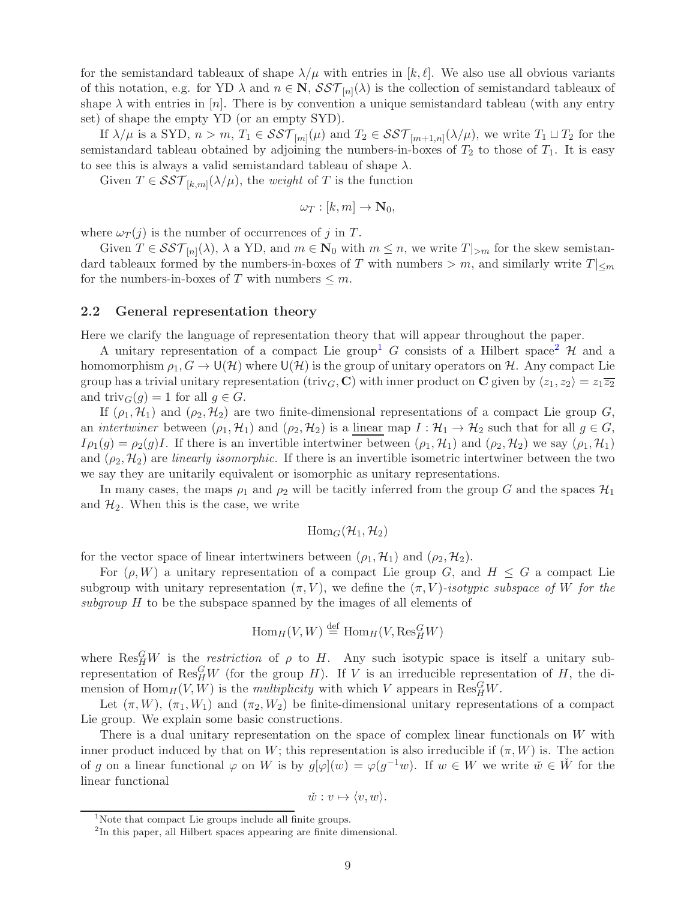for the semistandard tableaux of shape $\lambda/\mu$ with entries in $[k,\ell]$. We also use all obvious variants of this notation, e.g. for YD $\lambda$ and $n \in \mathbf{N}$, $\mathcal{SST}_{[n]}(\lambda)$ is the collection of semistandard tableaux of shape $\lambda$ with entries in $[n]$. There is by convention a unique semistandard tableau (with any entry set) of shape the empty YD (or an empty SYD).

If $\lambda/\mu$ is a SYD, $n > m$, $T_1 \in \mathcal{SST}_{[m]}(\mu)$ and $T_2 \in \mathcal{SST}_{[m+1,n]}(\lambda/\mu)$, we write $T_1 \sqcup T_2$ for the semistandard tableau obtained by adjoining the numbers-in-boxes of $T_2$ to those of $T_1$. It is easy to see this is always a valid semistandard tableau of shape $\lambda$.

Given $T \in \mathcal{SST}_{[k,m]}(\lambda/\mu)$, the *weight* of $T$ is the function

$$\omega_T : [k,m] \to \mathbf{N}_0,$$

where $\omega_T(j)$ is the number of occurrences of $j$ in $T$.

Given $T \in \mathcal{SST}_{[n]}(\lambda)$, $\lambda$ a YD, and $m \in \mathbf{N}_0$ with $m \leq n$, we write $T|_{>m}$ for the skew semistandard tableaux formed by the numbers-in-boxes of $T$ with numbers $> m$, and similarly write $T|_{\leq m}$ for the numbers-in-boxes of $T$ with numbers $\leq m$.

## 2.2 General representation theory

Here we clarify the language of representation theory that will appear throughout the paper.

A unitary representation of a compact Lie group[1] $G$ consists of a Hilbert space[2] $\mathcal{H}$ and a homomorphism $\rho_1, G \to \mathsf{U}(\mathcal{H})$ where $\mathsf{U}(\mathcal{H})$ is the group of unitary operators on $\mathcal{H}$. Any compact Lie group has a trivial unitary representation $(\mathrm{triv}_G, \mathbf{C})$ with inner product on $\mathbf{C}$ given by $\langle z_1, z_2 \rangle = z_1 \overline{z_2}$ and $\mathrm{triv}_G(g) = 1$ for all $g \in G$.

If $(\rho_1, \mathcal{H}_1)$ and $(\rho_2, \mathcal{H}_2)$ are two finite-dimensional representations of a compact Lie group $G$, an *intertwiner* between $(\rho_1, \mathcal{H}_1)$ and $(\rho_2, \mathcal{H}_2)$ is a <u>linear</u> map $I : \mathcal{H}_1 \to \mathcal{H}_2$ such that for all $g \in G$, $I\rho_1(g) = \rho_2(g)I$. If there is an invertible intertwiner between $(\rho_1, \mathcal{H}_1)$ and $(\rho_2, \mathcal{H}_2)$ we say $(\rho_1, \mathcal{H}_1)$ and $(\rho_2, \mathcal{H}_2)$ are *linearly isomorphic.* If there is an invertible isometric intertwiner between the two we say they are unitarily equivalent or isomorphic as unitary representations.

In many cases, the maps $\rho_1$ and $\rho_2$ will be tacitly inferred from the group $G$ and the spaces $\mathcal{H}_1$ and $\mathcal{H}_2$. When this is the case, we write

$$\mathrm{Hom}_G(\mathcal{H}_1, \mathcal{H}_2)$$

for the vector space of linear intertwiners between $(\rho_1, \mathcal{H}_1)$ and $(\rho_2, \mathcal{H}_2)$.

For $(\rho, W)$ a unitary representation of a compact Lie group $G$, and $H \leq G$ a compact Lie subgroup with unitary representation $(\pi, V)$, we define the *$(\pi, V)$-isotypic subspace of $W$ for the subgroup $H$* to be the subspace spanned by the images of all elements of

$$\mathrm{Hom}_H(V, W) \stackrel{\mathrm{def}}{=} \mathrm{Hom}_H(V, \mathrm{Res}^G_H W)$$

where $\mathrm{Res}^G_H W$ is the *restriction* of $\rho$ to $H$. Any such isotypic space is itself a unitary subrepresentation of $\mathrm{Res}^G_H W$ (for the group $H$). If $V$ is an irreducible representation of $H$, the dimension of $\mathrm{Hom}_H(V, W)$ is the *multiplicity* with which $V$ appears in $\mathrm{Res}^G_H W$.

Let $(\pi, W)$, $(\pi_1, W_1)$ and $(\pi_2, W_2)$ be finite-dimensional unitary representations of a compact Lie group. We explain some basic constructions.

There is a dual unitary representation on the space of complex linear functionals on $W$ with inner product induced by that on $W$; this representation is also irreducible if $(\pi, W)$ is. The action of $g$ on a linear functional $\varphi$ on $W$ is by $g[\varphi](w) = \varphi(g^{-1}w)$. If $w \in W$ we write $\check{w} \in \check{W}$ for the linear functional

$$\check{w} : v \mapsto \langle v, w \rangle.$$

[1] Note that compact Lie groups include all finite groups.

[2] In this paper, all Hilbert spaces appearing are finite dimensional.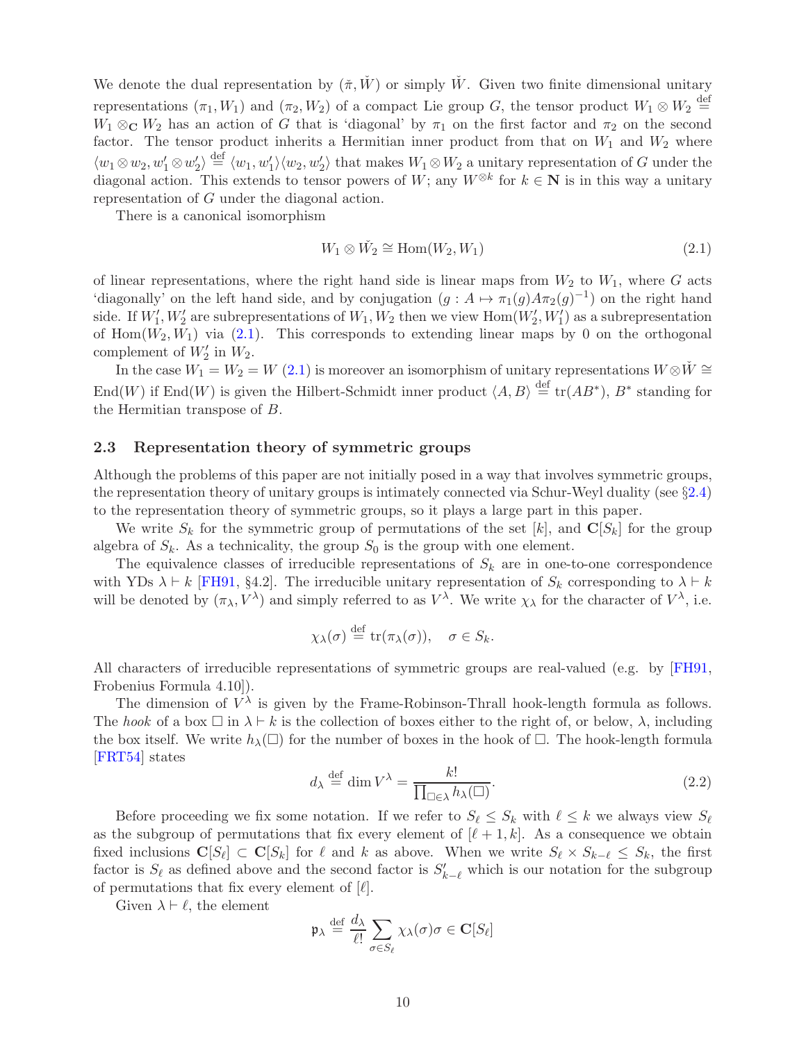We denote the dual representation by $(\check{\pi}, \check{W})$ or simply $\check{W}$. Given two finite dimensional unitary representations $(\pi_1, W_1)$ and $(\pi_2, W_2)$ of a compact Lie group $G$, the tensor product $W_1 \otimes W_2 \stackrel{\text{def}}{=} W_1 \otimes_{\mathbf{C}} W_2$ has an action of $G$ that is 'diagonal' by $\pi_1$ on the first factor and $\pi_2$ on the second factor. The tensor product inherits a Hermitian inner product from that on $W_1$ and $W_2$ where $\langle w_1 \otimes w_2, w_1' \otimes w_2' \rangle \stackrel{\text{def}}{=} \langle w_1, w_1' \rangle \langle w_2, w_2' \rangle$ that makes $W_1 \otimes W_2$ a unitary representation of $G$ under the diagonal action. This extends to tensor powers of $W$; any $W^{\otimes k}$ for $k \in \mathbf{N}$ is in this way a unitary representation of $G$ under the diagonal action.

There is a canonical isomorphism

$$W_1 \otimes \check{W}_2 \cong \mathrm{Hom}(W_2, W_1) \tag{2.1}$$

of linear representations, where the right hand side is linear maps from $W_2$ to $W_1$, where $G$ acts 'diagonally' on the left hand side, and by conjugation $(g : A \mapsto \pi_1(g) A \pi_2(g)^{-1})$ on the right hand side. If $W_1', W_2'$ are subrepresentations of $W_1, W_2$ then we view $\mathrm{Hom}(W_2', W_1')$ as a subrepresentation of $\mathrm{Hom}(W_2, W_1)$ via (2.1). This corresponds to extending linear maps by 0 on the orthogonal complement of $W_2'$ in $W_2$.

In the case $W_1 = W_2 = W$ (2.1) is moreover an isomorphism of unitary representations $W \otimes \check{W} \cong \mathrm{End}(W)$ if $\mathrm{End}(W)$ is given the Hilbert-Schmidt inner product $\langle A, B \rangle \stackrel{\text{def}}{=} \mathrm{tr}(AB^*)$, $B^*$ standing for the Hermitian transpose of $B$.

### 2.3 Representation theory of symmetric groups

Although the problems of this paper are not initially posed in a way that involves symmetric groups, the representation theory of unitary groups is intimately connected via Schur-Weyl duality (see §2.4) to the representation theory of symmetric groups, so it plays a large part in this paper.

We write $S_k$ for the symmetric group of permutations of the set $[k]$, and $\mathbf{C}[S_k]$ for the group algebra of $S_k$. As a technicality, the group $S_0$ is the group with one element.

The equivalence classes of irreducible representations of $S_k$ are in one-to-one correspondence with YDs $\lambda \vdash k$ [FH91, §4.2]. The irreducible unitary representation of $S_k$ corresponding to $\lambda \vdash k$ will be denoted by $(\pi_\lambda, V^\lambda)$ and simply referred to as $V^\lambda$. We write $\chi_\lambda$ for the character of $V^\lambda$, i.e.

$$\chi_\lambda(\sigma) \stackrel{\text{def}}{=} \mathrm{tr}(\pi_\lambda(\sigma)), \quad \sigma \in S_k.$$

All characters of irreducible representations of symmetric groups are real-valued (e.g. by [FH91, Frobenius Formula 4.10]).

The dimension of $V^\lambda$ is given by the Frame-Robinson-Thrall hook-length formula as follows. The *hook* of a box $\square$ in $\lambda \vdash k$ is the collection of boxes either to the right of, or below, $\lambda$, including the box itself. We write $h_\lambda(\square)$ for the number of boxes in the hook of $\square$. The hook-length formula [FRT54] states

$$d_\lambda \stackrel{\text{def}}{=} \dim V^\lambda = \frac{k!}{\prod_{\square \in \lambda} h_\lambda(\square)}. \tag{2.2}$$

Before proceeding we fix some notation. If we refer to $S_\ell \leq S_k$ with $\ell \leq k$ we always view $S_\ell$ as the subgroup of permutations that fix every element of $[\ell + 1, k]$. As a consequence we obtain fixed inclusions $\mathbf{C}[S_\ell] \subset \mathbf{C}[S_k]$ for $\ell$ and $k$ as above. When we write $S_\ell \times S_{k-\ell} \leq S_k$, the first factor is $S_\ell$ as defined above and the second factor is $S'_{k-\ell}$ which is our notation for the subgroup of permutations that fix every element of $[\ell]$.

Given $\lambda \vdash \ell$, the element

$$\mathfrak{p}_\lambda \stackrel{\text{def}}{=} \frac{d_\lambda}{\ell!} \sum_{\sigma \in S_\ell} \chi_\lambda(\sigma) \sigma \in \mathbf{C}[S_\ell]$$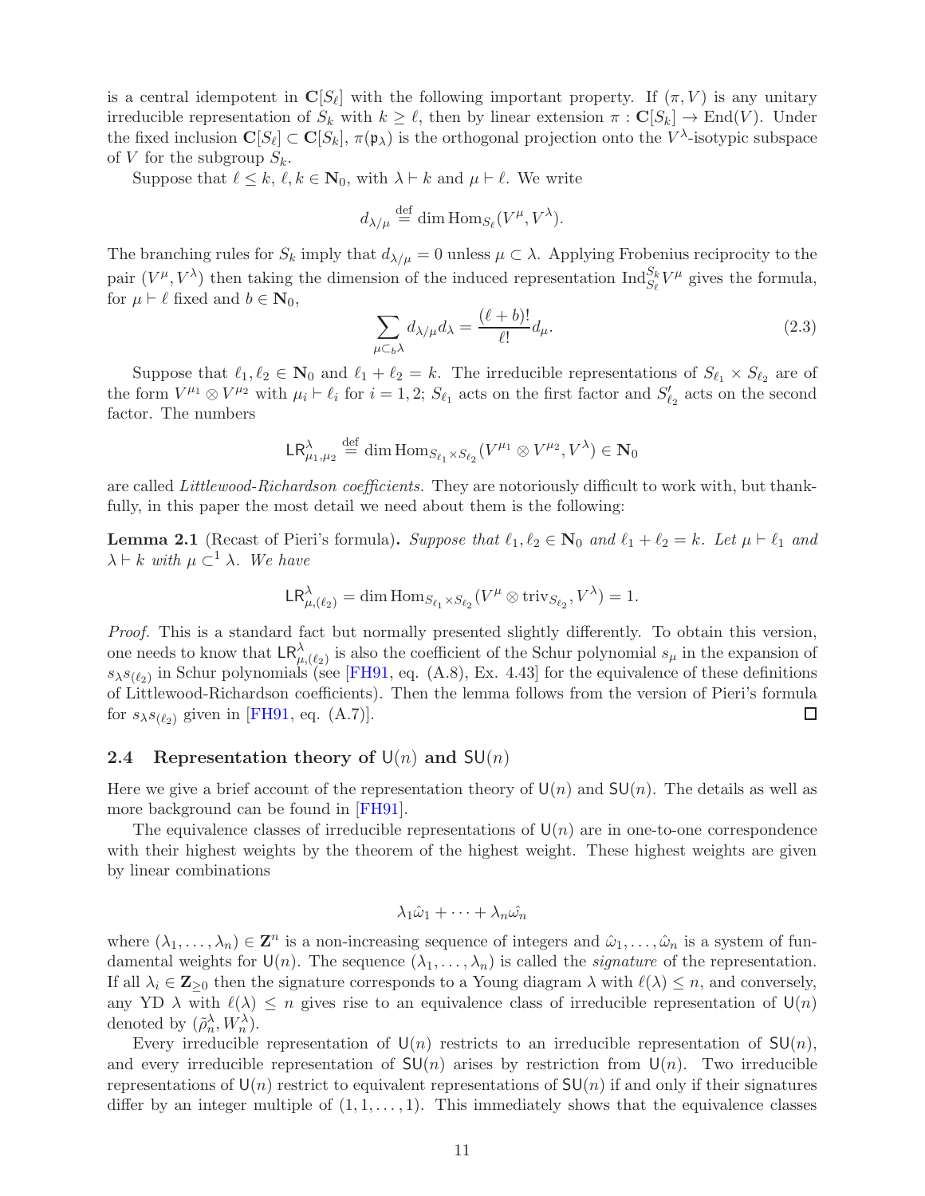is a central idempotent in $\mathbf{C}[S_\ell]$ with the following important property. If $(\pi, V)$ is any unitary irreducible representation of $S_k$ with $k \geq \ell$, then by linear extension $\pi : \mathbf{C}[S_k] \to \mathrm{End}(V)$. Under the fixed inclusion $\mathbf{C}[S_\ell] \subset \mathbf{C}[S_k]$, $\pi(\mathfrak{p}_\lambda)$ is the orthogonal projection onto the $V^\lambda$-isotypic subspace of $V$ for the subgroup $S_k$.

Suppose that $\ell \leq k$, $\ell, k \in \mathbf{N}_0$, with $\lambda \vdash k$ and $\mu \vdash \ell$. We write

$$d_{\lambda/\mu} \stackrel{\text{def}}{=} \dim \mathrm{Hom}_{S_\ell}(V^\mu, V^\lambda).$$

The branching rules for $S_k$ imply that $d_{\lambda/\mu} = 0$ unless $\mu \subset \lambda$. Applying Frobenius reciprocity to the pair $(V^\mu, V^\lambda)$ then taking the dimension of the induced representation $\mathrm{Ind}_{S_\ell}^{S_k} V^\mu$ gives the formula, for $\mu \vdash \ell$ fixed and $b \in \mathbf{N}_0$,

$$\sum_{\mu \subset_b \lambda} d_{\lambda/\mu} d_\lambda = \frac{(\ell+b)!}{\ell!} d_\mu. \tag{2.3}$$

Suppose that $\ell_1, \ell_2 \in \mathbf{N}_0$ and $\ell_1 + \ell_2 = k$. The irreducible representations of $S_{\ell_1} \times S_{\ell_2}$ are of the form $V^{\mu_1} \otimes V^{\mu_2}$ with $\mu_i \vdash \ell_i$ for $i = 1, 2$; $S_{\ell_1}$ acts on the first factor and $S'_{\ell_2}$ acts on the second factor. The numbers

$$\mathsf{LR}^\lambda_{\mu_1, \mu_2} \stackrel{\text{def}}{=} \dim \mathrm{Hom}_{S_{\ell_1} \times S_{\ell_2}}(V^{\mu_1} \otimes V^{\mu_2}, V^\lambda) \in \mathbf{N}_0$$

are called *Littlewood-Richardson coefficients.* They are notoriously difficult to work with, but thankfully, in this paper the most detail we need about them is the following:

**Lemma 2.1** (Recast of Pieri's formula)**.** *Suppose that $\ell_1, \ell_2 \in \mathbf{N}_0$ and $\ell_1 + \ell_2 = k$. Let $\mu \vdash \ell_1$ and $\lambda \vdash k$ with $\mu \subset^1 \lambda$. We have*

$$\mathsf{LR}^\lambda_{\mu,(\ell_2)} = \dim \mathrm{Hom}_{S_{\ell_1} \times S_{\ell_2}}(V^\mu \otimes \mathrm{triv}_{S_{\ell_2}}, V^\lambda) = 1.$$

*Proof.* This is a standard fact but normally presented slightly differently. To obtain this version, one needs to know that $\mathsf{LR}^\lambda_{\mu,(\ell_2)}$ is also the coefficient of the Schur polynomial $s_\mu$ in the expansion of $s_\lambda s_{(\ell_2)}$ in Schur polynomials (see [FH91, eq. (A.8), Ex. 4.43] for the equivalence of these definitions of Littlewood-Richardson coefficients). Then the lemma follows from the version of Pieri's formula for $s_\lambda s_{(\ell_2)}$ given in [FH91, eq. (A.7)]. ◻

## 2.4 Representation theory of $\mathsf{U}(n)$ and $\mathsf{SU}(n)$

Here we give a brief account of the representation theory of $\mathsf{U}(n)$ and $\mathsf{SU}(n)$. The details as well as more background can be found in [FH91].

The equivalence classes of irreducible representations of $\mathsf{U}(n)$ are in one-to-one correspondence with their highest weights by the theorem of the highest weight. These highest weights are given by linear combinations

$$\lambda_1 \hat{\omega}_1 + \cdots + \lambda_n \hat{\omega_n}$$

where $(\lambda_1, \ldots, \lambda_n) \in \mathbf{Z}^n$ is a non-increasing sequence of integers and $\hat{\omega}_1, \ldots, \hat{\omega}_n$ is a system of fundamental weights for $\mathsf{U}(n)$. The sequence $(\lambda_1, \ldots, \lambda_n)$ is called the *signature* of the representation. If all $\lambda_i \in \mathbf{Z}_{\geq 0}$ then the signature corresponds to a Young diagram $\lambda$ with $\ell(\lambda) \leq n$, and conversely, any YD $\lambda$ with $\ell(\lambda) \leq n$ gives rise to an equivalence class of irreducible representation of $\mathsf{U}(n)$ denoted by $(\tilde{\rho}^\lambda_n, W^\lambda_n)$.

Every irreducible representation of $\mathsf{U}(n)$ restricts to an irreducible representation of $\mathsf{SU}(n)$, and every irreducible representation of $\mathsf{SU}(n)$ arises by restriction from $\mathsf{U}(n)$. Two irreducible representations of $\mathsf{U}(n)$ restrict to equivalent representations of $\mathsf{SU}(n)$ if and only if their signatures differ by an integer multiple of $(1, 1, \ldots, 1)$. This immediately shows that the equivalence classes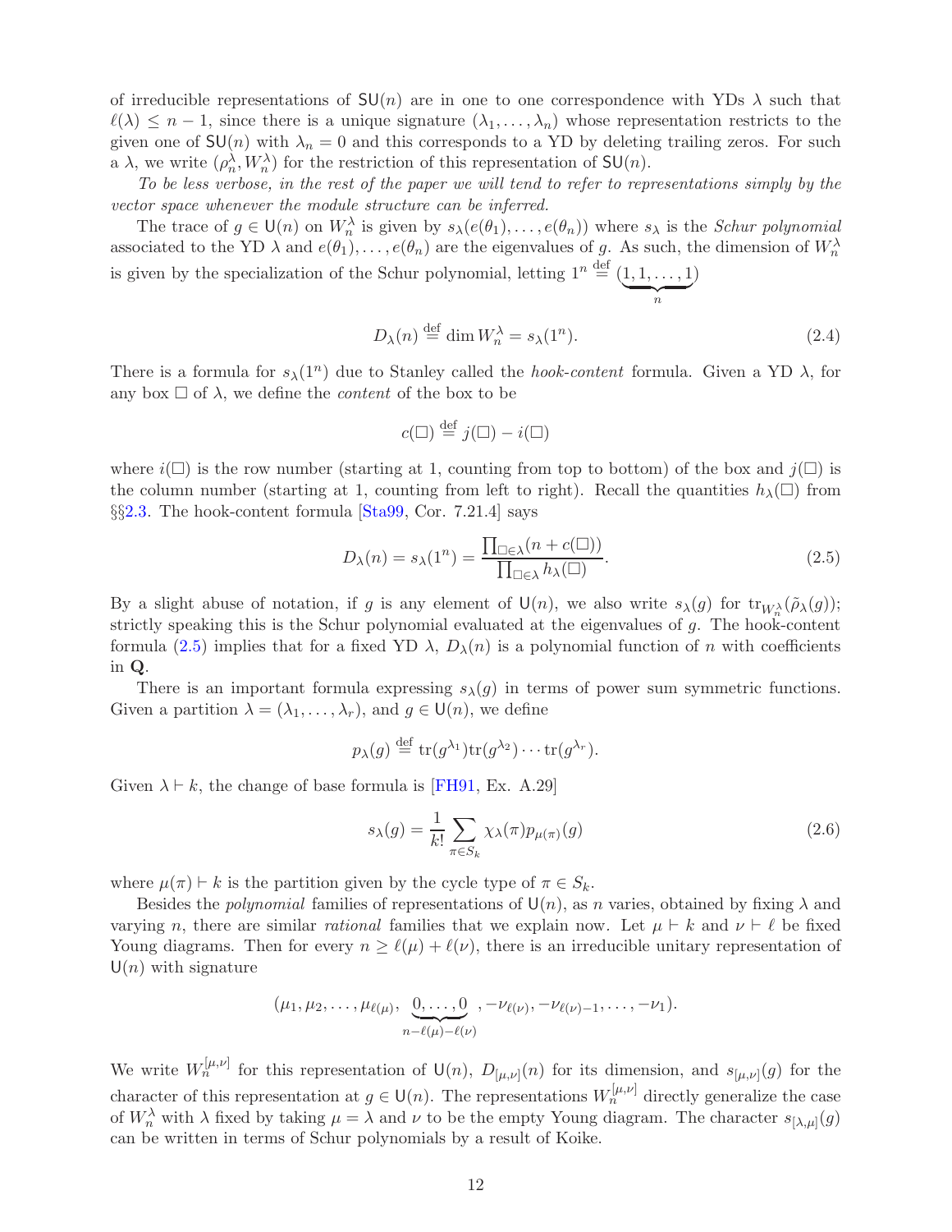of irreducible representations of $\mathsf{SU}(n)$ are in one to one correspondence with YDs $\lambda$ such that $\ell(\lambda) \le n-1$, since there is a unique signature $(\lambda_1, \ldots, \lambda_n)$ whose representation restricts to the given one of $\mathsf{SU}(n)$ with $\lambda_n = 0$ and this corresponds to a YD by deleting trailing zeros. For such a $\lambda$, we write $(\rho_n^\lambda, W_n^\lambda)$ for the restriction of this representation of $\mathsf{SU}(n)$.

*To be less verbose, in the rest of the paper we will tend to refer to representations simply by the vector space whenever the module structure can be inferred.*

The trace of $g \in \mathsf{U}(n)$ on $W_n^\lambda$ is given by $s_\lambda(e(\theta_1), \ldots, e(\theta_n))$ where $s_\lambda$ is the *Schur polynomial* associated to the YD $\lambda$ and $e(\theta_1), \ldots, e(\theta_n)$ are the eigenvalues of $g$. As such, the dimension of $W_n^\lambda$ is given by the specialization of the Schur polynomial, letting $1^n \stackrel{\text{def}}{=} (\underbrace{1, 1, \ldots, 1}_{n})$

$$D_\lambda(n) \stackrel{\text{def}}{=} \dim W_n^\lambda = s_\lambda(1^n). \tag{2.4}$$

There is a formula for $s_\lambda(1^n)$ due to Stanley called the *hook-content* formula. Given a YD $\lambda$, for any box $\square$ of $\lambda$, we define the *content* of the box to be

$$c(\square) \stackrel{\text{def}}{=} j(\square) - i(\square)$$

where $i(\square)$ is the row number (starting at 1, counting from top to bottom) of the box and $j(\square)$ is the column number (starting at 1, counting from left to right). Recall the quantities $h_\lambda(\square)$ from §§2.3. The hook-content formula [Sta99, Cor. 7.21.4] says

$$D_\lambda(n) = s_\lambda(1^n) = \frac{\prod_{\square \in \lambda}(n + c(\square))}{\prod_{\square \in \lambda} h_\lambda(\square)}. \tag{2.5}$$

By a slight abuse of notation, if $g$ is any element of $\mathsf{U}(n)$, we also write $s_\lambda(g)$ for $\mathrm{tr}_{W_n^\lambda}(\tilde{\rho}_\lambda(g))$; strictly speaking this is the Schur polynomial evaluated at the eigenvalues of $g$. The hook-content formula (2.5) implies that for a fixed YD $\lambda$, $D_\lambda(n)$ is a polynomial function of $n$ with coefficients in $\mathbf{Q}$.

There is an important formula expressing $s_\lambda(g)$ in terms of power sum symmetric functions. Given a partition $\lambda = (\lambda_1, \ldots, \lambda_r)$, and $g \in \mathsf{U}(n)$, we define

$$p_\lambda(g) \stackrel{\text{def}}{=} \mathrm{tr}(g^{\lambda_1})\mathrm{tr}(g^{\lambda_2}) \cdots \mathrm{tr}(g^{\lambda_r}).$$

Given $\lambda \vdash k$, the change of base formula is [FH91, Ex. A.29]

$$s_\lambda(g) = \frac{1}{k!} \sum_{\pi \in S_k} \chi_\lambda(\pi) p_{\mu(\pi)}(g) \tag{2.6}$$

where $\mu(\pi) \vdash k$ is the partition given by the cycle type of $\pi \in S_k$.

Besides the *polynomial* families of representations of $\mathsf{U}(n)$, as $n$ varies, obtained by fixing $\lambda$ and varying $n$, there are similar *rational* families that we explain now. Let $\mu \vdash k$ and $\nu \vdash \ell$ be fixed Young diagrams. Then for every $n \ge \ell(\mu) + \ell(\nu)$, there is an irreducible unitary representation of $\mathsf{U}(n)$ with signature

$$(\mu_1, \mu_2, \ldots, \mu_{\ell(\mu)}, \underbrace{0, \ldots, 0}_{n - \ell(\mu) - \ell(\nu)}, -\nu_{\ell(\nu)}, -\nu_{\ell(\nu)-1}, \ldots, -\nu_1).$$

We write $W_n^{[\mu,\nu]}$ for this representation of $\mathsf{U}(n)$, $D_{[\mu,\nu]}(n)$ for its dimension, and $s_{[\mu,\nu]}(g)$ for the character of this representation at $g \in \mathsf{U}(n)$. The representations $W_n^{[\mu,\nu]}$ directly generalize the case of $W_n^\lambda$ with $\lambda$ fixed by taking $\mu = \lambda$ and $\nu$ to be the empty Young diagram. The character $s_{[\lambda,\mu]}(g)$ can be written in terms of Schur polynomials by a result of Koike.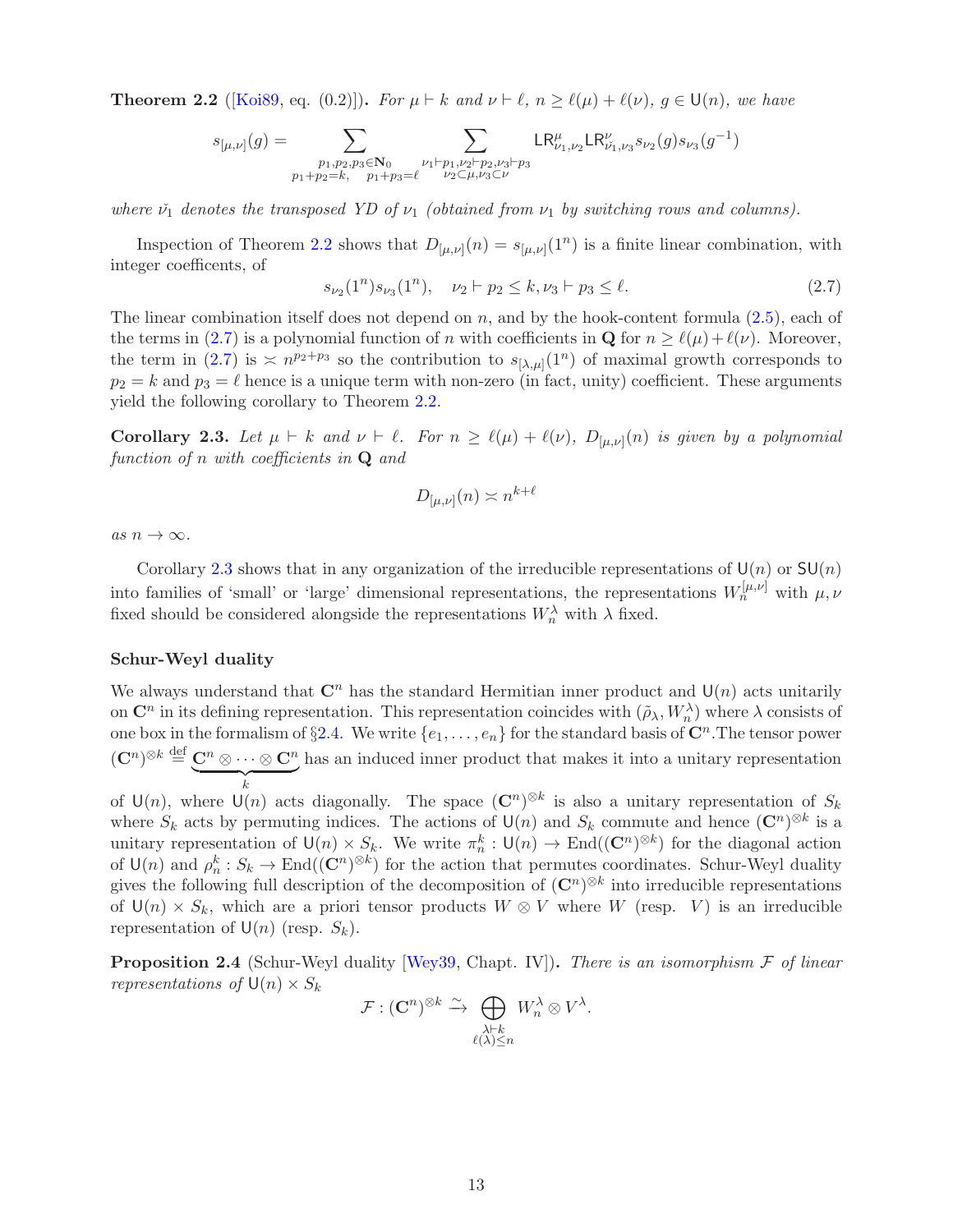**Theorem 2.2** ([Koi89, eq. (0.2)]). *For $\mu \vdash k$ and $\nu \vdash \ell$, $n \geq \ell(\mu) + \ell(\nu)$, $g \in \mathsf{U}(n)$, we have*

$$s_{[\mu,\nu]}(g) = \sum_{\substack{p_1,p_2,p_3 \in \mathbf{N}_0 \\ p_1+p_2=k, \quad p_1+p_3=\ell}} \sum_{\substack{\nu_1 \vdash p_1, \nu_2 \vdash p_2, \nu_3 \vdash p_3 \\ \nu_2 \subset \mu, \nu_3 \subset \nu}} \mathsf{LR}^{\mu}_{\nu_1,\nu_2} \mathsf{LR}^{\nu}_{\check{\nu}_1,\nu_3} s_{\nu_2}(g) s_{\nu_3}(g^{-1})$$

*where $\check{\nu}_1$ denotes the transposed YD of $\nu_1$ (obtained from $\nu_1$ by switching rows and columns).*

Inspection of Theorem 2.2 shows that $D_{[\mu,\nu]}(n) = s_{[\mu,\nu]}(1^n)$ is a finite linear combination, with integer coefficents, of

$$s_{\nu_2}(1^n) s_{\nu_3}(1^n), \quad \nu_2 \vdash p_2 \leq k, \nu_3 \vdash p_3 \leq \ell. \tag{2.7}$$

The linear combination itself does not depend on $n$, and by the hook-content formula (2.5), each of the terms in (2.7) is a polynomial function of $n$ with coefficients in $\mathbf{Q}$ for $n \geq \ell(\mu) + \ell(\nu)$. Moreover, the term in (2.7) is $\asymp n^{p_2+p_3}$ so the contribution to $s_{[\lambda,\mu]}(1^n)$ of maximal growth corresponds to $p_2 = k$ and $p_3 = \ell$ hence is a unique term with non-zero (in fact, unity) coefficient. These arguments yield the following corollary to Theorem 2.2.

**Corollary 2.3.** *Let $\mu \vdash k$ and $\nu \vdash \ell$. For $n \geq \ell(\mu) + \ell(\nu)$, $D_{[\mu,\nu]}(n)$ is given by a polynomial function of $n$ with coefficients in $\mathbf{Q}$ and*

$$D_{[\mu,\nu]}(n) \asymp n^{k+\ell}$$

*as $n \to \infty$.*

Corollary 2.3 shows that in any organization of the irreducible representations of $\mathsf{U}(n)$ or $\mathsf{SU}(n)$ into families of 'small' or 'large' dimensional representations, the representations $W_n^{[\mu,\nu]}$ with $\mu, \nu$ fixed should be considered alongside the representations $W_n^{\lambda}$ with $\lambda$ fixed.

**Schur-Weyl duality**

We always understand that $\mathbf{C}^n$ has the standard Hermitian inner product and $\mathsf{U}(n)$ acts unitarily on $\mathbf{C}^n$ in its defining representation. This representation coincides with $(\tilde{\rho}_\lambda, W_n^\lambda)$ where $\lambda$ consists of one box in the formalism of §2.4. We write $\{e_1, \ldots, e_n\}$ for the standard basis of $\mathbf{C}^n$.The tensor power $(\mathbf{C}^n)^{\otimes k} \stackrel{\text{def}}{=} \underbrace{\mathbf{C}^n \otimes \cdots \otimes \mathbf{C}^n}_{k}$ has an induced inner product that makes it into a unitary representation of $\mathsf{U}(n)$, where $\mathsf{U}(n)$ acts diagonally. The space $(\mathbf{C}^n)^{\otimes k}$ is also a unitary representation of $S_k$ where $S_k$ acts by permuting indices. The actions of $\mathsf{U}(n)$ and $S_k$ commute and hence $(\mathbf{C}^n)^{\otimes k}$ is a unitary representation of $\mathsf{U}(n) \times S_k$. We write $\pi_n^k : \mathsf{U}(n) \to \mathrm{End}((\mathbf{C}^n)^{\otimes k})$ for the diagonal action of $\mathsf{U}(n)$ and $\rho_n^k : S_k \to \mathrm{End}((\mathbf{C}^n)^{\otimes k})$ for the action that permutes coordinates. Schur-Weyl duality gives the following full description of the decomposition of $(\mathbf{C}^n)^{\otimes k}$ into irreducible representations of $\mathsf{U}(n) \times S_k$, which are a priori tensor products $W \otimes V$ where $W$ (resp. $V$) is an irreducible representation of $\mathsf{U}(n)$ (resp. $S_k$).

**Proposition 2.4** (Schur-Weyl duality [Wey39, Chapt. IV]). *There is an isomorphism $\mathcal{F}$ of linear representations of $\mathsf{U}(n) \times S_k$*

$$\mathcal{F} : (\mathbf{C}^n)^{\otimes k} \xrightarrow{\sim} \bigoplus_{\substack{\lambda \vdash k \\ \ell(\lambda) \leq n}} W_n^\lambda \otimes V^\lambda.$$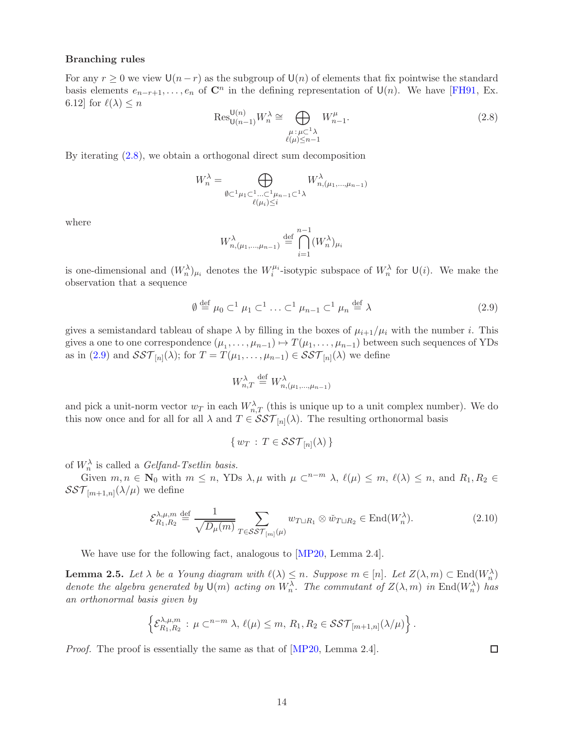**Branching rules**

For any $r \geq 0$ we view $\mathsf{U}(n-r)$ as the subgroup of $\mathsf{U}(n)$ of elements that fix pointwise the standard basis elements $e_{n-r+1}, \ldots, e_n$ of $\mathbf{C}^n$ in the defining representation of $\mathsf{U}(n)$. We have [FH91, Ex. 6.12] for $\ell(\lambda) \leq n$

$$\operatorname{Res}^{\mathsf{U}(n)}_{\mathsf{U}(n-1)} W^\lambda_n \cong \bigoplus_{\substack{\mu : \mu \subset^1 \lambda \\ \ell(\mu) \leq n-1}} W^\mu_{n-1}. \tag{2.8}$$

By iterating (2.8), we obtain a orthogonal direct sum decomposition

$$W^\lambda_n = \bigoplus_{\substack{\emptyset \subset^1 \mu_1 \subset^1 \ldots \subset^1 \mu_{n-1} \subset^1 \lambda \\ \ell(\mu_i) \leq i}} W^\lambda_{n,(\mu_1,\ldots,\mu_{n-1})}$$

where

$$W^\lambda_{n,(\mu_1,\ldots,\mu_{n-1})} \stackrel{\text{def}}{=} \bigcap_{i=1}^{n-1} (W^\lambda_n)_{\mu_i}$$

is one-dimensional and $(W^\lambda_n)_{\mu_i}$ denotes the $W^{\mu_i}_i$-isotypic subspace of $W^\lambda_n$ for $\mathsf{U}(i)$. We make the observation that a sequence

$$\emptyset \stackrel{\text{def}}{=} \mu_0 \subset^1 \mu_1 \subset^1 \ldots \subset^1 \mu_{n-1} \subset^1 \mu_n \stackrel{\text{def}}{=} \lambda \tag{2.9}$$

gives a semistandard tableau of shape $\lambda$ by filling in the boxes of $\mu_{i+1}/\mu_i$ with the number $i$. This gives a one to one correspondence $(\mu_1, \ldots, \mu_{n-1}) \mapsto T(\mu_1, \ldots, \mu_{n-1})$ between such sequences of YDs as in (2.9) and $\mathcal{SST}_{[n]}(\lambda)$; for $T = T(\mu_1, \ldots, \mu_{n-1}) \in \mathcal{SST}_{[n]}(\lambda)$ we define

$$W^\lambda_{n,T} \stackrel{\text{def}}{=} W^\lambda_{n,(\mu_1,\ldots,\mu_{n-1})}$$

and pick a unit-norm vector $w_T$ in each $W^\lambda_{n,T}$ (this is unique up to a unit complex number). We do this now once and for all for all $\lambda$ and $T \in \mathcal{SST}_{[n]}(\lambda)$. The resulting orthonormal basis

$$\{\, w_T \,:\, T \in \mathcal{SST}_{[n]}(\lambda) \,\}$$

of $W^\lambda_n$ is called a *Gelfand-Tsetlin basis.*

Given $m, n \in \mathbf{N}_0$ with $m \leq n$, YDs $\lambda, \mu$ with $\mu \subset^{n-m} \lambda$, $\ell(\mu) \leq m$, $\ell(\lambda) \leq n$, and $R_1, R_2 \in \mathcal{SST}_{[m+1,n]}(\lambda/\mu)$ we define

$$\mathcal{E}^{\lambda,\mu,m}_{R_1,R_2} \stackrel{\text{def}}{=} \frac{1}{\sqrt{D_\mu(m)}} \sum_{T \in \mathcal{SST}_{[m]}(\mu)} w_{T \sqcup R_1} \otimes \check{w}_{T \sqcup R_2} \in \operatorname{End}(W^\lambda_n). \tag{2.10}$$

We have use for the following fact, analogous to [MP20, Lemma 2.4].

**Lemma 2.5.** *Let $\lambda$ be a Young diagram with $\ell(\lambda) \leq n$. Suppose $m \in [n]$. Let $Z(\lambda, m) \subset \operatorname{End}(W^\lambda_n)$ denote the algebra generated by $\mathsf{U}(m)$ acting on $W^\lambda_n$. The commutant of $Z(\lambda, m)$ in $\operatorname{End}(W^\lambda_n)$ has an orthonormal basis given by*

$$\left\{ \mathcal{E}^{\lambda,\mu,m}_{R_1,R_2} \,:\, \mu \subset^{n-m} \lambda,\, \ell(\mu) \leq m,\, R_1, R_2 \in \mathcal{SST}_{[m+1,n]}(\lambda/\mu) \right\}.$$

*Proof.* The proof is essentially the same as that of [MP20, Lemma 2.4]. □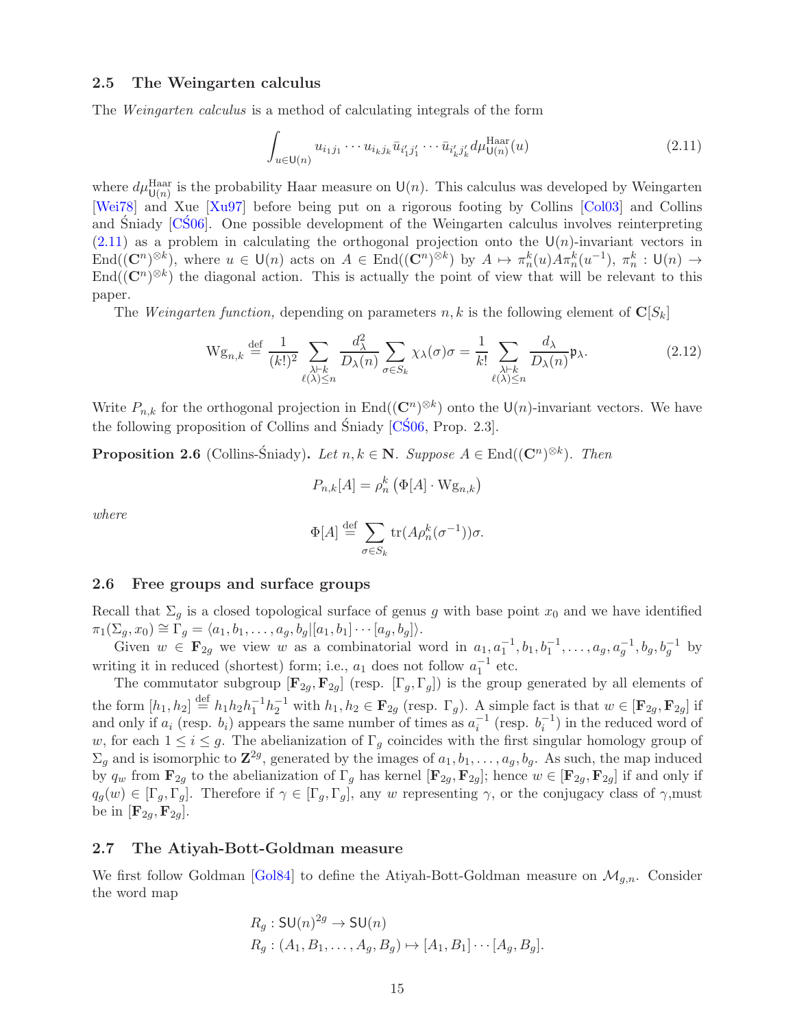### 2.5 The Weingarten calculus

The *Weingarten calculus* is a method of calculating integrals of the form

$$\int_{u \in \mathsf{U}(n)} u_{i_1 j_1} \cdots u_{i_k j_k} \bar{u}_{i'_1 j'_1} \cdots \bar{u}_{i'_k j'_k} d\mu^{\mathrm{Haar}}_{\mathsf{U}(n)}(u) \tag{2.11}$$

where $d\mu^{\mathrm{Haar}}_{\mathsf{U}(n)}$ is the probability Haar measure on $\mathsf{U}(n)$. This calculus was developed by Weingarten [Wei78] and Xue [Xu97] before being put on a rigorous footing by Collins [Col03] and Collins and Śniady [CŚ06]. One possible development of the Weingarten calculus involves reinterpreting (2.11) as a problem in calculating the orthogonal projection onto the $\mathsf{U}(n)$-invariant vectors in $\mathrm{End}((\mathbf{C}^n)^{\otimes k})$, where $u \in \mathsf{U}(n)$ acts on $A \in \mathrm{End}((\mathbf{C}^n)^{\otimes k})$ by $A \mapsto \pi_n^k(u) A \pi_n^k(u^{-1})$, $\pi_n^k : \mathsf{U}(n) \to \mathrm{End}((\mathbf{C}^n)^{\otimes k})$ the diagonal action. This is actually the point of view that will be relevant to this paper.

The *Weingarten function,* depending on parameters $n, k$ is the following element of $\mathbf{C}[S_k]$

$$\mathrm{Wg}_{n,k} \stackrel{\mathrm{def}}{=} \frac{1}{(k!)^2} \sum_{\substack{\lambda \vdash k \\ \ell(\lambda) \le n}} \frac{d_\lambda^2}{D_\lambda(n)} \sum_{\sigma \in S_k} \chi_\lambda(\sigma)\sigma = \frac{1}{k!} \sum_{\substack{\lambda \vdash k \\ \ell(\lambda) \le n}} \frac{d_\lambda}{D_\lambda(n)} \mathfrak{p}_\lambda. \tag{2.12}$$

Write $P_{n,k}$ for the orthogonal projection in $\mathrm{End}((\mathbf{C}^n)^{\otimes k})$ onto the $\mathsf{U}(n)$-invariant vectors. We have the following proposition of Collins and Śniady [CŚ06, Prop. 2.3].

**Proposition 2.6** (Collins-Śniady)**.** *Let $n, k \in \mathbf{N}$. Suppose $A \in \mathrm{End}((\mathbf{C}^n)^{\otimes k})$. Then*

$$P_{n,k}[A] = \rho_n^k \left( \Phi[A] \cdot \mathrm{Wg}_{n,k} \right)$$

*where*

$$\Phi[A] \stackrel{\mathrm{def}}{=} \sum_{\sigma \in S_k} \mathrm{tr}(A \rho_n^k(\sigma^{-1}))\sigma.$$

### 2.6 Free groups and surface groups

Recall that $\Sigma_g$ is a closed topological surface of genus $g$ with base point $x_0$ and we have identified $\pi_1(\Sigma_g, x_0) \cong \Gamma_g = \langle a_1, b_1, \ldots, a_g, b_g | [a_1, b_1] \cdots [a_g, b_g] \rangle$.

Given $w \in \mathbf{F}_{2g}$ we view $w$ as a combinatorial word in $a_1, a_1^{-1}, b_1, b_1^{-1}, \ldots, a_g, a_g^{-1}, b_g, b_g^{-1}$ by writing it in reduced (shortest) form; i.e., $a_1$ does not follow $a_1^{-1}$ etc.

The commutator subgroup $[\mathbf{F}_{2g}, \mathbf{F}_{2g}]$ (resp. $[\Gamma_g, \Gamma_g]$) is the group generated by all elements of the form $[h_1, h_2] \stackrel{\mathrm{def}}{=} h_1 h_2 h_1^{-1} h_2^{-1}$ with $h_1, h_2 \in \mathbf{F}_{2g}$ (resp. $\Gamma_g$). A simple fact is that $w \in [\mathbf{F}_{2g}, \mathbf{F}_{2g}]$ if and only if $a_i$ (resp. $b_i$) appears the same number of times as $a_i^{-1}$ (resp. $b_i^{-1}$) in the reduced word of $w$, for each $1 \le i \le g$. The abelianization of $\Gamma_g$ coincides with the first singular homology group of $\Sigma_g$ and is isomorphic to $\mathbf{Z}^{2g}$, generated by the images of $a_1, b_1, \ldots, a_g, b_g$. As such, the map induced by $q_w$ from $\mathbf{F}_{2g}$ to the abelianization of $\Gamma_g$ has kernel $[\mathbf{F}_{2g}, \mathbf{F}_{2g}]$; hence $w \in [\mathbf{F}_{2g}, \mathbf{F}_{2g}]$ if and only if $q_g(w) \in [\Gamma_g, \Gamma_g]$. Therefore if $\gamma \in [\Gamma_g, \Gamma_g]$, any $w$ representing $\gamma$, or the conjugacy class of $\gamma$,must be in $[\mathbf{F}_{2g}, \mathbf{F}_{2g}]$.

### 2.7 The Atiyah-Bott-Goldman measure

We first follow Goldman [Gol84] to define the Atiyah-Bott-Goldman measure on $\mathcal{M}_{g,n}$. Consider the word map

$$R_g : \mathsf{SU}(n)^{2g} \to \mathsf{SU}(n)$$
$$R_g : (A_1, B_1, \ldots, A_g, B_g) \mapsto [A_1, B_1] \cdots [A_g, B_g].$$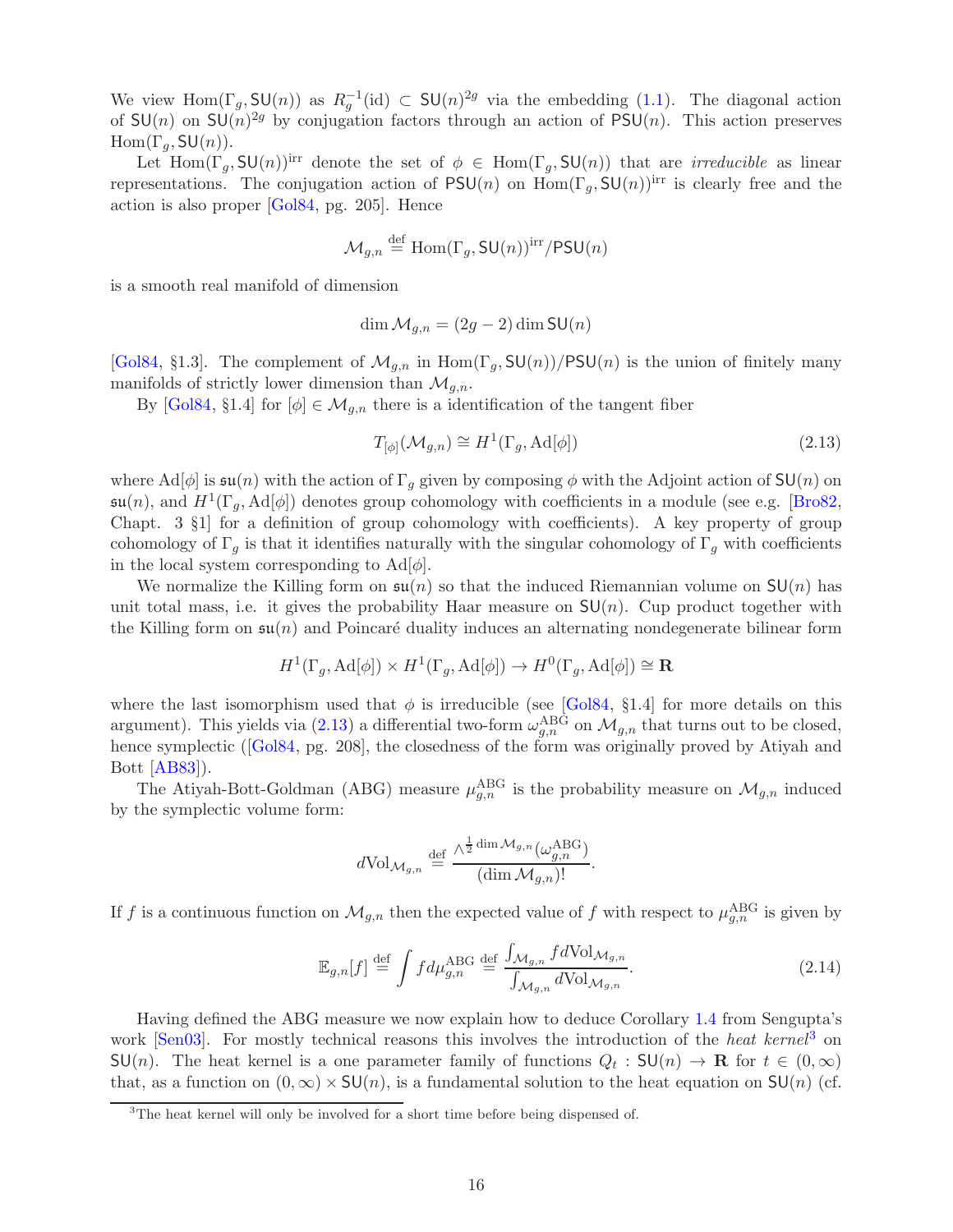We view $\mathrm{Hom}(\Gamma_g, \mathsf{SU}(n))$ as $R_g^{-1}(\mathrm{id}) \subset \mathsf{SU}(n)^{2g}$ via the embedding (1.1). The diagonal action of $\mathsf{SU}(n)$ on $\mathsf{SU}(n)^{2g}$ by conjugation factors through an action of $\mathsf{PSU}(n)$. This action preserves $\mathrm{Hom}(\Gamma_g, \mathsf{SU}(n))$.

Let $\mathrm{Hom}(\Gamma_g, \mathsf{SU}(n))^{\mathrm{irr}}$ denote the set of $\phi \in \mathrm{Hom}(\Gamma_g, \mathsf{SU}(n))$ that are *irreducible* as linear representations. The conjugation action of $\mathsf{PSU}(n)$ on $\mathrm{Hom}(\Gamma_g, \mathsf{SU}(n))^{\mathrm{irr}}$ is clearly free and the action is also proper [Gol84, pg. 205]. Hence

$$\mathcal{M}_{g,n} \stackrel{\mathrm{def}}{=} \mathrm{Hom}(\Gamma_g, \mathsf{SU}(n))^{\mathrm{irr}}/\mathsf{PSU}(n)$$

is a smooth real manifold of dimension

$$\dim \mathcal{M}_{g,n} = (2g-2)\dim \mathsf{SU}(n)$$

[Gol84, §1.3]. The complement of $\mathcal{M}_{g,n}$ in $\mathrm{Hom}(\Gamma_g, \mathsf{SU}(n))/\mathsf{PSU}(n)$ is the union of finitely many manifolds of strictly lower dimension than $\mathcal{M}_{g,n}$.

By [Gol84, §1.4] for $[\phi] \in \mathcal{M}_{g,n}$ there is a identification of the tangent fiber

$$T_{[\phi]}(\mathcal{M}_{g,n}) \cong H^1(\Gamma_g, \mathrm{Ad}[\phi]) \tag{2.13}$$

where $\mathrm{Ad}[\phi]$ is $\mathfrak{su}(n)$ with the action of $\Gamma_g$ given by composing $\phi$ with the Adjoint action of $\mathsf{SU}(n)$ on $\mathfrak{su}(n)$, and $H^1(\Gamma_g, \mathrm{Ad}[\phi])$ denotes group cohomology with coefficients in a module (see e.g. [Bro82, Chapt. 3 §1] for a definition of group cohomology with coefficients). A key property of group cohomology of $\Gamma_g$ is that it identifies naturally with the singular cohomology of $\Gamma_g$ with coefficients in the local system corresponding to $\mathrm{Ad}[\phi]$.

We normalize the Killing form on $\mathfrak{su}(n)$ so that the induced Riemannian volume on $\mathsf{SU}(n)$ has unit total mass, i.e. it gives the probability Haar measure on $\mathsf{SU}(n)$. Cup product together with the Killing form on $\mathfrak{su}(n)$ and Poincaré duality induces an alternating nondegenerate bilinear form

$$H^1(\Gamma_g, \mathrm{Ad}[\phi]) \times H^1(\Gamma_g, \mathrm{Ad}[\phi]) \to H^0(\Gamma_g, \mathrm{Ad}[\phi]) \cong \mathbf{R}$$

where the last isomorphism used that $\phi$ is irreducible (see [Gol84, §1.4] for more details on this argument). This yields via (2.13) a differential two-form $\omega_{g,n}^{\mathrm{ABG}}$ on $\mathcal{M}_{g,n}$ that turns out to be closed, hence symplectic ([Gol84, pg. 208], the closedness of the form was originally proved by Atiyah and Bott [AB83]).

The Atiyah-Bott-Goldman (ABG) measure $\mu_{g,n}^{\mathrm{ABG}}$ is the probability measure on $\mathcal{M}_{g,n}$ induced by the symplectic volume form:

$$d\mathrm{Vol}_{\mathcal{M}_{g,n}} \stackrel{\mathrm{def}}{=} \frac{\wedge^{\frac{1}{2}\dim \mathcal{M}_{g,n}}(\omega_{g,n}^{\mathrm{ABG}})}{(\dim \mathcal{M}_{g,n})!}.$$

If $f$ is a continuous function on $\mathcal{M}_{g,n}$ then the expected value of $f$ with respect to $\mu_{g,n}^{\mathrm{ABG}}$ is given by

$$\mathbb{E}_{g,n}[f] \stackrel{\mathrm{def}}{=} \int f d\mu_{g,n}^{\mathrm{ABG}} \stackrel{\mathrm{def}}{=} \frac{\int_{\mathcal{M}_{g,n}} f d\mathrm{Vol}_{\mathcal{M}_{g,n}}}{\int_{\mathcal{M}_{g,n}} d\mathrm{Vol}_{\mathcal{M}_{g,n}}}. \tag{2.14}$$

Having defined the ABG measure we now explain how to deduce Corollary 1.4 from Sengupta's work [Sen03]. For mostly technical reasons this involves the introduction of the *heat kernel*[3] on $\mathsf{SU}(n)$. The heat kernel is a one parameter family of functions $Q_t : \mathsf{SU}(n) \to \mathbf{R}$ for $t \in (0,\infty)$ that, as a function on $(0,\infty) \times \mathsf{SU}(n)$, is a fundamental solution to the heat equation on $\mathsf{SU}(n)$ (cf.

[3] The heat kernel will only be involved for a short time before being dispensed of.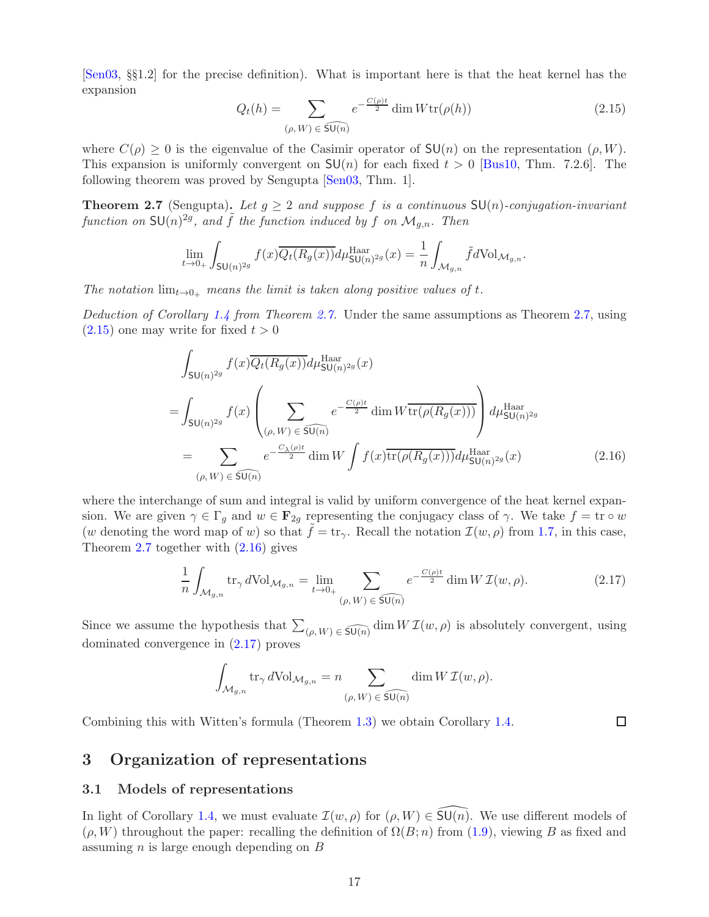[Sen03, §§1.2] for the precise definition). What is important here is that the heat kernel has the expansion

$$Q_t(h) = \sum_{(\rho,\, W)\,\in\,\widehat{\mathsf{SU}(n)}} e^{-\frac{C(\rho)t}{2}} \dim W \operatorname{tr}(\rho(h)) \tag{2.15}$$

where $C(\rho) \geq 0$ is the eigenvalue of the Casimir operator of $\mathsf{SU}(n)$ on the representation $(\rho, W)$. This expansion is uniformly convergent on $\mathsf{SU}(n)$ for each fixed $t > 0$ [Bus10, Thm. 7.2.6]. The following theorem was proved by Sengupta [Sen03, Thm. 1].

**Theorem 2.7** (Sengupta)**.** *Let $g \geq 2$ and suppose $f$ is a continuous $\mathsf{SU}(n)$-conjugation-invariant function on $\mathsf{SU}(n)^{2g}$, and $\tilde{f}$ the function induced by $f$ on $\mathcal{M}_{g,n}$. Then*

$$\lim_{t \to 0_+} \int_{\mathsf{SU}(n)^{2g}} f(x) \overline{Q_t(R_g(x))} d\mu^{\mathrm{Haar}}_{\mathsf{SU}(n)^{2g}}(x) = \frac{1}{n} \int_{\mathcal{M}_{g,n}} \tilde{f} d\mathrm{Vol}_{\mathcal{M}_{g,n}}.$$

*The notation $\lim_{t\to 0_+}$ means the limit is taken along positive values of $t$.*

*Deduction of Corollary 1.4 from Theorem 2.7.* Under the same assumptions as Theorem 2.7, using (2.15) one may write for fixed $t > 0$

$$\begin{aligned}
&\int_{\mathsf{SU}(n)^{2g}} f(x) \overline{Q_t(R_g(x))} d\mu^{\mathrm{Haar}}_{\mathsf{SU}(n)^{2g}}(x) \\
&= \int_{\mathsf{SU}(n)^{2g}} f(x) \left( \sum_{(\rho,\, W)\,\in\,\widehat{\mathsf{SU}(n)}} e^{-\frac{C(\rho)t}{2}} \dim W \overline{\operatorname{tr}(\rho(R_g(x)))} \right) d\mu^{\mathrm{Haar}}_{\mathsf{SU}(n)^{2g}} \\
&= \sum_{(\rho,\, W)\,\in\,\widehat{\mathsf{SU}(n)}} e^{-\frac{C_\lambda(\rho)t}{2}} \dim W \int f(x) \overline{\operatorname{tr}(\rho(R_g(x)))} d\mu^{\mathrm{Haar}}_{\mathsf{SU}(n)^{2g}}(x)
\end{aligned} \tag{2.16}$$

where the interchange of sum and integral is valid by uniform convergence of the heat kernel expansion. We are given $\gamma \in \Gamma_g$ and $w \in \mathbf{F}_{2g}$ representing the conjugacy class of $\gamma$. We take $f = \operatorname{tr} \circ w$ ($w$ denoting the word map of $w$) so that $\tilde{f} = \operatorname{tr}_\gamma$. Recall the notation $\mathcal{I}(w, \rho)$ from 1.7, in this case, Theorem 2.7 together with (2.16) gives

$$\frac{1}{n} \int_{\mathcal{M}_{g,n}} \operatorname{tr}_\gamma d\mathrm{Vol}_{\mathcal{M}_{g,n}} = \lim_{t \to 0_+} \sum_{(\rho,\, W)\,\in\,\widehat{\mathsf{SU}(n)}} e^{-\frac{C(\rho)t}{2}} \dim W\, \mathcal{I}(w, \rho). \tag{2.17}$$

Since we assume the hypothesis that $\sum_{(\rho,\, W)\,\in\,\widehat{\mathsf{SU}(n)}} \dim W\, \mathcal{I}(w, \rho)$ is absolutely convergent, using dominated convergence in (2.17) proves

$$\int_{\mathcal{M}_{g,n}} \operatorname{tr}_\gamma d\mathrm{Vol}_{\mathcal{M}_{g,n}} = n \sum_{(\rho,\, W)\,\in\,\widehat{\mathsf{SU}(n)}} \dim W\, \mathcal{I}(w, \rho).$$

Combining this with Witten's formula (Theorem 1.3) we obtain Corollary 1.4. □

# 3 Organization of representations

## 3.1 Models of representations

In light of Corollary 1.4, we must evaluate $\mathcal{I}(w, \rho)$ for $(\rho, W) \in \widehat{\mathsf{SU}(n)}$. We use different models of $(\rho, W)$ throughout the paper: recalling the definition of $\Omega(B; n)$ from (1.9), viewing $B$ as fixed and assuming $n$ is large enough depending on $B$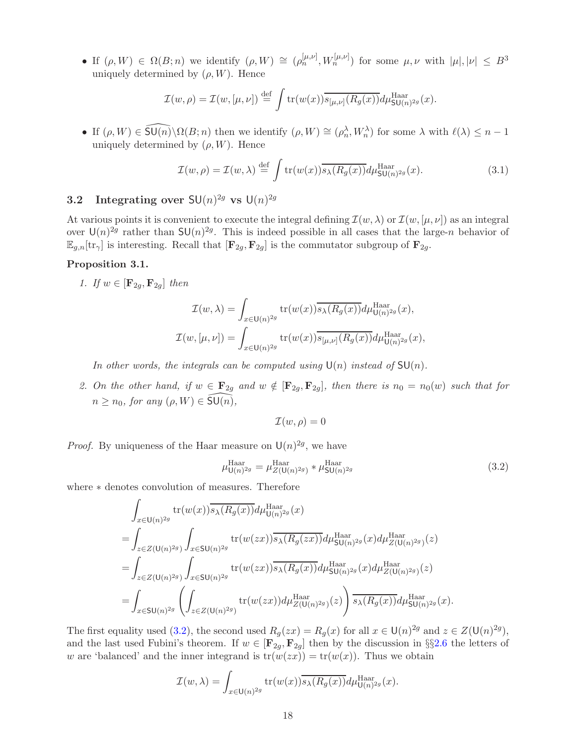- If $(\rho, W) \in \Omega(B; n)$ we identify $(\rho, W) \cong (\rho_n^{[\mu,\nu]}, W_n^{[\mu,\nu]})$ for some $\mu, \nu$ with $|\mu|, |\nu| \leq B^3$ uniquely determined by $(\rho, W)$. Hence

$$\mathcal{I}(w, \rho) = \mathcal{I}(w, [\mu, \nu]) \stackrel{\text{def}}{=} \int \operatorname{tr}(w(x))\overline{s_{[\mu,\nu]}(R_g(x))} d\mu^{\text{Haar}}_{\mathsf{SU}(n)^{2g}}(x).$$

- If $(\rho, W) \in \widehat{\mathsf{SU}(n)} \backslash \Omega(B; n)$ then we identify $(\rho, W) \cong (\rho_n^\lambda, W_n^\lambda)$ for some $\lambda$ with $\ell(\lambda) \leq n-1$ uniquely determined by $(\rho, W)$. Hence

$$\mathcal{I}(w, \rho) = \mathcal{I}(w, \lambda) \stackrel{\text{def}}{=} \int \operatorname{tr}(w(x))\overline{s_\lambda(R_g(x))} d\mu^{\text{Haar}}_{\mathsf{SU}(n)^{2g}}(x). \tag{3.1}$$

## 3.2 Integrating over $\mathsf{SU}(n)^{2g}$ vs $\mathsf{U}(n)^{2g}$

At various points it is convenient to execute the integral defining $\mathcal{I}(w, \lambda)$ or $\mathcal{I}(w, [\mu, \nu])$ as an integral over $\mathsf{U}(n)^{2g}$ rather than $\mathsf{SU}(n)^{2g}$. This is indeed possible in all cases that the large-$n$ behavior of $\mathbb{E}_{g,n}[\operatorname{tr}_\gamma]$ is interesting. Recall that $[\mathbf{F}_{2g}, \mathbf{F}_{2g}]$ is the commutator subgroup of $\mathbf{F}_{2g}$.

**Proposition 3.1.**

1. *If $w \in [\mathbf{F}_{2g}, \mathbf{F}_{2g}]$ then*

$$\mathcal{I}(w, \lambda) = \int_{x \in \mathsf{U}(n)^{2g}} \operatorname{tr}(w(x))\overline{s_\lambda(R_g(x))} d\mu^{\text{Haar}}_{\mathsf{U}(n)^{2g}}(x),$$
$$\mathcal{I}(w, [\mu, \nu]) = \int_{x \in \mathsf{U}(n)^{2g}} \operatorname{tr}(w(x))\overline{s_{[\mu,\nu]}(R_g(x))} d\mu^{\text{Haar}}_{\mathsf{U}(n)^{2g}}(x),$$

*In other words, the integrals can be computed using $\mathsf{U}(n)$ instead of $\mathsf{SU}(n)$.*

2. *On the other hand, if $w \in \mathbf{F}_{2g}$ and $w \notin [\mathbf{F}_{2g}, \mathbf{F}_{2g}]$, then there is $n_0 = n_0(w)$ such that for $n \geq n_0$, for any $(\rho, W) \in \widehat{\mathsf{SU}(n)}$,*

$$\mathcal{I}(w, \rho) = 0$$

*Proof.* By uniqueness of the Haar measure on $\mathsf{U}(n)^{2g}$, we have

$$\mu^{\text{Haar}}_{\mathsf{U}(n)^{2g}} = \mu^{\text{Haar}}_{Z(\mathsf{U}(n)^{2g})} * \mu^{\text{Haar}}_{\mathsf{SU}(n)^{2g}} \tag{3.2}$$

where $*$ denotes convolution of measures. Therefore

$$\begin{aligned}
&\int_{x \in \mathsf{U}(n)^{2g}} \operatorname{tr}(w(x))\overline{s_\lambda(R_g(x))} d\mu^{\text{Haar}}_{\mathsf{U}(n)^{2g}}(x) \\
&= \int_{z \in Z(\mathsf{U}(n)^{2g})} \int_{x \in \mathsf{SU}(n)^{2g}} \operatorname{tr}(w(zx))\overline{s_\lambda(R_g(zx))} d\mu^{\text{Haar}}_{\mathsf{SU}(n)^{2g}}(x) d\mu^{\text{Haar}}_{Z(\mathsf{U}(n)^{2g})}(z) \\
&= \int_{z \in Z(\mathsf{U}(n)^{2g})} \int_{x \in \mathsf{SU}(n)^{2g}} \operatorname{tr}(w(zx))\overline{s_\lambda(R_g(x))} d\mu^{\text{Haar}}_{\mathsf{SU}(n)^{2g}}(x) d\mu^{\text{Haar}}_{Z(\mathsf{U}(n)^{2g})}(z) \\
&= \int_{x \in \mathsf{SU}(n)^{2g}} \left( \int_{z \in Z(\mathsf{U}(n)^{2g})} \operatorname{tr}(w(zx)) d\mu^{\text{Haar}}_{Z(\mathsf{U}(n)^{2g})}(z) \right) \overline{s_\lambda(R_g(x))} d\mu^{\text{Haar}}_{\mathsf{SU}(n)^{2g}}(x).
\end{aligned}$$

The first equality used (3.2), the second used $R_g(zx) = R_g(x)$ for all $x \in \mathsf{U}(n)^{2g}$ and $z \in Z(\mathsf{U}(n)^{2g})$, and the last used Fubini's theorem. If $w \in [\mathbf{F}_{2g}, \mathbf{F}_{2g}]$ then by the discussion in §§2.6 the letters of $w$ are 'balanced' and the inner integrand is $\operatorname{tr}(w(zx)) = \operatorname{tr}(w(x))$. Thus we obtain

$$\mathcal{I}(w, \lambda) = \int_{x \in \mathsf{U}(n)^{2g}} \operatorname{tr}(w(x))\overline{s_\lambda(R_g(x))} d\mu^{\text{Haar}}_{\mathsf{U}(n)^{2g}}(x).$$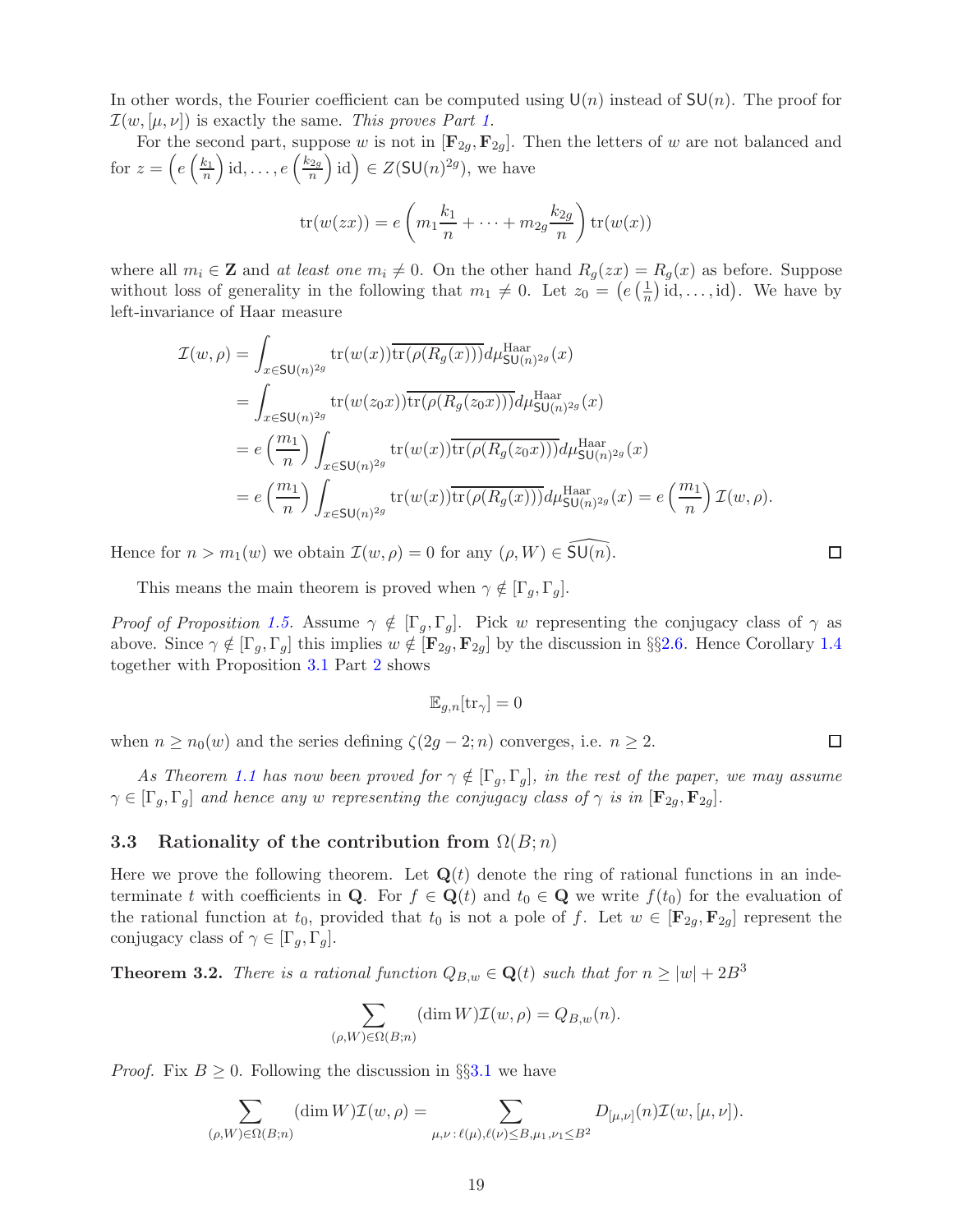In other words, the Fourier coefficient can be computed using $\mathsf{U}(n)$ instead of $\mathsf{SU}(n)$. The proof for $\mathcal{I}(w,[\mu,\nu])$ is exactly the same. *This proves Part 1.*

For the second part, suppose $w$ is not in $[\mathbf{F}_{2g},\mathbf{F}_{2g}]$. Then the letters of $w$ are not balanced and for $z=\left(e\left(\frac{k_1}{n}\right)\mathrm{id},\ldots,e\left(\frac{k_{2g}}{n}\right)\mathrm{id}\right)\in Z(\mathsf{SU}(n)^{2g})$, we have

$$\mathrm{tr}(w(zx)) = e\left(m_1\frac{k_1}{n}+\cdots+m_{2g}\frac{k_{2g}}{n}\right)\mathrm{tr}(w(x))$$

where all $m_i\in\mathbf{Z}$ and *at least one* $m_i\neq 0$. On the other hand $R_g(zx)=R_g(x)$ as before. Suppose without loss of generality in the following that $m_1\neq 0$. Let $z_0=\left(e\left(\frac{1}{n}\right)\mathrm{id},\ldots,\mathrm{id}\right)$. We have by left-invariance of Haar measure

$$\begin{aligned}
\mathcal{I}(w,\rho) &= \int_{x\in\mathsf{SU}(n)^{2g}}\mathrm{tr}(w(x))\overline{\mathrm{tr}(\rho(R_g(x)))}d\mu^{\mathrm{Haar}}_{\mathsf{SU}(n)^{2g}}(x)\\
&= \int_{x\in\mathsf{SU}(n)^{2g}}\mathrm{tr}(w(z_0x))\overline{\mathrm{tr}(\rho(R_g(z_0x)))}d\mu^{\mathrm{Haar}}_{\mathsf{SU}(n)^{2g}}(x)\\
&= e\left(\frac{m_1}{n}\right)\int_{x\in\mathsf{SU}(n)^{2g}}\mathrm{tr}(w(x))\overline{\mathrm{tr}(\rho(R_g(z_0x)))}d\mu^{\mathrm{Haar}}_{\mathsf{SU}(n)^{2g}}(x)\\
&= e\left(\frac{m_1}{n}\right)\int_{x\in\mathsf{SU}(n)^{2g}}\mathrm{tr}(w(x))\overline{\mathrm{tr}(\rho(R_g(x)))}d\mu^{\mathrm{Haar}}_{\mathsf{SU}(n)^{2g}}(x) = e\left(\frac{m_1}{n}\right)\mathcal{I}(w,\rho).
\end{aligned}$$

Hence for $n>m_1(w)$ we obtain $\mathcal{I}(w,\rho)=0$ for any $(\rho,W)\in\widehat{\mathsf{SU}(n)}$. ∎

This means the main theorem is proved when $\gamma\notin[\Gamma_g,\Gamma_g]$.

*Proof of Proposition 1.5.* Assume $\gamma\notin[\Gamma_g,\Gamma_g]$. Pick $w$ representing the conjugacy class of $\gamma$ as above. Since $\gamma\notin[\Gamma_g,\Gamma_g]$ this implies $w\notin[\mathbf{F}_{2g},\mathbf{F}_{2g}]$ by the discussion in §§2.6. Hence Corollary 1.4 together with Proposition 3.1 Part 2 shows

$$\mathbb{E}_{g,n}[\mathrm{tr}_\gamma]=0$$

when $n\geq n_0(w)$ and the series defining $\zeta(2g-2;n)$ converges, i.e. $n\geq 2$. ∎

*As Theorem 1.1 has now been proved for $\gamma\notin[\Gamma_g,\Gamma_g]$, in the rest of the paper, we may assume $\gamma\in[\Gamma_g,\Gamma_g]$ and hence any $w$ representing the conjugacy class of $\gamma$ is in $[\mathbf{F}_{2g},\mathbf{F}_{2g}]$.*

### 3.3 Rationality of the contribution from $\Omega(B;n)$

Here we prove the following theorem. Let $\mathbf{Q}(t)$ denote the ring of rational functions in an indeterminate $t$ with coefficients in $\mathbf{Q}$. For $f\in\mathbf{Q}(t)$ and $t_0\in\mathbf{Q}$ we write $f(t_0)$ for the evaluation of the rational function at $t_0$, provided that $t_0$ is not a pole of $f$. Let $w\in[\mathbf{F}_{2g},\mathbf{F}_{2g}]$ represent the conjugacy class of $\gamma\in[\Gamma_g,\Gamma_g]$.

**Theorem 3.2.** *There is a rational function $Q_{B,w}\in\mathbf{Q}(t)$ such that for $n\geq|w|+2B^3$*

$$\sum_{(\rho,W)\in\Omega(B;n)}(\dim W)\mathcal{I}(w,\rho)=Q_{B,w}(n).$$

*Proof.* Fix $B\geq 0$. Following the discussion in §§3.1 we have

$$\sum_{(\rho,W)\in\Omega(B;n)}(\dim W)\mathcal{I}(w,\rho)=\sum_{\mu,\nu\,:\,\ell(\mu),\ell(\nu)\leq B,\mu_1,\nu_1\leq B^2}D_{[\mu,\nu]}(n)\mathcal{I}(w,[\mu,\nu]).$$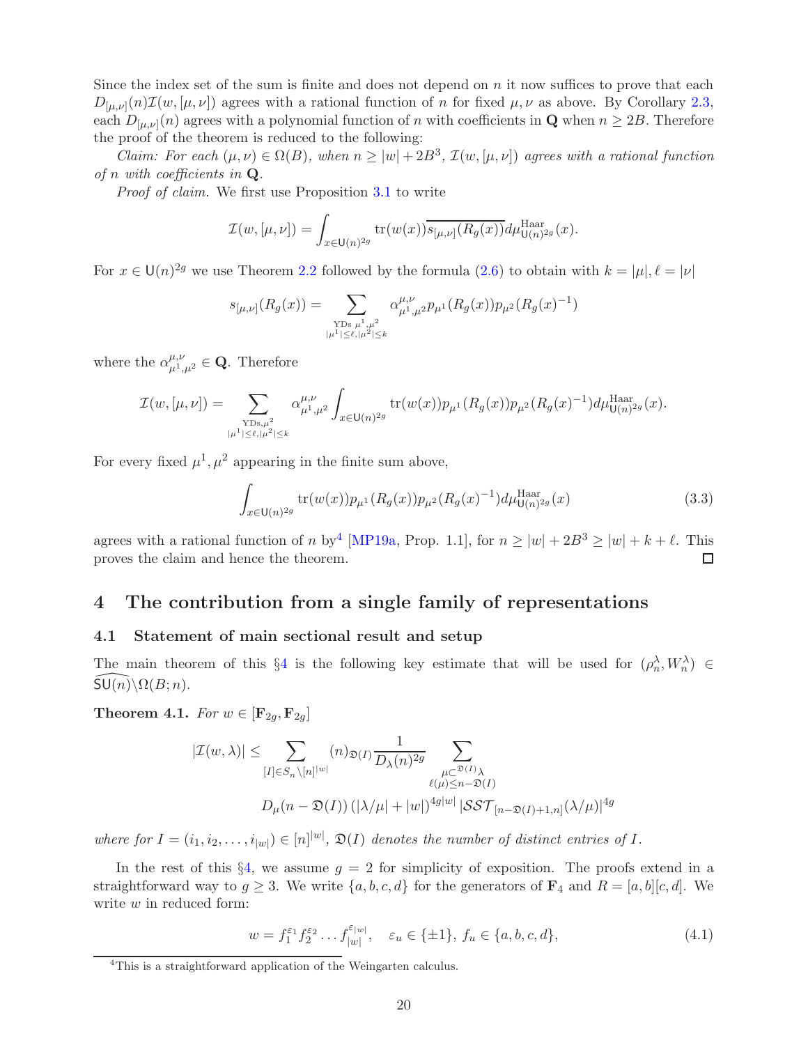Since the index set of the sum is finite and does not depend on $n$ it now suffices to prove that each $D_{[\mu,\nu]}(n)\mathcal{I}(w,[\mu,\nu])$ agrees with a rational function of $n$ for fixed $\mu,\nu$ as above. By Corollary 2.3, each $D_{[\mu,\nu]}(n)$ agrees with a polynomial function of $n$ with coefficients in $\mathbf{Q}$ when $n \geq 2B$. Therefore the proof of the theorem is reduced to the following:

*Claim: For each $(\mu,\nu) \in \Omega(B)$, when $n \geq |w| + 2B^3$, $\mathcal{I}(w,[\mu,\nu])$ agrees with a rational function of $n$ with coefficients in $\mathbf{Q}$.*

*Proof of claim.* We first use Proposition 3.1 to write

$$\mathcal{I}(w,[\mu,\nu]) = \int_{x\in \mathsf{U}(n)^{2g}} \mathrm{tr}(w(x))\overline{s_{[\mu,\nu]}(R_g(x))}d\mu^{\mathrm{Haar}}_{\mathsf{U}(n)^{2g}}(x).$$

For $x \in \mathsf{U}(n)^{2g}$ we use Theorem 2.2 followed by the formula (2.6) to obtain with $k = |\mu|, \ell = |\nu|$

$$s_{[\mu,\nu]}(R_g(x)) = \sum_{\substack{\text{YDs } \mu^1,\mu^2\\ |\mu^1|\leq \ell, |\mu^2|\leq k}} \alpha^{\mu,\nu}_{\mu^1,\mu^2} p_{\mu^1}(R_g(x))p_{\mu^2}(R_g(x)^{-1})$$

where the $\alpha^{\mu,\nu}_{\mu^1,\mu^2} \in \mathbf{Q}$. Therefore

$$\mathcal{I}(w,[\mu,\nu]) = \sum_{\substack{\text{YDs},\mu^2\\ |\mu^1|\leq \ell, |\mu^2|\leq k}} \alpha^{\mu,\nu}_{\mu^1,\mu^2} \int_{x\in \mathsf{U}(n)^{2g}} \mathrm{tr}(w(x))p_{\mu^1}(R_g(x))p_{\mu^2}(R_g(x)^{-1})d\mu^{\mathrm{Haar}}_{\mathsf{U}(n)^{2g}}(x).$$

For every fixed $\mu^1,\mu^2$ appearing in the finite sum above,

$$\int_{x\in \mathsf{U}(n)^{2g}} \mathrm{tr}(w(x))p_{\mu^1}(R_g(x))p_{\mu^2}(R_g(x)^{-1})d\mu^{\mathrm{Haar}}_{\mathsf{U}(n)^{2g}}(x) \tag{3.3}$$

agrees with a rational function of $n$ by[4] [MP19a, Prop. 1.1], for $n \geq |w| + 2B^3 \geq |w| + k + \ell$. This proves the claim and hence the theorem. ☐

# 4 The contribution from a single family of representations

## 4.1 Statement of main sectional result and setup

The main theorem of this §4 is the following key estimate that will be used for $(\rho_n^\lambda, W_n^\lambda) \in \widehat{\mathsf{SU}(n)}\backslash\Omega(B;n)$.

**Theorem 4.1.** *For $w \in [\mathbf{F}_{2g},\mathbf{F}_{2g}]$*

$$|\mathcal{I}(w,\lambda)| \leq \sum_{[I]\in S_n\backslash[n]^{|w|}} (n)_{\mathfrak{D}(I)} \frac{1}{D_\lambda(n)^{2g}} \sum_{\substack{\mu\subset^{\mathfrak{D}(I)}\lambda\\ \ell(\mu)\leq n-\mathfrak{D}(I)}} D_\mu(n-\mathfrak{D}(I))\left(|\lambda/\mu| + |w|\right)^{4g|w|}|\mathcal{SST}_{[n-\mathfrak{D}(I)+1,n]}(\lambda/\mu)|^{4g}$$

*where for $I = (i_1,i_2,\ldots,i_{|w|}) \in [n]^{|w|}$, $\mathfrak{D}(I)$ denotes the number of distinct entries of $I$.*

In the rest of this §4, we assume $g = 2$ for simplicity of exposition. The proofs extend in a straightforward way to $g \geq 3$. We write $\{a,b,c,d\}$ for the generators of $\mathbf{F}_4$ and $R = [a,b][c,d]$. We write $w$ in reduced form:

$$w = f_1^{\varepsilon_1} f_2^{\varepsilon_2} \ldots f_{|w|}^{\varepsilon_{|w|}}, \quad \varepsilon_u \in \{\pm 1\},\ f_u \in \{a,b,c,d\}, \tag{4.1}$$

[4] This is a straightforward application of the Weingarten calculus.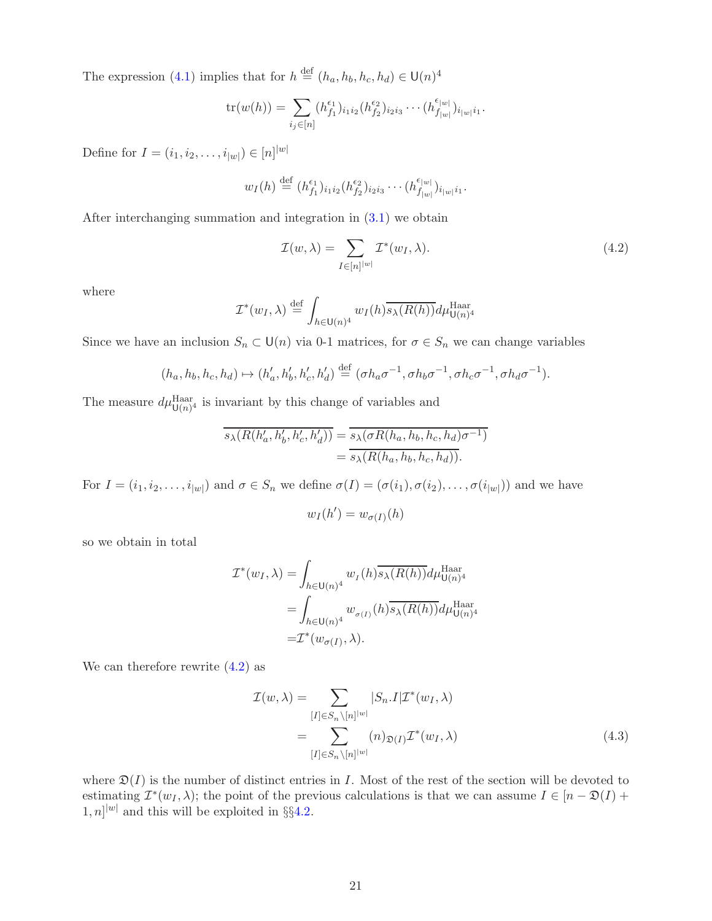The expression (4.1) implies that for $h \stackrel{\text{def}}{=} (h_a, h_b, h_c, h_d) \in \mathsf{U}(n)^4$

$$\mathrm{tr}(w(h)) = \sum_{i_j \in [n]} (h_{f_1}^{\epsilon_1})_{i_1 i_2} (h_{f_2}^{\epsilon_2})_{i_2 i_3} \cdots (h_{f_{|w|}}^{\epsilon_{|w|}})_{i_{|w|} i_1}.$$

Define for $I = (i_1, i_2, \ldots, i_{|w|}) \in [n]^{|w|}$

$$w_I(h) \stackrel{\text{def}}{=} (h_{f_1}^{\epsilon_1})_{i_1 i_2} (h_{f_2}^{\epsilon_2})_{i_2 i_3} \cdots (h_{f_{|w|}}^{\epsilon_{|w|}})_{i_{|w|} i_1}.$$

After interchanging summation and integration in (3.1) we obtain

$$\mathcal{I}(w, \lambda) = \sum_{I \in [n]^{|w|}} \mathcal{I}^*(w_I, \lambda). \tag{4.2}$$

where

$$\mathcal{I}^*(w_I, \lambda) \stackrel{\text{def}}{=} \int_{h \in \mathsf{U}(n)^4} w_I(h) \overline{s_\lambda(R(h))} d\mu^{\text{Haar}}_{\mathsf{U}(n)^4}$$

Since we have an inclusion $S_n \subset \mathsf{U}(n)$ via 0-1 matrices, for $\sigma \in S_n$ we can change variables

$$(h_a, h_b, h_c, h_d) \mapsto (h_a', h_b', h_c', h_d') \stackrel{\text{def}}{=} (\sigma h_a \sigma^{-1}, \sigma h_b \sigma^{-1}, \sigma h_c \sigma^{-1}, \sigma h_d \sigma^{-1}).$$

The measure $d\mu^{\text{Haar}}_{\mathsf{U}(n)^4}$ is invariant by this change of variables and

$$\begin{aligned} \overline{s_\lambda(R(h_a', h_b', h_c', h_d'))} &= \overline{s_\lambda(\sigma R(h_a, h_b, h_c, h_d) \sigma^{-1})} \\ &= \overline{s_\lambda(R(h_a, h_b, h_c, h_d))}. \end{aligned}$$

For $I = (i_1, i_2, \ldots, i_{|w|})$ and $\sigma \in S_n$ we define $\sigma(I) = (\sigma(i_1), \sigma(i_2), \ldots, \sigma(i_{|w|}))$ and we have

$$w_I(h') = w_{\sigma(I)}(h)$$

so we obtain in total

$$\begin{aligned} \mathcal{I}^*(w_I, \lambda) &= \int_{h \in \mathsf{U}(n)^4} w_I(h) \overline{s_\lambda(R(h))} d\mu^{\text{Haar}}_{\mathsf{U}(n)^4} \\ &= \int_{h \in \mathsf{U}(n)^4} w_{\sigma(I)}(h) \overline{s_\lambda(R(h))} d\mu^{\text{Haar}}_{\mathsf{U}(n)^4} \\ &= \mathcal{I}^*(w_{\sigma(I)}, \lambda). \end{aligned}$$

We can therefore rewrite (4.2) as

$$\begin{aligned} \mathcal{I}(w, \lambda) &= \sum_{[I] \in S_n \backslash [n]^{|w|}} |S_n.I| \mathcal{I}^*(w_I, \lambda) \\ &= \sum_{[I] \in S_n \backslash [n]^{|w|}} (n)_{\mathfrak{D}(I)} \mathcal{I}^*(w_I, \lambda) \end{aligned} \tag{4.3}$$

where $\mathfrak{D}(I)$ is the number of distinct entries in $I$. Most of the rest of the section will be devoted to estimating $\mathcal{I}^*(w_I, \lambda)$; the point of the previous calculations is that we can assume $I \in [n - \mathfrak{D}(I) + 1, n]^{|w|}$ and this will be exploited in §§4.2.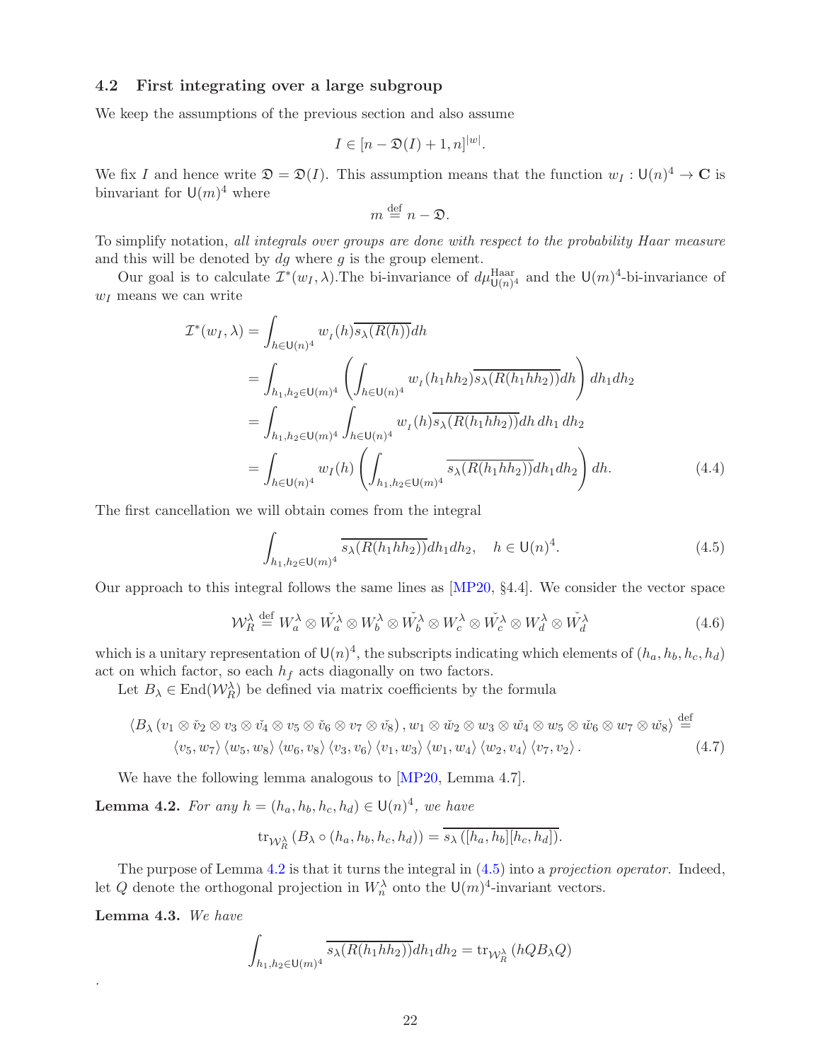### 4.2 First integrating over a large subgroup

We keep the assumptions of the previous section and also assume

$$I \in [n - \mathfrak{D}(I) + 1, n]^{|w|}.$$

We fix $I$ and hence write $\mathfrak{D} = \mathfrak{D}(I)$. This assumption means that the function $w_I : \mathsf{U}(n)^4 \to \mathbf{C}$ is binvariant for $\mathsf{U}(m)^4$ where

$$m \stackrel{\text{def}}{=} n - \mathfrak{D}.$$

To simplify notation, *all integrals over groups are done with respect to the probability Haar measure* and this will be denoted by $dg$ where $g$ is the group element.

Our goal is to calculate $\mathcal{I}^*(w_I, \lambda)$.The bi-invariance of $d\mu^{\text{Haar}}_{\mathsf{U}(n)^4}$ and the $\mathsf{U}(m)^4$-bi-invariance of $w_I$ means we can write

$$\begin{aligned}
\mathcal{I}^*(w_I, \lambda) &= \int_{h \in \mathsf{U}(n)^4} w_I(h) \overline{s_\lambda(R(h))} dh \\
&= \int_{h_1, h_2 \in \mathsf{U}(m)^4} \left( \int_{h \in \mathsf{U}(n)^4} w_I(h_1 h h_2) \overline{s_\lambda(R(h_1 h h_2))} dh \right) dh_1 dh_2 \\
&= \int_{h_1, h_2 \in \mathsf{U}(m)^4} \int_{h \in \mathsf{U}(n)^4} w_I(h) \overline{s_\lambda(R(h_1 h h_2))} dh \, dh_1 \, dh_2 \\
&= \int_{h \in \mathsf{U}(n)^4} w_I(h) \left( \int_{h_1, h_2 \in \mathsf{U}(m)^4} \overline{s_\lambda(R(h_1 h h_2))} dh_1 dh_2 \right) dh. \qquad (4.4)
\end{aligned}$$

The first cancellation we will obtain comes from the integral

$$\int_{h_1, h_2 \in \mathsf{U}(m)^4} \overline{s_\lambda(R(h_1 h h_2))} dh_1 dh_2, \quad h \in \mathsf{U}(n)^4. \qquad (4.5)$$

Our approach to this integral follows the same lines as [MP20, §4.4]. We consider the vector space

$$\mathcal{W}^\lambda_R \stackrel{\text{def}}{=} W^\lambda_a \otimes \check{W}^\lambda_a \otimes W^\lambda_b \otimes \check{W}^\lambda_b \otimes W^\lambda_c \otimes \check{W}^\lambda_c \otimes W^\lambda_d \otimes \check{W}^\lambda_d \qquad (4.6)$$

which is a unitary representation of $\mathsf{U}(n)^4$, the subscripts indicating which elements of $(h_a, h_b, h_c, h_d)$ act on which factor, so each $h_f$ acts diagonally on two factors.

Let $B_\lambda \in \text{End}(\mathcal{W}^\lambda_R)$ be defined via matrix coefficients by the formula

$$\begin{aligned}
&\langle B_\lambda (v_1 \otimes \check{v}_2 \otimes v_3 \otimes \check{v}_4 \otimes v_5 \otimes \check{v}_6 \otimes v_7 \otimes \check{v}_8), w_1 \otimes \check{w}_2 \otimes w_3 \otimes \check{w}_4 \otimes w_5 \otimes \check{w}_6 \otimes w_7 \otimes \check{w}_8 \rangle \stackrel{\text{def}}{=} \\
&\quad \langle v_5, w_7 \rangle \langle w_5, w_8 \rangle \langle w_6, v_8 \rangle \langle v_3, v_6 \rangle \langle v_1, w_3 \rangle \langle w_1, w_4 \rangle \langle w_2, v_4 \rangle \langle v_7, v_2 \rangle. \qquad (4.7)
\end{aligned}$$

We have the following lemma analogous to [MP20, Lemma 4.7].

**Lemma 4.2.** *For any $h = (h_a, h_b, h_c, h_d) \in \mathsf{U}(n)^4$, we have*

$$\text{tr}_{\mathcal{W}^\lambda_R} (B_\lambda \circ (h_a, h_b, h_c, h_d)) = \overline{s_\lambda([h_a, h_b][h_c, h_d])}.$$

The purpose of Lemma 4.2 is that it turns the integral in (4.5) into a *projection operator.* Indeed, let $Q$ denote the orthogonal projection in $W^\lambda_n$ onto the $\mathsf{U}(m)^4$-invariant vectors.

**Lemma 4.3.** *We have*

$$\int_{h_1, h_2 \in \mathsf{U}(m)^4} \overline{s_\lambda(R(h_1 h h_2))} dh_1 dh_2 = \text{tr}_{\mathcal{W}^\lambda_R} (h Q B_\lambda Q)$$

.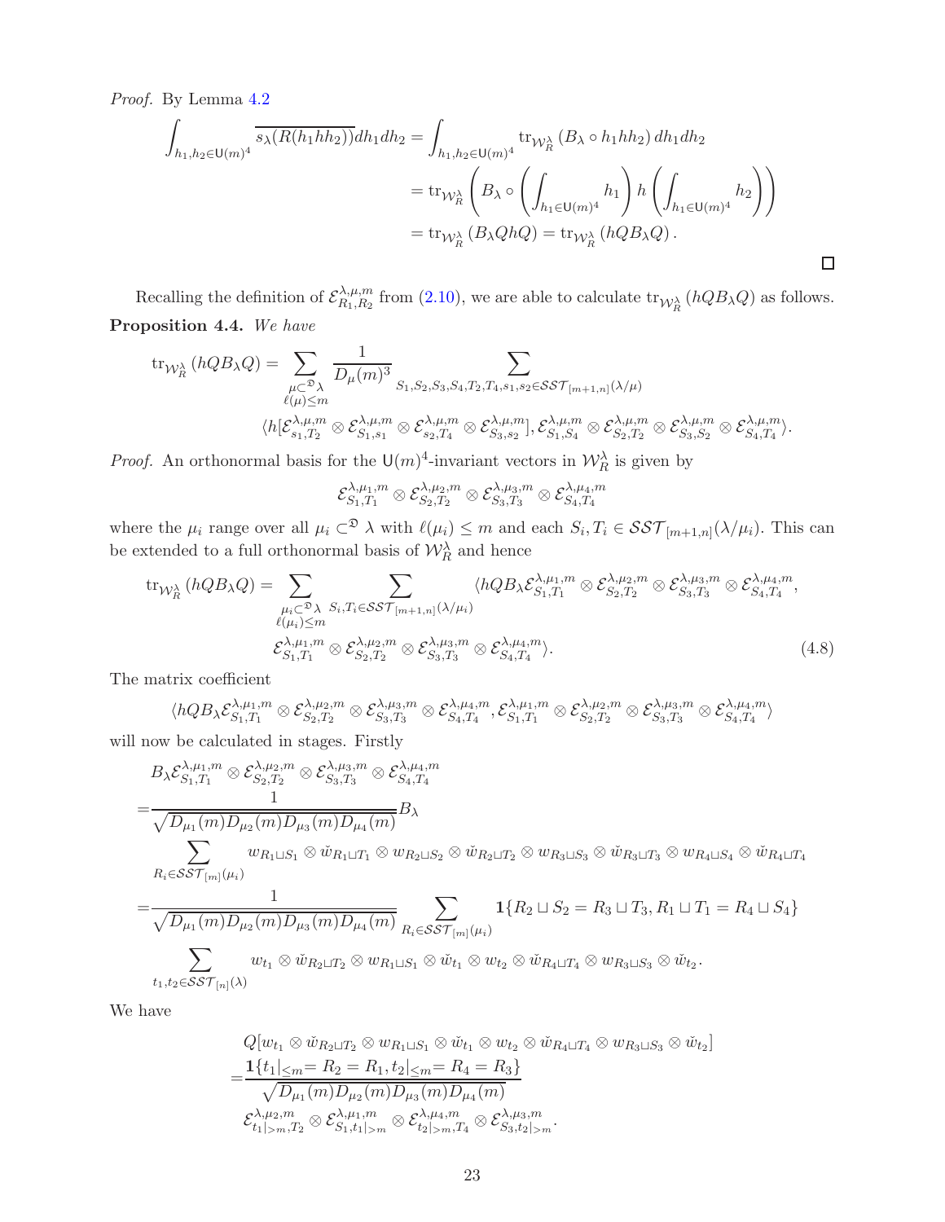*Proof.* By Lemma 4.2

$$
\begin{aligned}
\int_{h_1,h_2\in \mathsf{U}(m)^4} \overline{s_\lambda(R(h_1hh_2))}dh_1dh_2 &= \int_{h_1,h_2\in \mathsf{U}(m)^4} \operatorname{tr}_{\mathcal{W}_R^\lambda}\left(B_\lambda \circ h_1hh_2\right)dh_1dh_2 \\
&= \operatorname{tr}_{\mathcal{W}_R^\lambda}\left(B_\lambda \circ \left(\int_{h_1\in \mathsf{U}(m)^4} h_1\right) h \left(\int_{h_1\in \mathsf{U}(m)^4} h_2\right)\right) \\
&= \operatorname{tr}_{\mathcal{W}_R^\lambda}\left(B_\lambda QhQ\right) = \operatorname{tr}_{\mathcal{W}_R^\lambda}\left(hQB_\lambda Q\right).
\end{aligned}
$$

□

Recalling the definition of $\mathcal{E}^{\lambda,\mu,m}_{R_1,R_2}$ from (2.10), we are able to calculate $\operatorname{tr}_{\mathcal{W}_R^\lambda}(hQB_\lambda Q)$ as follows.

**Proposition 4.4.** *We have*

$$
\operatorname{tr}_{\mathcal{W}_R^\lambda}(hQB_\lambda Q) = \sum_{\substack{\mu\subset^{\mathfrak{D}}\lambda\\ \ell(\mu)\le m}} \frac{1}{D_\mu(m)^3} \sum_{S_1,S_2,S_3,S_4,T_2,T_4,s_1,s_2\in \mathcal{SST}_{[m+1,n]}(\lambda/\mu)}
$$
$$
\langle h[\mathcal{E}^{\lambda,\mu,m}_{s_1,T_2}\otimes \mathcal{E}^{\lambda,\mu,m}_{S_1,s_1}\otimes \mathcal{E}^{\lambda,\mu,m}_{s_2,T_4}\otimes \mathcal{E}^{\lambda,\mu,m}_{S_3,s_2}], \mathcal{E}^{\lambda,\mu,m}_{S_1,S_4}\otimes \mathcal{E}^{\lambda,\mu,m}_{S_2,T_2}\otimes \mathcal{E}^{\lambda,\mu,m}_{S_3,S_2}\otimes \mathcal{E}^{\lambda,\mu,m}_{S_4,T_4}\rangle.
$$

*Proof.* An orthonormal basis for the $\mathsf{U}(m)^4$-invariant vectors in $\mathcal{W}_R^\lambda$ is given by

$$
\mathcal{E}^{\lambda,\mu_1,m}_{S_1,T_1}\otimes \mathcal{E}^{\lambda,\mu_2,m}_{S_2,T_2}\otimes \mathcal{E}^{\lambda,\mu_3,m}_{S_3,T_3}\otimes \mathcal{E}^{\lambda,\mu_4,m}_{S_4,T_4}
$$

where the $\mu_i$ range over all $\mu_i\subset^{\mathfrak{D}}\lambda$ with $\ell(\mu_i)\le m$ and each $S_i,T_i\in \mathcal{SST}_{[m+1,n]}(\lambda/\mu_i)$. This can be extended to a full orthonormal basis of $\mathcal{W}_R^\lambda$ and hence

$$
\begin{aligned}
\operatorname{tr}_{\mathcal{W}_R^\lambda}(hQB_\lambda Q) = \sum_{\substack{\mu_i\subset^{\mathfrak{D}}\lambda\\ \ell(\mu_i)\le m}} \sum_{S_i,T_i\in \mathcal{SST}_{[m+1,n]}(\lambda/\mu_i)} &\langle hQB_\lambda \mathcal{E}^{\lambda,\mu_1,m}_{S_1,T_1}\otimes \mathcal{E}^{\lambda,\mu_2,m}_{S_2,T_2}\otimes \mathcal{E}^{\lambda,\mu_3,m}_{S_3,T_3}\otimes \mathcal{E}^{\lambda,\mu_4,m}_{S_4,T_4}, \\
&\mathcal{E}^{\lambda,\mu_1,m}_{S_1,T_1}\otimes \mathcal{E}^{\lambda,\mu_2,m}_{S_2,T_2}\otimes \mathcal{E}^{\lambda,\mu_3,m}_{S_3,T_3}\otimes \mathcal{E}^{\lambda,\mu_4,m}_{S_4,T_4}\rangle. \quad (4.8)
\end{aligned}
$$

The matrix coefficient

$$
\langle hQB_\lambda \mathcal{E}^{\lambda,\mu_1,m}_{S_1,T_1}\otimes \mathcal{E}^{\lambda,\mu_2,m}_{S_2,T_2}\otimes \mathcal{E}^{\lambda,\mu_3,m}_{S_3,T_3}\otimes \mathcal{E}^{\lambda,\mu_4,m}_{S_4,T_4}, \mathcal{E}^{\lambda,\mu_1,m}_{S_1,T_1}\otimes \mathcal{E}^{\lambda,\mu_2,m}_{S_2,T_2}\otimes \mathcal{E}^{\lambda,\mu_3,m}_{S_3,T_3}\otimes \mathcal{E}^{\lambda,\mu_4,m}_{S_4,T_4}\rangle
$$

will now be calculated in stages. Firstly

$$
\begin{aligned}
&B_\lambda \mathcal{E}^{\lambda,\mu_1,m}_{S_1,T_1}\otimes \mathcal{E}^{\lambda,\mu_2,m}_{S_2,T_2}\otimes \mathcal{E}^{\lambda,\mu_3,m}_{S_3,T_3}\otimes \mathcal{E}^{\lambda,\mu_4,m}_{S_4,T_4} \\
=&\frac{1}{\sqrt{D_{\mu_1}(m)D_{\mu_2}(m)D_{\mu_3}(m)D_{\mu_4}(m)}}B_\lambda \\
&\sum_{R_i\in \mathcal{SST}_{[m]}(\mu_i)} w_{R_1\sqcup S_1}\otimes \check{w}_{R_1\sqcup T_1}\otimes w_{R_2\sqcup S_2}\otimes \check{w}_{R_2\sqcup T_2}\otimes w_{R_3\sqcup S_3}\otimes \check{w}_{R_3\sqcup T_3}\otimes w_{R_4\sqcup S_4}\otimes \check{w}_{R_4\sqcup T_4} \\
=&\frac{1}{\sqrt{D_{\mu_1}(m)D_{\mu_2}(m)D_{\mu_3}(m)D_{\mu_4}(m)}} \sum_{R_i\in \mathcal{SST}_{[m]}(\mu_i)} \mathbf{1}\{R_2\sqcup S_2 = R_3\sqcup T_3, R_1\sqcup T_1 = R_4\sqcup S_4\} \\
&\sum_{t_1,t_2\in \mathcal{SST}_{[n]}(\lambda)} w_{t_1}\otimes \check{w}_{R_2\sqcup T_2}\otimes w_{R_1\sqcup S_1}\otimes \check{w}_{t_1}\otimes w_{t_2}\otimes \check{w}_{R_4\sqcup T_4}\otimes w_{R_3\sqcup S_3}\otimes \check{w}_{t_2}.
\end{aligned}
$$

We have

$$
\begin{aligned}
&Q[w_{t_1}\otimes \check{w}_{R_2\sqcup T_2}\otimes w_{R_1\sqcup S_1}\otimes \check{w}_{t_1}\otimes w_{t_2}\otimes \check{w}_{R_4\sqcup T_4}\otimes w_{R_3\sqcup S_3}\otimes \check{w}_{t_2}] \\
=&\frac{\mathbf{1}\{t_1|_{\le m} = R_2 = R_1, t_2|_{\le m} = R_4 = R_3\}}{\sqrt{D_{\mu_1}(m)D_{\mu_2}(m)D_{\mu_3}(m)D_{\mu_4}(m)}} \\
&\mathcal{E}^{\lambda,\mu_2,m}_{t_1|_{>m},T_2}\otimes \mathcal{E}^{\lambda,\mu_1,m}_{S_1,t_1|_{>m}}\otimes \mathcal{E}^{\lambda,\mu_4,m}_{t_2|_{>m},T_4}\otimes \mathcal{E}^{\lambda,\mu_3,m}_{S_3,t_2|_{>m}}.
\end{aligned}
$$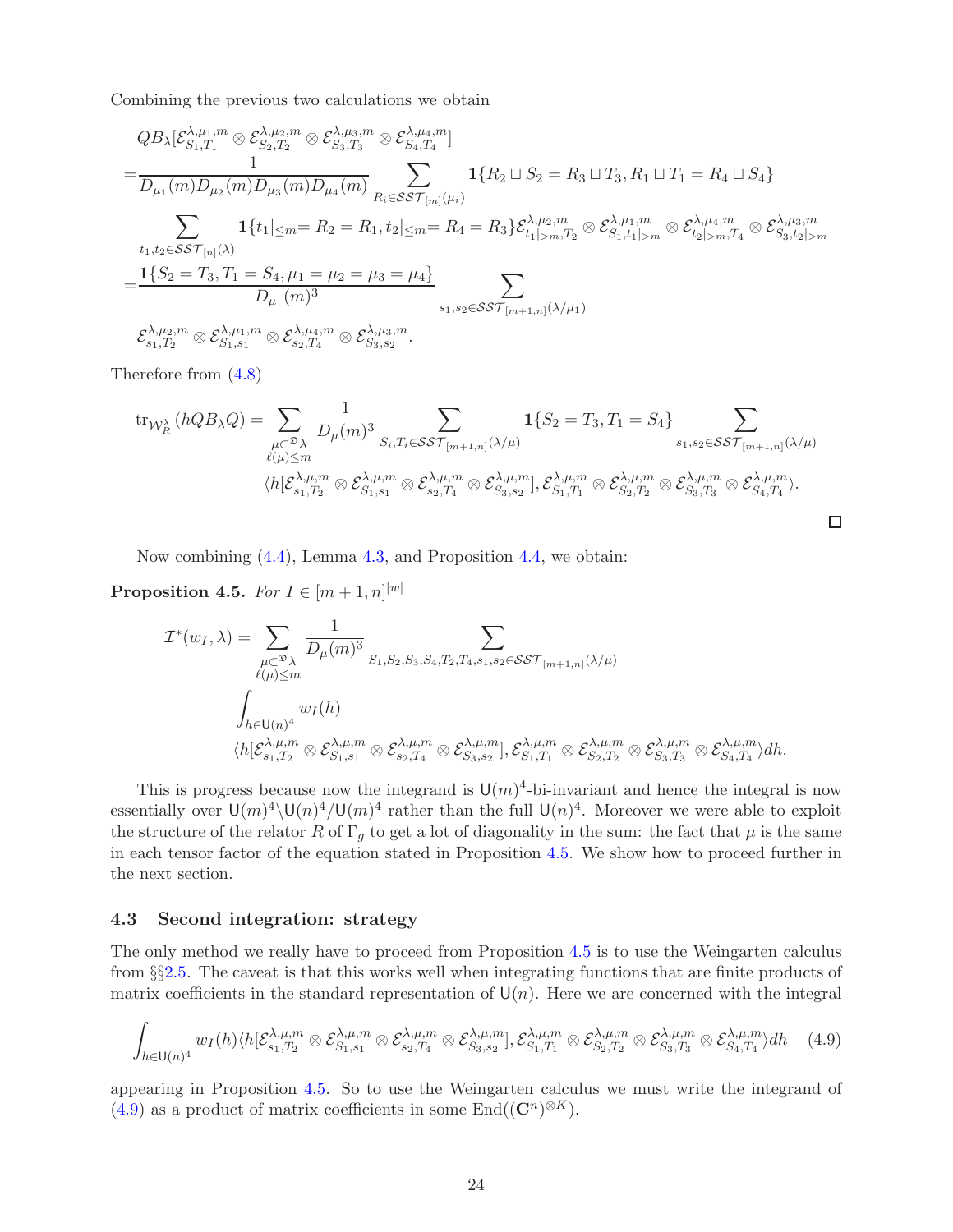Combining the previous two calculations we obtain

$$
\begin{aligned}
&QB_\lambda[\mathcal{E}^{\lambda,\mu_1,m}_{S_1,T_1}\otimes\mathcal{E}^{\lambda,\mu_2,m}_{S_2,T_2}\otimes\mathcal{E}^{\lambda,\mu_3,m}_{S_3,T_3}\otimes\mathcal{E}^{\lambda,\mu_4,m}_{S_4,T_4}]\\
=&\frac{1}{D_{\mu_1}(m)D_{\mu_2}(m)D_{\mu_3}(m)D_{\mu_4}(m)}\sum_{R_i\in\mathcal{SST}_{[m]}(\mu_i)}\mathbf{1}\{R_2\sqcup S_2=R_3\sqcup T_3, R_1\sqcup T_1=R_4\sqcup S_4\}\\
&\sum_{t_1,t_2\in\mathcal{SST}_{[n]}(\lambda)}\mathbf{1}\{t_1|_{\le m}=R_2=R_1, t_2|_{\le m}=R_4=R_3\}\mathcal{E}^{\lambda,\mu_2,m}_{t_1|_{>m},T_2}\otimes\mathcal{E}^{\lambda,\mu_1,m}_{S_1,t_1|_{>m}}\otimes\mathcal{E}^{\lambda,\mu_4,m}_{t_2|_{>m},T_4}\otimes\mathcal{E}^{\lambda,\mu_3,m}_{S_3,t_2|_{>m}}\\
=&\frac{\mathbf{1}\{S_2=T_3,T_1=S_4,\mu_1=\mu_2=\mu_3=\mu_4\}}{D_{\mu_1}(m)^3}\sum_{s_1,s_2\in\mathcal{SST}_{[m+1,n]}(\lambda/\mu_1)}\\
&\mathcal{E}^{\lambda,\mu_2,m}_{s_1,T_2}\otimes\mathcal{E}^{\lambda,\mu_1,m}_{S_1,s_1}\otimes\mathcal{E}^{\lambda,\mu_4,m}_{s_2,T_4}\otimes\mathcal{E}^{\lambda,\mu_3,m}_{S_3,s_2}.
\end{aligned}
$$

Therefore from (4.8)

$$
\begin{aligned}
\mathrm{tr}_{\mathcal{W}^\lambda_R}(hQB_\lambda Q)=&\sum_{\substack{\mu\subset^{\mathfrak{D}}\lambda\\ \ell(\mu)\le m}}\frac{1}{D_\mu(m)^3}\sum_{S_i,T_i\in\mathcal{SST}_{[m+1,n]}(\lambda/\mu)}\mathbf{1}\{S_2=T_3,T_1=S_4\}\sum_{s_1,s_2\in\mathcal{SST}_{[m+1,n]}(\lambda/\mu)}\\
&\langle h[\mathcal{E}^{\lambda,\mu,m}_{s_1,T_2}\otimes\mathcal{E}^{\lambda,\mu,m}_{S_1,s_1}\otimes\mathcal{E}^{\lambda,\mu,m}_{s_2,T_4}\otimes\mathcal{E}^{\lambda,\mu,m}_{S_3,s_2}],\mathcal{E}^{\lambda,\mu,m}_{S_1,T_1}\otimes\mathcal{E}^{\lambda,\mu,m}_{S_2,T_2}\otimes\mathcal{E}^{\lambda,\mu,m}_{S_3,T_3}\otimes\mathcal{E}^{\lambda,\mu,m}_{S_4,T_4}\rangle.
\end{aligned}
$$

$\square$

Now combining (4.4), Lemma 4.3, and Proposition 4.4, we obtain:

**Proposition 4.5.** *For $I\in[m+1,n]^{|w|}$*

$$
\begin{aligned}
\mathcal{I}^*(w_I,\lambda)=&\sum_{\substack{\mu\subset^{\mathfrak{D}}\lambda\\ \ell(\mu)\le m}}\frac{1}{D_\mu(m)^3}\sum_{S_1,S_2,S_3,S_4,T_2,T_4,s_1,s_2\in\mathcal{SST}_{[m+1,n]}(\lambda/\mu)}\\
&\int_{h\in\mathsf{U}(n)^4}w_I(h)\\
&\langle h[\mathcal{E}^{\lambda,\mu,m}_{s_1,T_2}\otimes\mathcal{E}^{\lambda,\mu,m}_{S_1,s_1}\otimes\mathcal{E}^{\lambda,\mu,m}_{s_2,T_4}\otimes\mathcal{E}^{\lambda,\mu,m}_{S_3,s_2}],\mathcal{E}^{\lambda,\mu,m}_{S_1,T_1}\otimes\mathcal{E}^{\lambda,\mu,m}_{S_2,T_2}\otimes\mathcal{E}^{\lambda,\mu,m}_{S_3,T_3}\otimes\mathcal{E}^{\lambda,\mu,m}_{S_4,T_4}\rangle dh.
\end{aligned}
$$

This is progress because now the integrand is $\mathsf{U}(m)^4$-bi-invariant and hence the integral is now essentially over $\mathsf{U}(m)^4\backslash\mathsf{U}(n)^4/\mathsf{U}(m)^4$ rather than the full $\mathsf{U}(n)^4$. Moreover we were able to exploit the structure of the relator $R$ of $\Gamma_g$ to get a lot of diagonality in the sum: the fact that $\mu$ is the same in each tensor factor of the equation stated in Proposition 4.5. We show how to proceed further in the next section.

### 4.3 Second integration: strategy

The only method we really have to proceed from Proposition 4.5 is to use the Weingarten calculus from §§2.5. The caveat is that this works well when integrating functions that are finite products of matrix coefficients in the standard representation of $\mathsf{U}(n)$. Here we are concerned with the integral

$$
\int_{h\in\mathsf{U}(n)^4}w_I(h)\langle h[\mathcal{E}^{\lambda,\mu,m}_{s_1,T_2}\otimes\mathcal{E}^{\lambda,\mu,m}_{S_1,s_1}\otimes\mathcal{E}^{\lambda,\mu,m}_{s_2,T_4}\otimes\mathcal{E}^{\lambda,\mu,m}_{S_3,s_2}],\mathcal{E}^{\lambda,\mu,m}_{S_1,T_1}\otimes\mathcal{E}^{\lambda,\mu,m}_{S_2,T_2}\otimes\mathcal{E}^{\lambda,\mu,m}_{S_3,T_3}\otimes\mathcal{E}^{\lambda,\mu,m}_{S_4,T_4}\rangle dh \quad (4.9)
$$

appearing in Proposition 4.5. So to use the Weingarten calculus we must write the integrand of (4.9) as a product of matrix coefficients in some $\mathrm{End}((\mathbf{C}^n)^{\otimes K})$.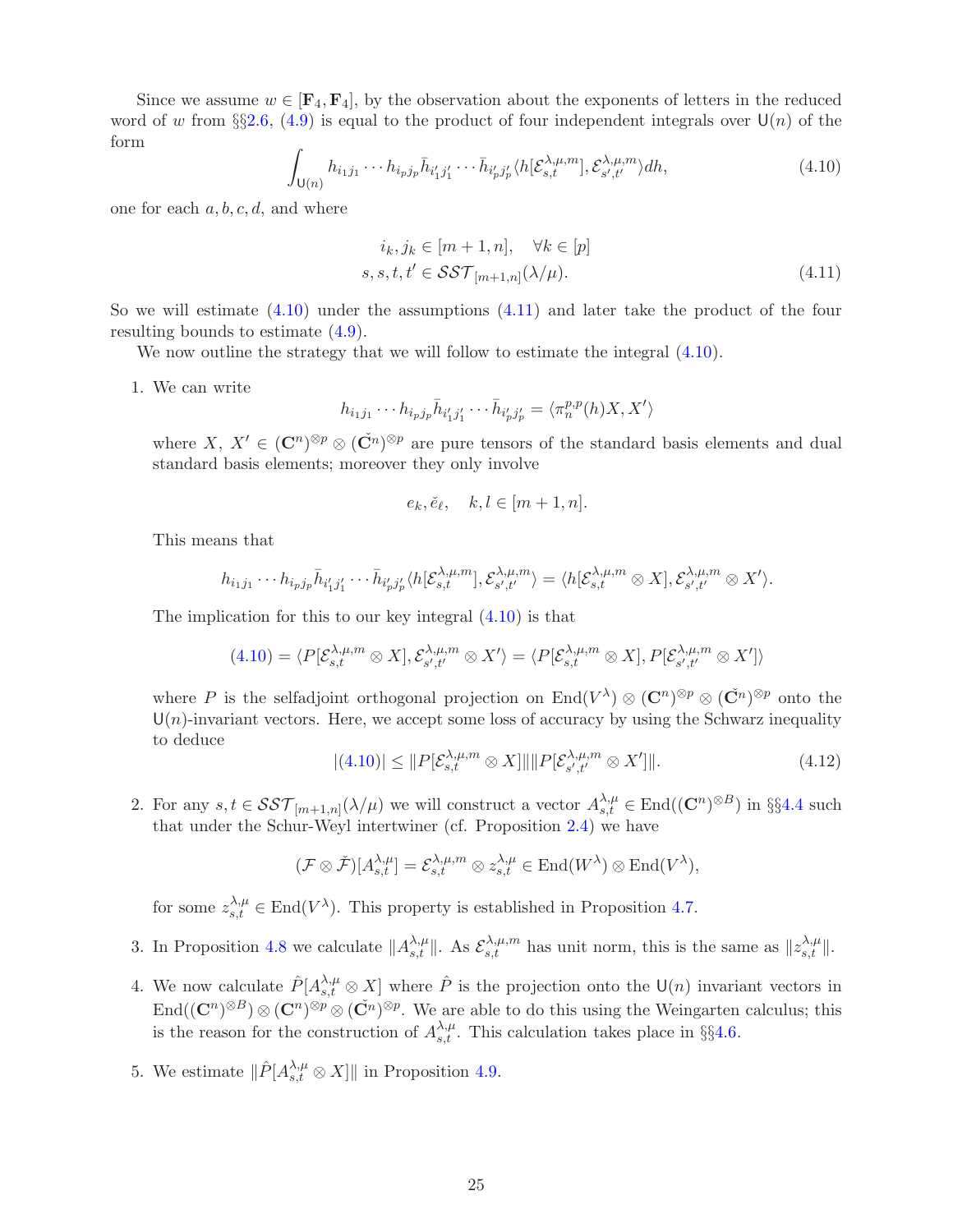Since we assume $w \in [\mathbf{F}_4, \mathbf{F}_4]$, by the observation about the exponents of letters in the reduced word of $w$ from §§2.6, (4.9) is equal to the product of four independent integrals over $\mathsf{U}(n)$ of the form

$$\int_{\mathsf{U}(n)} h_{i_1 j_1} \cdots h_{i_p j_p} \bar{h}_{i'_1 j'_1} \cdots \bar{h}_{i'_p j'_p} \langle h[\mathcal{E}^{\lambda,\mu,m}_{s,t}], \mathcal{E}^{\lambda,\mu,m}_{s',t'} \rangle dh, \tag{4.10}$$

one for each $a, b, c, d$, and where

$$\begin{aligned} i_k, j_k &\in [m+1, n], \quad \forall k \in [p] \\ s, s, t, t' &\in \mathcal{SST}_{[m+1,n]}(\lambda/\mu). \end{aligned} \tag{4.11}$$

So we will estimate (4.10) under the assumptions (4.11) and later take the product of the four resulting bounds to estimate (4.9).

We now outline the strategy that we will follow to estimate the integral (4.10).

1. We can write
$$h_{i_1 j_1} \cdots h_{i_p j_p} \bar{h}_{i'_1 j'_1} \cdots \bar{h}_{i'_p j'_p} = \langle \pi_n^{p,p}(h) X, X' \rangle$$
where $X,\ X' \in (\mathbf{C}^n)^{\otimes p} \otimes (\check{\mathbf{C}}^n)^{\otimes p}$ are pure tensors of the standard basis elements and dual standard basis elements; moreover they only involve
$$e_k, \check{e}_\ell, \quad k, l \in [m+1, n].$$
This means that
$$h_{i_1 j_1} \cdots h_{i_p j_p} \bar{h}_{i'_1 j'_1} \cdots \bar{h}_{i'_p j'_p} \langle h[\mathcal{E}^{\lambda,\mu,m}_{s,t}], \mathcal{E}^{\lambda,\mu,m}_{s',t'} \rangle = \langle h[\mathcal{E}^{\lambda,\mu,m}_{s,t} \otimes X], \mathcal{E}^{\lambda,\mu,m}_{s',t'} \otimes X' \rangle.$$
The implication for this to our key integral (4.10) is that
$$(4.10) = \langle P[\mathcal{E}^{\lambda,\mu,m}_{s,t} \otimes X], \mathcal{E}^{\lambda,\mu,m}_{s',t'} \otimes X' \rangle = \langle P[\mathcal{E}^{\lambda,\mu,m}_{s,t} \otimes X], P[\mathcal{E}^{\lambda,\mu,m}_{s',t'} \otimes X'] \rangle$$
where $P$ is the selfadjoint orthogonal projection on $\mathrm{End}(V^\lambda) \otimes (\mathbf{C}^n)^{\otimes p} \otimes (\check{\mathbf{C}}^n)^{\otimes p}$ onto the $\mathsf{U}(n)$-invariant vectors. Here, we accept some loss of accuracy by using the Schwarz inequality to deduce
$$|(4.10)| \leq \| P[\mathcal{E}^{\lambda,\mu,m}_{s,t} \otimes X] \| \| P[\mathcal{E}^{\lambda,\mu,m}_{s',t'} \otimes X'] \|. \tag{4.12}$$

2. For any $s, t \in \mathcal{SST}_{[m+1,n]}(\lambda/\mu)$ we will construct a vector $A^{\lambda,\mu}_{s,t} \in \mathrm{End}((\mathbf{C}^n)^{\otimes B})$ in §§4.4 such that under the Schur-Weyl intertwiner (cf. Proposition 2.4) we have
$$(\mathcal{F} \otimes \check{\mathcal{F}})[A^{\lambda,\mu}_{s,t}] = \mathcal{E}^{\lambda,\mu,m}_{s,t} \otimes z^{\lambda,\mu}_{s,t} \in \mathrm{End}(W^\lambda) \otimes \mathrm{End}(V^\lambda),$$
for some $z^{\lambda,\mu}_{s,t} \in \mathrm{End}(V^\lambda)$. This property is established in Proposition 4.7.

3. In Proposition 4.8 we calculate $\|A^{\lambda,\mu}_{s,t}\|$. As $\mathcal{E}^{\lambda,\mu,m}_{s,t}$ has unit norm, this is the same as $\|z^{\lambda,\mu}_{s,t}\|$.

4. We now calculate $\hat{P}[A^{\lambda,\mu}_{s,t} \otimes X]$ where $\hat{P}$ is the projection onto the $\mathsf{U}(n)$ invariant vectors in $\mathrm{End}((\mathbf{C}^n)^{\otimes B}) \otimes (\mathbf{C}^n)^{\otimes p} \otimes (\check{\mathbf{C}}^n)^{\otimes p}$. We are able to do this using the Weingarten calculus; this is the reason for the construction of $A^{\lambda,\mu}_{s,t}$. This calculation takes place in §§4.6.

5. We estimate $\|\hat{P}[A^{\lambda,\mu}_{s,t} \otimes X]\|$ in Proposition 4.9.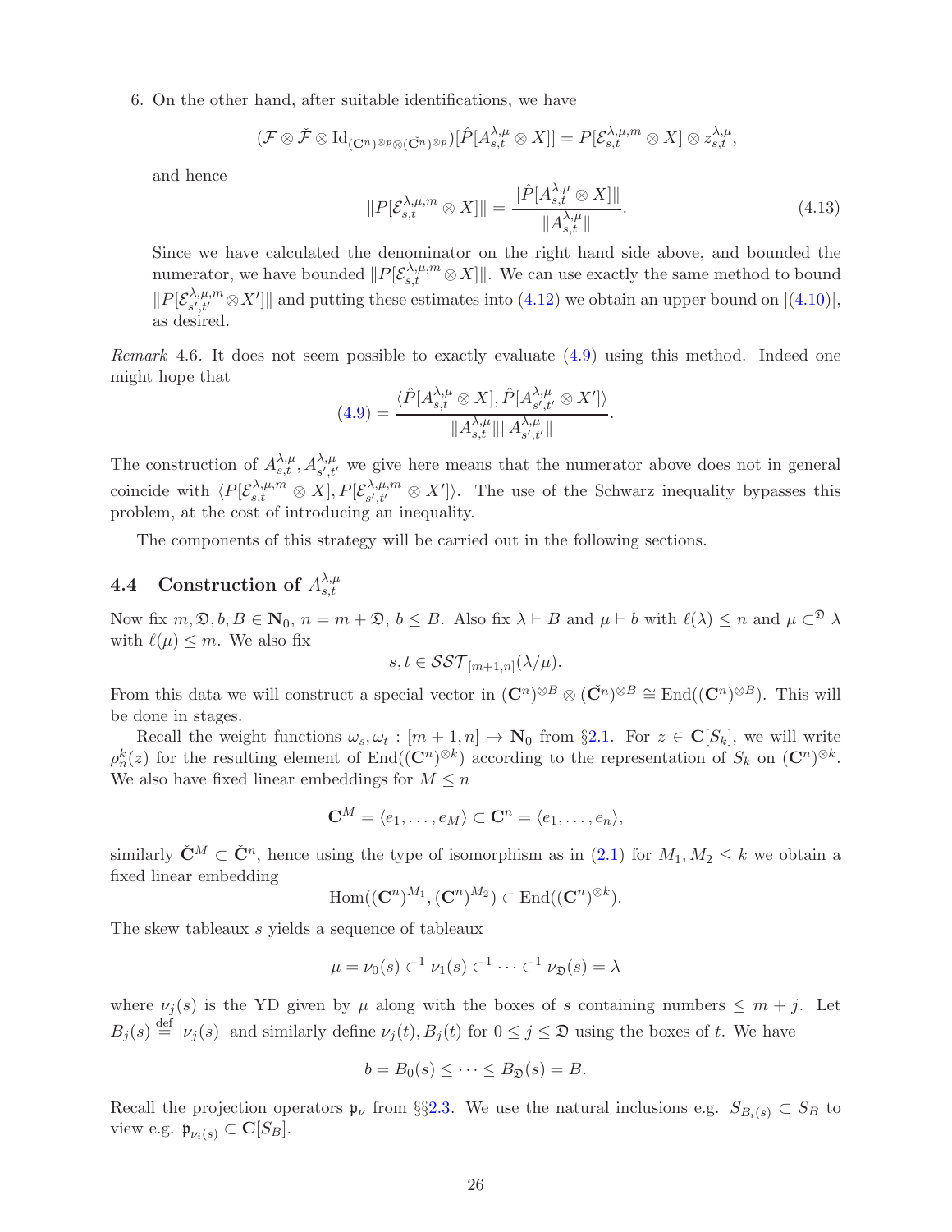6. On the other hand, after suitable identifications, we have

$$(\mathcal{F} \otimes \check{\mathcal{F}} \otimes \mathrm{Id}_{(\mathbf{C}^n)^{\otimes p} \otimes (\check{\mathbf{C}}^n)^{\otimes p}})[\hat{P}[A_{s,t}^{\lambda,\mu} \otimes X]] = P[\mathcal{E}_{s,t}^{\lambda,\mu,m} \otimes X] \otimes z_{s,t}^{\lambda,\mu},$$

and hence

$$\|P[\mathcal{E}_{s,t}^{\lambda,\mu,m} \otimes X]\| = \frac{\|\hat{P}[A_{s,t}^{\lambda,\mu} \otimes X]\|}{\|A_{s,t}^{\lambda,\mu}\|}. \tag{4.13}$$

Since we have calculated the denominator on the right hand side above, and bounded the numerator, we have bounded $\|P[\mathcal{E}_{s,t}^{\lambda,\mu,m} \otimes X]\|$. We can use exactly the same method to bound $\|P[\mathcal{E}_{s',t'}^{\lambda,\mu,m} \otimes X']\|$ and putting these estimates into (4.12) we obtain an upper bound on $|(4.10)|$, as desired.

*Remark* 4.6. It does not seem possible to exactly evaluate (4.9) using this method. Indeed one might hope that

$$(4.9) = \frac{\langle \hat{P}[A_{s,t}^{\lambda,\mu} \otimes X], \hat{P}[A_{s',t'}^{\lambda,\mu} \otimes X'] \rangle}{\|A_{s,t}^{\lambda,\mu}\| \|A_{s',t'}^{\lambda,\mu}\|}.$$

The construction of $A_{s,t}^{\lambda,\mu}, A_{s',t'}^{\lambda,\mu}$ we give here means that the numerator above does not in general coincide with $\langle P[\mathcal{E}_{s,t}^{\lambda,\mu,m} \otimes X], P[\mathcal{E}_{s',t'}^{\lambda,\mu,m} \otimes X'] \rangle$. The use of the Schwarz inequality bypasses this problem, at the cost of introducing an inequality.

The components of this strategy will be carried out in the following sections.

## 4.4 Construction of $A_{s,t}^{\lambda,\mu}$

Now fix $m, \mathfrak{D}, b, B \in \mathbf{N}_0$, $n = m + \mathfrak{D}$, $b \le B$. Also fix $\lambda \vdash B$ and $\mu \vdash b$ with $\ell(\lambda) \le n$ and $\mu \subset^{\mathfrak{D}} \lambda$ with $\ell(\mu) \le m$. We also fix

$$s, t \in \mathcal{SST}_{[m+1,n]}(\lambda/\mu).$$

From this data we will construct a special vector in $(\mathbf{C}^n)^{\otimes B} \otimes (\check{\mathbf{C}}^n)^{\otimes B} \cong \mathrm{End}((\mathbf{C}^n)^{\otimes B})$. This will be done in stages.

Recall the weight functions $\omega_s, \omega_t : [m+1, n] \to \mathbf{N}_0$ from §2.1. For $z \in \mathbf{C}[S_k]$, we will write $\rho_n^k(z)$ for the resulting element of $\mathrm{End}((\mathbf{C}^n)^{\otimes k})$ according to the representation of $S_k$ on $(\mathbf{C}^n)^{\otimes k}$. We also have fixed linear embeddings for $M \le n$

$$\mathbf{C}^M = \langle e_1, \ldots, e_M \rangle \subset \mathbf{C}^n = \langle e_1, \ldots, e_n \rangle,$$

similarly $\check{\mathbf{C}}^M \subset \check{\mathbf{C}}^n$, hence using the type of isomorphism as in (2.1) for $M_1, M_2 \le k$ we obtain a fixed linear embedding

$$\mathrm{Hom}((\mathbf{C}^n)^{M_1}, (\mathbf{C}^n)^{M_2}) \subset \mathrm{End}((\mathbf{C}^n)^{\otimes k}).$$

The skew tableaux $s$ yields a sequence of tableaux

$$\mu = \nu_0(s) \subset^1 \nu_1(s) \subset^1 \cdots \subset^1 \nu_{\mathfrak{D}}(s) = \lambda$$

where $\nu_j(s)$ is the YD given by $\mu$ along with the boxes of $s$ containing numbers $\le m + j$. Let $B_j(s) \stackrel{\text{def}}{=} |\nu_j(s)|$ and similarly define $\nu_j(t), B_j(t)$ for $0 \le j \le \mathfrak{D}$ using the boxes of $t$. We have

$$b = B_0(s) \le \cdots \le B_{\mathfrak{D}}(s) = B.$$

Recall the projection operators $\mathfrak{p}_\nu$ from §§2.3. We use the natural inclusions e.g. $S_{B_i(s)} \subset S_B$ to view e.g. $\mathfrak{p}_{\nu_i(s)} \subset \mathbf{C}[S_B]$.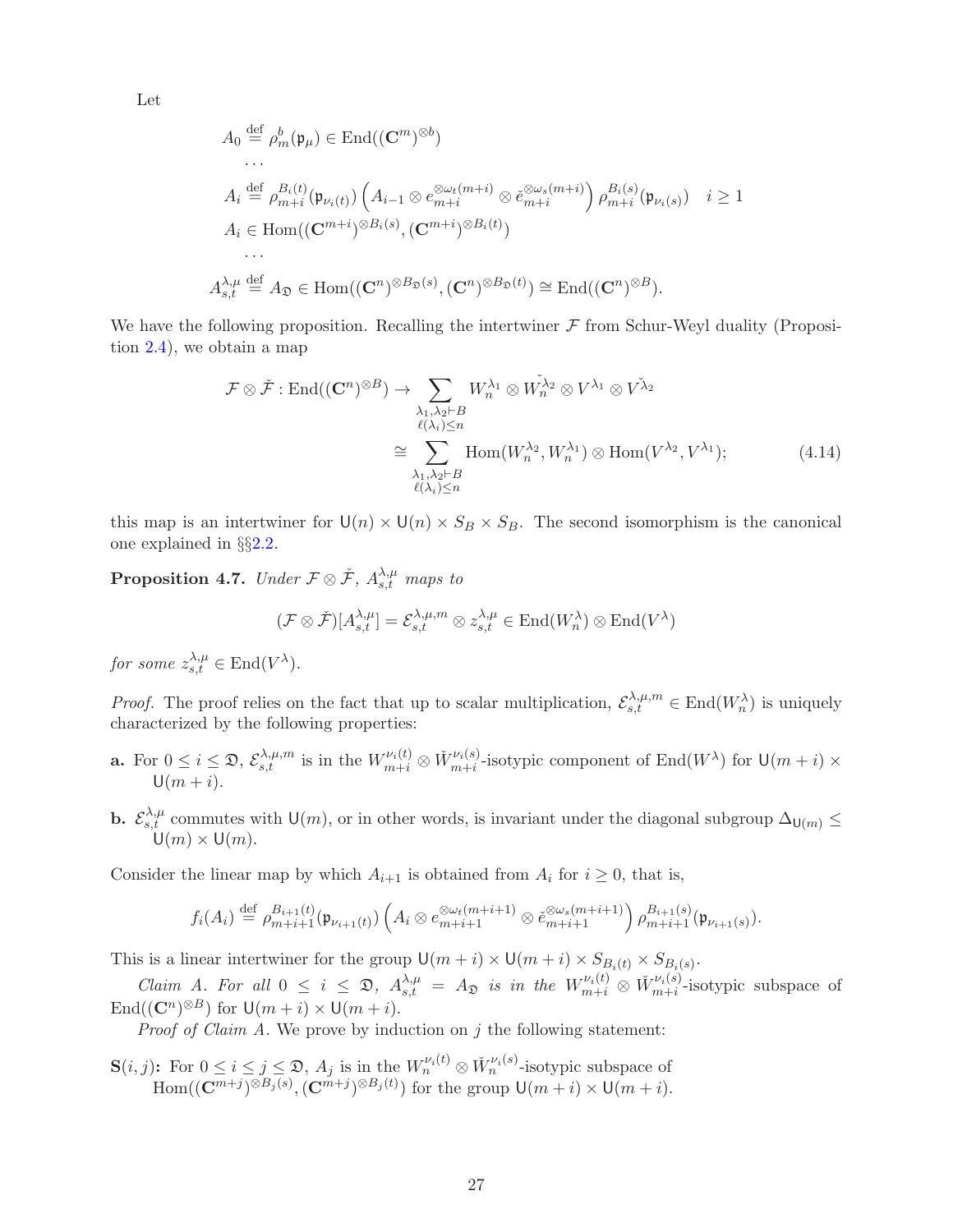Let

$$
\begin{aligned}
A_0 &\stackrel{\text{def}}{=} \rho_m^b(\mathfrak{p}_\mu) \in \mathrm{End}((\mathbf{C}^m)^{\otimes b}) \\
&\cdots \\
A_i &\stackrel{\text{def}}{=} \rho_{m+i}^{B_i(t)}(\mathfrak{p}_{\nu_i(t)}) \left( A_{i-1} \otimes e_{m+i}^{\otimes \omega_t(m+i)} \otimes \check{e}_{m+i}^{\otimes \omega_s(m+i)} \right) \rho_{m+i}^{B_i(s)}(\mathfrak{p}_{\nu_i(s)}) \quad i \geq 1 \\
A_i &\in \mathrm{Hom}((\mathbf{C}^{m+i})^{\otimes B_i(s)}, (\mathbf{C}^{m+i})^{\otimes B_i(t)}) \\
&\cdots \\
A_{s,t}^{\lambda,\mu} &\stackrel{\text{def}}{=} A_{\mathfrak{D}} \in \mathrm{Hom}((\mathbf{C}^n)^{\otimes B_{\mathfrak{D}}(s)}, (\mathbf{C}^n)^{\otimes B_{\mathfrak{D}}(t)}) \cong \mathrm{End}((\mathbf{C}^n)^{\otimes B}).
\end{aligned}
$$

We have the following proposition. Recalling the intertwiner $\mathcal{F}$ from Schur-Weyl duality (Proposition 2.4), we obtain a map

$$
\begin{aligned}
\mathcal{F} \otimes \check{\mathcal{F}} : \mathrm{End}((\mathbf{C}^n)^{\otimes B}) &\to \sum_{\substack{\lambda_1, \lambda_2 \vdash B \\ \ell(\lambda_i) \leq n}} W_n^{\lambda_1} \otimes \check{W_n^{\lambda_2}} \otimes V^{\lambda_1} \otimes \check{V^{\lambda_2}} \\
&\cong \sum_{\substack{\lambda_1, \lambda_2 \vdash B \\ \ell(\lambda_i) \leq n}} \mathrm{Hom}(W_n^{\lambda_2}, W_n^{\lambda_1}) \otimes \mathrm{Hom}(V^{\lambda_2}, V^{\lambda_1});
\end{aligned} \tag{4.14}
$$

this map is an intertwiner for $\mathsf{U}(n) \times \mathsf{U}(n) \times S_B \times S_B$. The second isomorphism is the canonical one explained in §§2.2.

**Proposition 4.7.** *Under $\mathcal{F} \otimes \check{\mathcal{F}}$, $A_{s,t}^{\lambda,\mu}$ maps to*

$$
(\mathcal{F} \otimes \check{\mathcal{F}})[A_{s,t}^{\lambda,\mu}] = \mathcal{E}_{s,t}^{\lambda,\mu,m} \otimes z_{s,t}^{\lambda,\mu} \in \mathrm{End}(W_n^\lambda) \otimes \mathrm{End}(V^\lambda)
$$

*for some $z_{s,t}^{\lambda,\mu} \in \mathrm{End}(V^\lambda)$.*

*Proof.* The proof relies on the fact that up to scalar multiplication, $\mathcal{E}_{s,t}^{\lambda,\mu,m} \in \mathrm{End}(W_n^\lambda)$ is uniquely characterized by the following properties:

**a.** For $0 \leq i \leq \mathfrak{D}$, $\mathcal{E}_{s,t}^{\lambda,\mu,m}$ is in the $W_{m+i}^{\nu_i(t)} \otimes \check{W}_{m+i}^{\nu_i(s)}$-isotypic component of $\mathrm{End}(W^\lambda)$ for $\mathsf{U}(m+i) \times \mathsf{U}(m+i)$.

**b.** $\mathcal{E}_{s,t}^{\lambda,\mu}$ commutes with $\mathsf{U}(m)$, or in other words, is invariant under the diagonal subgroup $\Delta_{\mathsf{U}(m)} \leq \mathsf{U}(m) \times \mathsf{U}(m)$.

Consider the linear map by which $A_{i+1}$ is obtained from $A_i$ for $i \geq 0$, that is,

$$
f_i(A_i) \stackrel{\text{def}}{=} \rho_{m+i+1}^{B_{i+1}(t)}(\mathfrak{p}_{\nu_{i+1}(t)}) \left( A_i \otimes e_{m+i+1}^{\otimes \omega_t(m+i+1)} \otimes \check{e}_{m+i+1}^{\otimes \omega_s(m+i+1)} \right) \rho_{m+i+1}^{B_{i+1}(s)}(\mathfrak{p}_{\nu_{i+1}(s)}).
$$

This is a linear intertwiner for the group $\mathsf{U}(m+i) \times \mathsf{U}(m+i) \times S_{B_i(t)} \times S_{B_i(s)}$.

*Claim A. For all $0 \leq i \leq \mathfrak{D}$, $A_{s,t}^{\lambda,\mu} = A_{\mathfrak{D}}$ is in the $W_{m+i}^{\nu_i(t)} \otimes \check{W}_{m+i}^{\nu_i(s)}$-isotypic subspace of $\mathrm{End}((\mathbf{C}^n)^{\otimes B})$ for $\mathsf{U}(m+i) \times \mathsf{U}(m+i)$.*

*Proof of Claim A.* We prove by induction on $j$ the following statement:

**S$(i,j)$:** For $0 \leq i \leq j \leq \mathfrak{D}$, $A_j$ is in the $W_n^{\nu_i(t)} \otimes \check{W}_n^{\nu_i(s)}$-isotypic subspace of $\mathrm{Hom}((\mathbf{C}^{m+j})^{\otimes B_j(s)}, (\mathbf{C}^{m+j})^{\otimes B_j(t)})$ for the group $\mathsf{U}(m+i) \times \mathsf{U}(m+i)$.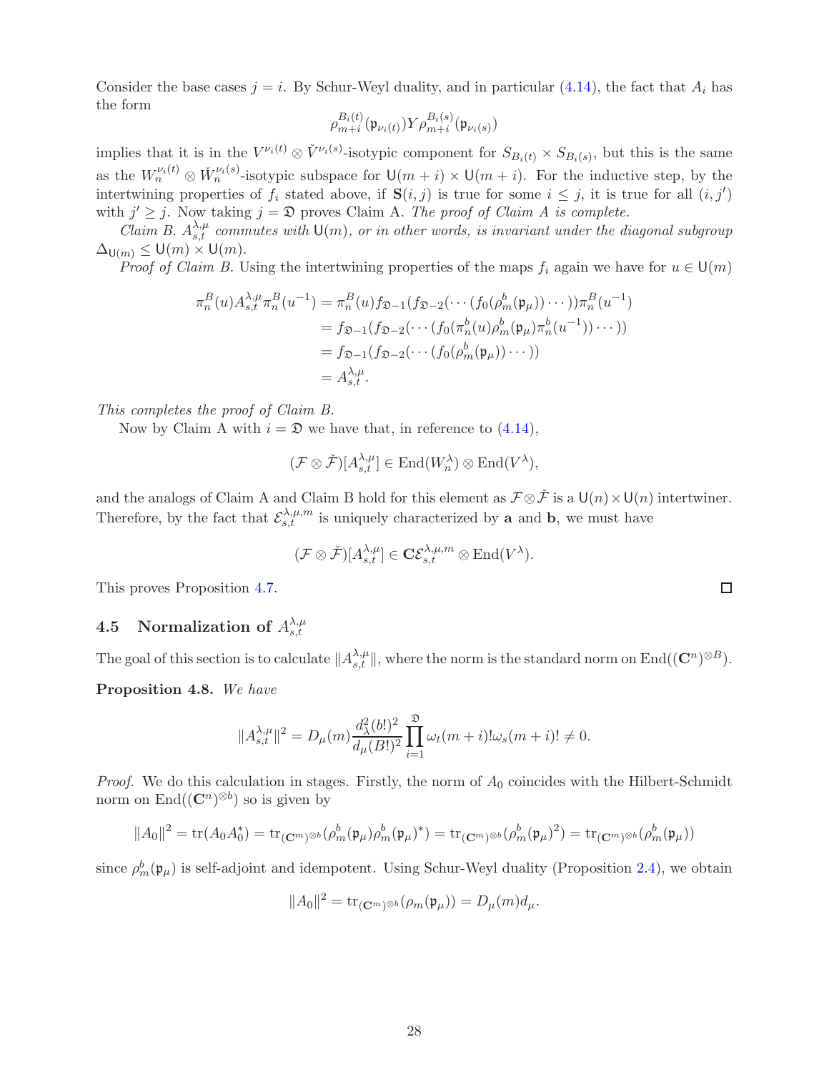Consider the base cases $j = i$. By Schur-Weyl duality, and in particular (4.14), the fact that $A_i$ has the form

$$\rho_{m+i}^{B_i(t)}(\mathfrak{p}_{\nu_i(t)}) Y \rho_{m+i}^{B_i(s)}(\mathfrak{p}_{\nu_i(s)})$$

implies that it is in the $V^{\nu_i(t)} \otimes \check{V}^{\nu_i(s)}$-isotypic component for $S_{B_i(t)} \times S_{B_i(s)}$, but this is the same as the $W_n^{\nu_i(t)} \otimes \check{W}_n^{\nu_i(s)}$-isotypic subspace for $\mathsf{U}(m+i) \times \mathsf{U}(m+i)$. For the inductive step, by the intertwining properties of $f_i$ stated above, if $\mathbf{S}(i,j)$ is true for some $i \leq j$, it is true for all $(i, j')$ with $j' \geq j$. Now taking $j = \mathfrak{D}$ proves Claim A. *The proof of Claim A is complete.*

*Claim B. $A_{s,t}^{\lambda,\mu}$ commutes with $\mathsf{U}(m)$, or in other words, is invariant under the diagonal subgroup $\Delta_{\mathsf{U}(m)} \leq \mathsf{U}(m) \times \mathsf{U}(m)$.*

*Proof of Claim B.* Using the intertwining properties of the maps $f_i$ again we have for $u \in \mathsf{U}(m)$

$$\begin{aligned}
\pi_n^B(u) A_{s,t}^{\lambda,\mu} \pi_n^B(u^{-1}) &= \pi_n^B(u) f_{\mathfrak{D}-1}(f_{\mathfrak{D}-2}(\cdots (f_0(\rho_m^b(\mathfrak{p}_\mu)) \cdots)) \pi_n^B(u^{-1}) \\
&= f_{\mathfrak{D}-1}(f_{\mathfrak{D}-2}(\cdots (f_0(\pi_n^b(u) \rho_m^b(\mathfrak{p}_\mu) \pi_n^b(u^{-1})) \cdots)) \\
&= f_{\mathfrak{D}-1}(f_{\mathfrak{D}-2}(\cdots (f_0(\rho_m^b(\mathfrak{p}_\mu)) \cdots)) \\
&= A_{s,t}^{\lambda,\mu}.
\end{aligned}$$

*This completes the proof of Claim B.*

Now by Claim A with $i = \mathfrak{D}$ we have that, in reference to (4.14),

$$(\mathcal{F} \otimes \check{\mathcal{F}})[A_{s,t}^{\lambda,\mu}] \in \mathrm{End}(W_n^\lambda) \otimes \mathrm{End}(V^\lambda),$$

and the analogs of Claim A and Claim B hold for this element as $\mathcal{F} \otimes \check{\mathcal{F}}$ is a $\mathsf{U}(n) \times \mathsf{U}(n)$ intertwiner. Therefore, by the fact that $\mathcal{E}_{s,t}^{\lambda,\mu,m}$ is uniquely characterized by $\mathbf{a}$ and $\mathbf{b}$, we must have

$$(\mathcal{F} \otimes \check{\mathcal{F}})[A_{s,t}^{\lambda,\mu}] \in \mathbf{C}\mathcal{E}_{s,t}^{\lambda,\mu,m} \otimes \mathrm{End}(V^\lambda).$$

This proves Proposition 4.7. ∎

## 4.5 Normalization of $A_{s,t}^{\lambda,\mu}$

The goal of this section is to calculate $\|A_{s,t}^{\lambda,\mu}\|$, where the norm is the standard norm on $\mathrm{End}((\mathbf{C}^n)^{\otimes B})$.

**Proposition 4.8.** *We have*

$$\|A_{s,t}^{\lambda,\mu}\|^2 = D_\mu(m) \frac{d_\lambda^2 (b!)^2}{d_\mu (B!)^2} \prod_{i=1}^{\mathfrak{D}} \omega_t(m+i)! \omega_s(m+i)! \neq 0.$$

*Proof.* We do this calculation in stages. Firstly, the norm of $A_0$ coincides with the Hilbert-Schmidt norm on $\mathrm{End}((\mathbf{C}^n)^{\otimes b})$ so is given by

$$\|A_0\|^2 = \mathrm{tr}(A_0 A_0^*) = \mathrm{tr}_{(\mathbf{C}^m)^{\otimes b}}(\rho_m^b(\mathfrak{p}_\mu) \rho_m^b(\mathfrak{p}_\mu)^*) = \mathrm{tr}_{(\mathbf{C}^m)^{\otimes b}}(\rho_m^b(\mathfrak{p}_\mu)^2) = \mathrm{tr}_{(\mathbf{C}^m)^{\otimes b}}(\rho_m^b(\mathfrak{p}_\mu))$$

since $\rho_m^b(\mathfrak{p}_\mu)$ is self-adjoint and idempotent. Using Schur-Weyl duality (Proposition 2.4), we obtain

$$\|A_0\|^2 = \mathrm{tr}_{(\mathbf{C}^m)^{\otimes b}}(\rho_m(\mathfrak{p}_\mu)) = D_\mu(m) d_\mu.$$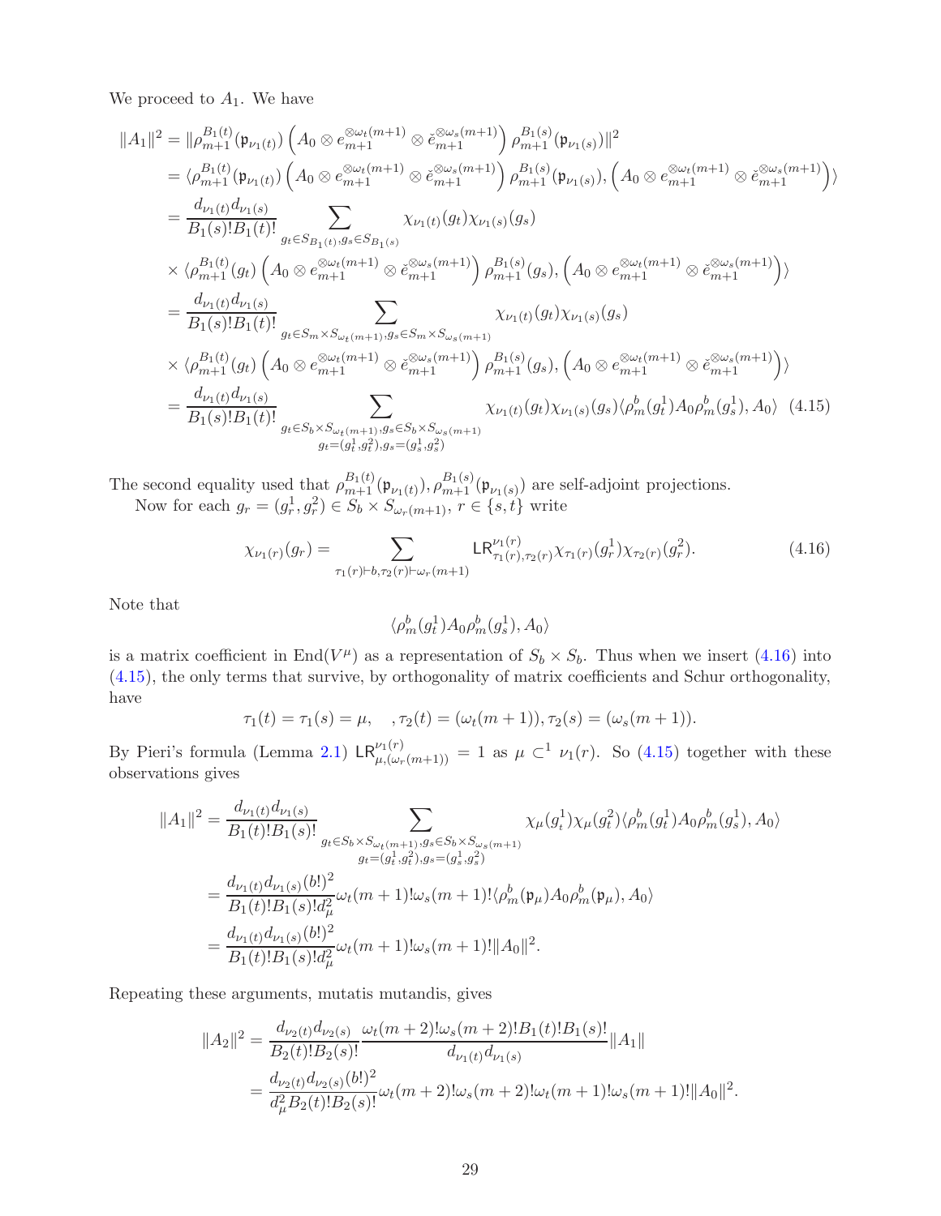We proceed to $A_1$. We have

$$
\begin{aligned}
\|A_1\|^2 &= \|\rho_{m+1}^{B_1(t)}(\mathfrak{p}_{\nu_1(t)}) \left(A_0 \otimes e_{m+1}^{\otimes \omega_t(m+1)} \otimes \check{e}_{m+1}^{\otimes \omega_s(m+1)}\right) \rho_{m+1}^{B_1(s)}(\mathfrak{p}_{\nu_1(s)})\|^2 \\
&= \langle \rho_{m+1}^{B_1(t)}(\mathfrak{p}_{\nu_1(t)}) \left(A_0 \otimes e_{m+1}^{\otimes \omega_t(m+1)} \otimes \check{e}_{m+1}^{\otimes \omega_s(m+1)}\right) \rho_{m+1}^{B_1(s)}(\mathfrak{p}_{\nu_1(s)}), \left(A_0 \otimes e_{m+1}^{\otimes \omega_t(m+1)} \otimes \check{e}_{m+1}^{\otimes \omega_s(m+1)}\right)\rangle \\
&= \frac{d_{\nu_1(t)} d_{\nu_1(s)}}{B_1(s)! B_1(t)!} \sum_{g_t \in S_{B_1(t)}, g_s \in S_{B_1(s)}} \chi_{\nu_1(t)}(g_t) \chi_{\nu_1(s)}(g_s) \\
&\times \langle \rho_{m+1}^{B_1(t)}(g_t) \left(A_0 \otimes e_{m+1}^{\otimes \omega_t(m+1)} \otimes \check{e}_{m+1}^{\otimes \omega_s(m+1)}\right) \rho_{m+1}^{B_1(s)}(g_s), \left(A_0 \otimes e_{m+1}^{\otimes \omega_t(m+1)} \otimes \check{e}_{m+1}^{\otimes \omega_s(m+1)}\right)\rangle \\
&= \frac{d_{\nu_1(t)} d_{\nu_1(s)}}{B_1(s)! B_1(t)!} \sum_{g_t \in S_m \times S_{\omega_t(m+1)}, g_s \in S_m \times S_{\omega_s(m+1)}} \chi_{\nu_1(t)}(g_t) \chi_{\nu_1(s)}(g_s) \\
&\times \langle \rho_{m+1}^{B_1(t)}(g_t) \left(A_0 \otimes e_{m+1}^{\otimes \omega_t(m+1)} \otimes \check{e}_{m+1}^{\otimes \omega_s(m+1)}\right) \rho_{m+1}^{B_1(s)}(g_s), \left(A_0 \otimes e_{m+1}^{\otimes \omega_t(m+1)} \otimes \check{e}_{m+1}^{\otimes \omega_s(m+1)}\right)\rangle \\
&= \frac{d_{\nu_1(t)} d_{\nu_1(s)}}{B_1(s)! B_1(t)!} \sum_{\substack{g_t \in S_b \times S_{\omega_t(m+1)}, g_s \in S_b \times S_{\omega_s(m+1)} \\ g_t = (g_t^1, g_t^2), g_s = (g_s^1, g_s^2)}} \chi_{\nu_1(t)}(g_t) \chi_{\nu_1(s)}(g_s) \langle \rho_m^b(g_t^1) A_0 \rho_m^b(g_s^1), A_0 \rangle \quad (4.15)
\end{aligned}
$$

The second equality used that $\rho_{m+1}^{B_1(t)}(\mathfrak{p}_{\nu_1(t)}), \rho_{m+1}^{B_1(s)}(\mathfrak{p}_{\nu_1(s)})$ are self-adjoint projections.

Now for each $g_r = (g_r^1, g_r^2) \in S_b \times S_{\omega_r(m+1)}$, $r \in \{s, t\}$ write

$$
\chi_{\nu_1(r)}(g_r) = \sum_{\tau_1(r) \vdash b, \tau_2(r) \vdash \omega_r(m+1)} \mathsf{LR}_{\tau_1(r), \tau_2(r)}^{\nu_1(r)} \chi_{\tau_1(r)}(g_r^1) \chi_{\tau_2(r)}(g_r^2). \quad (4.16)
$$

Note that

$$
\langle \rho_m^b(g_t^1) A_0 \rho_m^b(g_s^1), A_0 \rangle
$$

is a matrix coefficient in $\mathrm{End}(V^\mu)$ as a representation of $S_b \times S_b$. Thus when we insert (4.16) into (4.15), the only terms that survive, by orthogonality of matrix coefficients and Schur orthogonality, have

$$
\tau_1(t) = \tau_1(s) = \mu, \quad , \tau_2(t) = (\omega_t(m+1)), \tau_2(s) = (\omega_s(m+1)).
$$

By Pieri's formula (Lemma 2.1) $\mathsf{LR}_{\mu, (\omega_r(m+1))}^{\nu_1(r)} = 1$ as $\mu \subset^1 \nu_1(r)$. So (4.15) together with these observations gives

$$
\begin{aligned}
\|A_1\|^2 &= \frac{d_{\nu_1(t)} d_{\nu_1(s)}}{B_1(t)! B_1(s)!} \sum_{\substack{g_t \in S_b \times S_{\omega_t(m+1)}, g_s \in S_b \times S_{\omega_s(m+1)} \\ g_t = (g_t^1, g_t^2), g_s = (g_s^1, g_s^2)}} \chi_\mu(g_t^1) \chi_\mu(g_t^2) \langle \rho_m^b(g_t^1) A_0 \rho_m^b(g_s^1), A_0 \rangle \\
&= \frac{d_{\nu_1(t)} d_{\nu_1(s)} (b!)^2}{B_1(t)! B_1(s)! d_\mu^2} \omega_t(m+1)! \omega_s(m+1)! \langle \rho_m^b(\mathfrak{p}_\mu) A_0 \rho_m^b(\mathfrak{p}_\mu), A_0 \rangle \\
&= \frac{d_{\nu_1(t)} d_{\nu_1(s)} (b!)^2}{B_1(t)! B_1(s)! d_\mu^2} \omega_t(m+1)! \omega_s(m+1)! \|A_0\|^2.
\end{aligned}
$$

Repeating these arguments, mutatis mutandis, gives

$$
\begin{aligned}
\|A_2\|^2 &= \frac{d_{\nu_2(t)} d_{\nu_2(s)}}{B_2(t)! B_2(s)!} \frac{\omega_t(m+2)! \omega_s(m+2)! B_1(t)! B_1(s)!}{d_{\nu_1(t)} d_{\nu_1(s)}} \|A_1\| \\
&= \frac{d_{\nu_2(t)} d_{\nu_2(s)} (b!)^2}{d_\mu^2 B_2(t)! B_2(s)!} \omega_t(m+2)! \omega_s(m+2)! \omega_t(m+1)! \omega_s(m+1)! \|A_0\|^2.
\end{aligned}
$$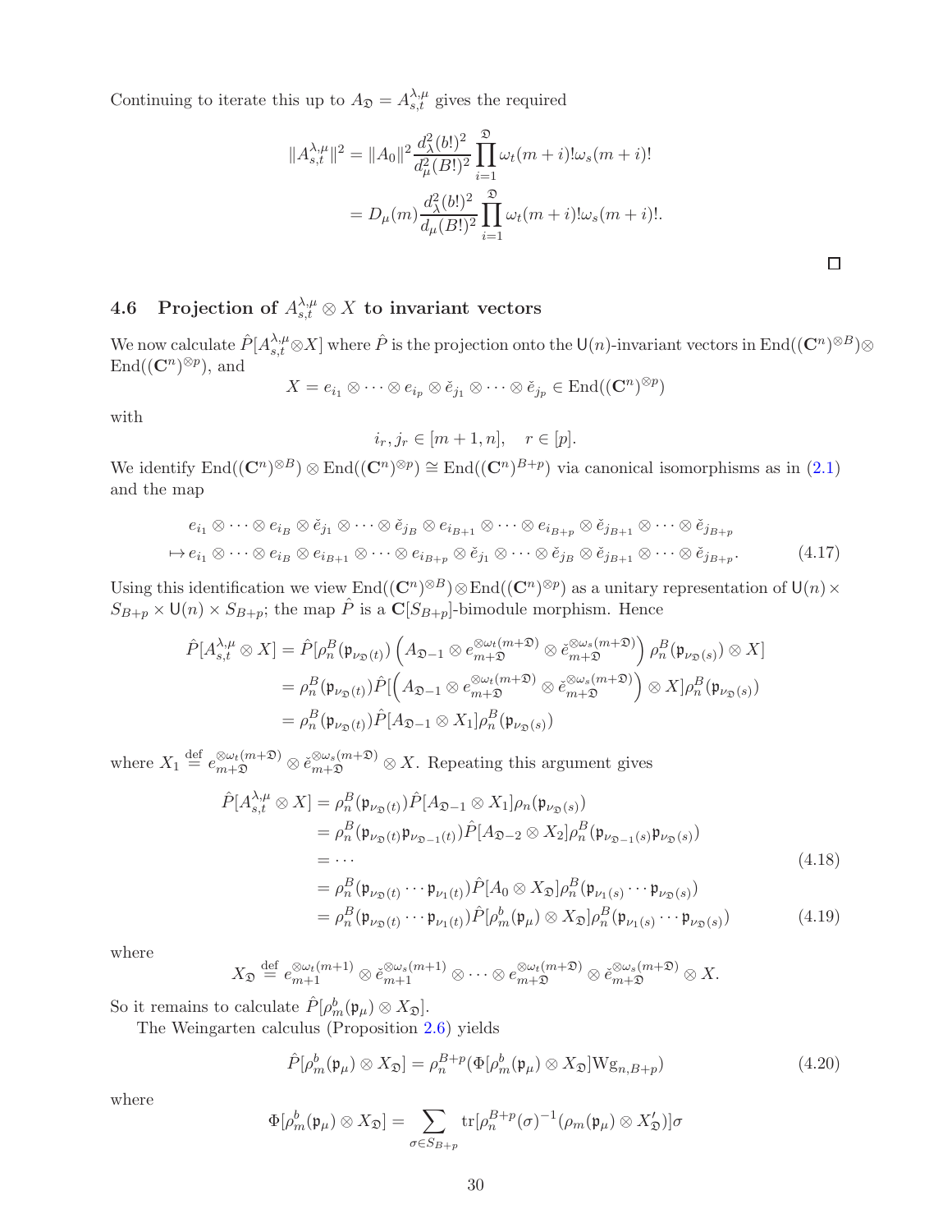Continuing to iterate this up to $A_{\mathfrak{D}} = A_{s,t}^{\lambda,\mu}$ gives the required

$$
\begin{aligned}
\|A_{s,t}^{\lambda,\mu}\|^2 &= \|A_0\|^2 \frac{d_\lambda^2 (b!)^2}{d_\mu^2 (B!)^2} \prod_{i=1}^{\mathfrak{D}} \omega_t(m+i)!\omega_s(m+i)! \\
&= D_\mu(m) \frac{d_\lambda^2 (b!)^2}{d_\mu (B!)^2} \prod_{i=1}^{\mathfrak{D}} \omega_t(m+i)!\omega_s(m+i)!.
\end{aligned}
$$

□

### 4.6 Projection of $A_{s,t}^{\lambda,\mu} \otimes X$ to invariant vectors

We now calculate $\hat{P}[A_{s,t}^{\lambda,\mu} \otimes X]$ where $\hat{P}$ is the projection onto the $\mathsf{U}(n)$-invariant vectors in $\mathrm{End}((\mathbf{C}^n)^{\otimes B}) \otimes \mathrm{End}((\mathbf{C}^n)^{\otimes p})$, and

$$
X = e_{i_1} \otimes \cdots \otimes e_{i_p} \otimes \check{e}_{j_1} \otimes \cdots \otimes \check{e}_{j_p} \in \mathrm{End}((\mathbf{C}^n)^{\otimes p})
$$

with

$$
i_r, j_r \in [m+1, n], \quad r \in [p].
$$

We identify $\mathrm{End}((\mathbf{C}^n)^{\otimes B}) \otimes \mathrm{End}((\mathbf{C}^n)^{\otimes p}) \cong \mathrm{End}((\mathbf{C}^n)^{B+p})$ via canonical isomorphisms as in (2.1) and the map

$$
\begin{aligned}
& e_{i_1} \otimes \cdots \otimes e_{i_B} \otimes \check{e}_{j_1} \otimes \cdots \otimes \check{e}_{j_B} \otimes e_{i_{B+1}} \otimes \cdots \otimes e_{i_{B+p}} \otimes \check{e}_{j_{B+1}} \otimes \cdots \otimes \check{e}_{j_{B+p}} \\
\mapsto & \, e_{i_1} \otimes \cdots \otimes e_{i_B} \otimes e_{i_{B+1}} \otimes \cdots \otimes e_{i_{B+p}} \otimes \check{e}_{j_1} \otimes \cdots \otimes \check{e}_{j_B} \otimes \check{e}_{j_{B+1}} \otimes \cdots \otimes \check{e}_{j_{B+p}}. \qquad (4.17)
\end{aligned}
$$

Using this identification we view $\mathrm{End}((\mathbf{C}^n)^{\otimes B}) \otimes \mathrm{End}((\mathbf{C}^n)^{\otimes p})$ as a unitary representation of $\mathsf{U}(n) \times S_{B+p} \times \mathsf{U}(n) \times S_{B+p}$; the map $\hat{P}$ is a $\mathbf{C}[S_{B+p}]$-bimodule morphism. Hence

$$
\begin{aligned}
\hat{P}[A_{s,t}^{\lambda,\mu} \otimes X] &= \hat{P}[\rho_n^B(\mathfrak{p}_{\nu_{\mathfrak{D}}(t)}) \left( A_{\mathfrak{D}-1} \otimes e_{m+\mathfrak{D}}^{\otimes \omega_t(m+\mathfrak{D})} \otimes \check{e}_{m+\mathfrak{D}}^{\otimes \omega_s(m+\mathfrak{D})} \right) \rho_n^B(\mathfrak{p}_{\nu_{\mathfrak{D}}(s)}) \otimes X] \\
&= \rho_n^B(\mathfrak{p}_{\nu_{\mathfrak{D}}(t)}) \hat{P}[\left( A_{\mathfrak{D}-1} \otimes e_{m+\mathfrak{D}}^{\otimes \omega_t(m+\mathfrak{D})} \otimes \check{e}_{m+\mathfrak{D}}^{\otimes \omega_s(m+\mathfrak{D})} \right) \otimes X] \rho_n^B(\mathfrak{p}_{\nu_{\mathfrak{D}}(s)}) \\
&= \rho_n^B(\mathfrak{p}_{\nu_{\mathfrak{D}}(t)}) \hat{P}[A_{\mathfrak{D}-1} \otimes X_1] \rho_n^B(\mathfrak{p}_{\nu_{\mathfrak{D}}(s)})
\end{aligned}
$$

where $X_1 \stackrel{\text{def}}{=} e_{m+\mathfrak{D}}^{\otimes \omega_t(m+\mathfrak{D})} \otimes \check{e}_{m+\mathfrak{D}}^{\otimes \omega_s(m+\mathfrak{D})} \otimes X$. Repeating this argument gives

$$
\begin{aligned}
\hat{P}[A_{s,t}^{\lambda,\mu} \otimes X] &= \rho_n^B(\mathfrak{p}_{\nu_{\mathfrak{D}}(t)}) \hat{P}[A_{\mathfrak{D}-1} \otimes X_1] \rho_n(\mathfrak{p}_{\nu_{\mathfrak{D}}(s)}) \\
&= \rho_n^B(\mathfrak{p}_{\nu_{\mathfrak{D}}(t)} \mathfrak{p}_{\nu_{\mathfrak{D}-1}(t)}) \hat{P}[A_{\mathfrak{D}-2} \otimes X_2] \rho_n^B(\mathfrak{p}_{\nu_{\mathfrak{D}-1}(s)} \mathfrak{p}_{\nu_{\mathfrak{D}}(s)}) \\
&= \cdots \qquad (4.18) \\
&= \rho_n^B(\mathfrak{p}_{\nu_{\mathfrak{D}}(t)} \cdots \mathfrak{p}_{\nu_1(t)}) \hat{P}[A_0 \otimes X_{\mathfrak{D}}] \rho_n^B(\mathfrak{p}_{\nu_1(s)} \cdots \mathfrak{p}_{\nu_{\mathfrak{D}}(s)}) \\
&= \rho_n^B(\mathfrak{p}_{\nu_{\mathfrak{D}}(t)} \cdots \mathfrak{p}_{\nu_1(t)}) \hat{P}[\rho_m^b(\mathfrak{p}_\mu) \otimes X_{\mathfrak{D}}] \rho_n^B(\mathfrak{p}_{\nu_1(s)} \cdots \mathfrak{p}_{\nu_{\mathfrak{D}}(s)}) \qquad (4.19)
\end{aligned}
$$

where

$$
X_{\mathfrak{D}} \stackrel{\text{def}}{=} e_{m+1}^{\otimes \omega_t(m+1)} \otimes \check{e}_{m+1}^{\otimes \omega_s(m+1)} \otimes \cdots \otimes e_{m+\mathfrak{D}}^{\otimes \omega_t(m+\mathfrak{D})} \otimes \check{e}_{m+\mathfrak{D}}^{\otimes \omega_s(m+\mathfrak{D})} \otimes X.
$$

So it remains to calculate $\hat{P}[\rho_m^b(\mathfrak{p}_\mu) \otimes X_{\mathfrak{D}}]$.

The Weingarten calculus (Proposition 2.6) yields

$$
\hat{P}[\rho_m^b(\mathfrak{p}_\mu) \otimes X_{\mathfrak{D}}] = \rho_n^{B+p}(\Phi[\rho_m^b(\mathfrak{p}_\mu) \otimes X_{\mathfrak{D}}] \mathrm{Wg}_{n,B+p}) \qquad (4.20)
$$

where

$$
\Phi[\rho_m^b(\mathfrak{p}_\mu) \otimes X_{\mathfrak{D}}] = \sum_{\sigma \in S_{B+p}} \mathrm{tr}[\rho_n^{B+p}(\sigma)^{-1} (\rho_m(\mathfrak{p}_\mu) \otimes X'_{\mathfrak{D}})] \sigma
$$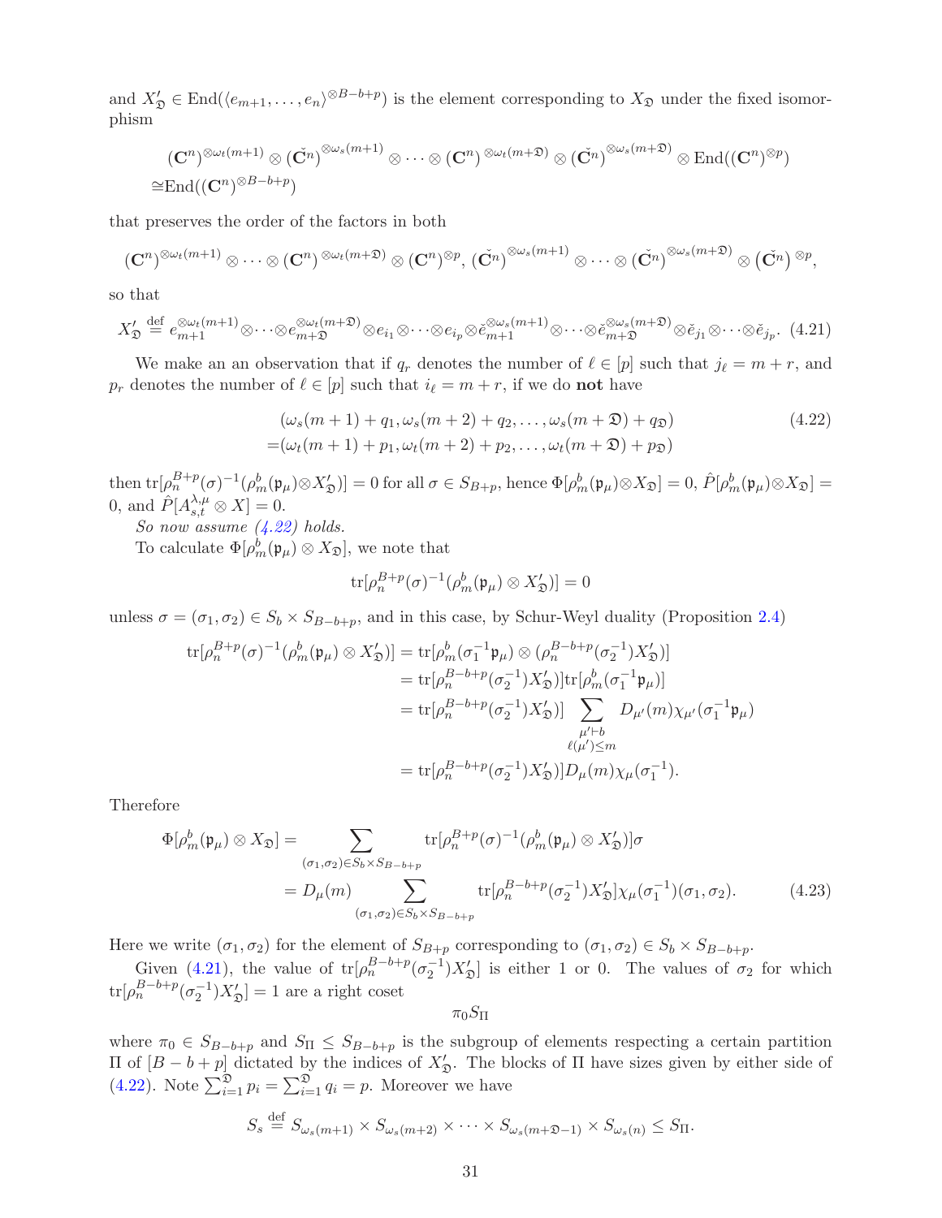and $X'_{\mathfrak{D}} \in \mathrm{End}(\langle e_{m+1},\ldots,e_n\rangle^{\otimes B-b+p})$ is the element corresponding to $X_{\mathfrak{D}}$ under the fixed isomorphism

$$
\begin{aligned}
&(\mathbf{C}^n)^{\otimes\omega_t(m+1)} \otimes (\check{\mathbf{C}}^n)^{\otimes\omega_s(m+1)} \otimes \cdots \otimes (\mathbf{C}^n)^{\otimes\omega_t(m+\mathfrak{D})} \otimes (\check{\mathbf{C}}^n)^{\otimes\omega_s(m+\mathfrak{D})} \otimes \mathrm{End}((\mathbf{C}^n)^{\otimes p}) \\
\cong&\mathrm{End}((\mathbf{C}^n)^{\otimes B-b+p})
\end{aligned}
$$

that preserves the order of the factors in both

$$
(\mathbf{C}^n)^{\otimes\omega_t(m+1)} \otimes \cdots \otimes (\mathbf{C}^n)^{\otimes\omega_t(m+\mathfrak{D})} \otimes (\mathbf{C}^n)^{\otimes p},\ (\check{\mathbf{C}}^n)^{\otimes\omega_s(m+1)} \otimes \cdots \otimes (\check{\mathbf{C}}^n)^{\otimes\omega_s(m+\mathfrak{D})} \otimes (\check{\mathbf{C}}^n)^{\otimes p},
$$

so that

$$
X'_{\mathfrak{D}} \stackrel{\text{def}}{=} e_{m+1}^{\otimes\omega_t(m+1)}\otimes\cdots\otimes e_{m+\mathfrak{D}}^{\otimes\omega_t(m+\mathfrak{D})}\otimes e_{i_1}\otimes\cdots\otimes e_{i_p}\otimes \check{e}_{m+1}^{\otimes\omega_s(m+1)}\otimes\cdots\otimes\check{e}_{m+\mathfrak{D}}^{\otimes\omega_s(m+\mathfrak{D})}\otimes\check{e}_{j_1}\otimes\cdots\otimes\check{e}_{j_p}. \quad (4.21)
$$

We make an an observation that if $q_r$ denotes the number of $\ell \in [p]$ such that $j_\ell = m+r$, and $p_r$ denotes the number of $\ell \in [p]$ such that $i_\ell = m+r$, if we do **not** have

$$
\begin{aligned}
&(\omega_s(m+1)+q_1, \omega_s(m+2)+q_2, \ldots, \omega_s(m+\mathfrak{D})+q_{\mathfrak{D}}) \\
=&(\omega_t(m+1)+p_1, \omega_t(m+2)+p_2, \ldots, \omega_t(m+\mathfrak{D})+p_{\mathfrak{D}})
\end{aligned} \quad (4.22)
$$

then $\mathrm{tr}[\rho_n^{B+p}(\sigma)^{-1}(\rho_m^b(\mathfrak{p}_\mu)\otimes X'_{\mathfrak{D}})] = 0$ for all $\sigma \in S_{B+p}$, hence $\Phi[\rho_m^b(\mathfrak{p}_\mu)\otimes X_{\mathfrak{D}}] = 0$, $\hat{P}[\rho_m^b(\mathfrak{p}_\mu)\otimes X_{\mathfrak{D}}] = 0$, and $\hat{P}[A_{s,t}^{\lambda,\mu}\otimes X] = 0$.

*So now assume (4.22) holds.*

To calculate $\Phi[\rho_m^b(\mathfrak{p}_\mu)\otimes X_{\mathfrak{D}}]$, we note that

$$
\mathrm{tr}[\rho_n^{B+p}(\sigma)^{-1}(\rho_m^b(\mathfrak{p}_\mu)\otimes X'_{\mathfrak{D}})] = 0
$$

unless $\sigma = (\sigma_1,\sigma_2) \in S_b \times S_{B-b+p}$, and in this case, by Schur-Weyl duality (Proposition 2.4)

$$
\begin{aligned}
\mathrm{tr}[\rho_n^{B+p}(\sigma)^{-1}(\rho_m^b(\mathfrak{p}_\mu)\otimes X'_{\mathfrak{D}})] &= \mathrm{tr}[\rho_m^b(\sigma_1^{-1}\mathfrak{p}_\mu)\otimes(\rho_n^{B-b+p}(\sigma_2^{-1})X'_{\mathfrak{D}})] \\
&= \mathrm{tr}[\rho_n^{B-b+p}(\sigma_2^{-1})X'_{\mathfrak{D}}]\mathrm{tr}[\rho_m^b(\sigma_1^{-1}\mathfrak{p}_\mu)] \\
&= \mathrm{tr}[\rho_n^{B-b+p}(\sigma_2^{-1})X'_{\mathfrak{D}}] \sum_{\substack{\mu'\vdash b \\ \ell(\mu')\le m}} D_{\mu'}(m)\chi_{\mu'}(\sigma_1^{-1}\mathfrak{p}_\mu) \\
&= \mathrm{tr}[\rho_n^{B-b+p}(\sigma_2^{-1})X'_{\mathfrak{D}}] D_\mu(m)\chi_\mu(\sigma_1^{-1}).
\end{aligned}
$$

Therefore

$$
\begin{aligned}
\Phi[\rho_m^b(\mathfrak{p}_\mu)\otimes X_{\mathfrak{D}}] &= \sum_{(\sigma_1,\sigma_2)\in S_b\times S_{B-b+p}} \mathrm{tr}[\rho_n^{B+p}(\sigma)^{-1}(\rho_m^b(\mathfrak{p}_\mu)\otimes X'_{\mathfrak{D}})]\sigma \\
&= D_\mu(m) \sum_{(\sigma_1,\sigma_2)\in S_b\times S_{B-b+p}} \mathrm{tr}[\rho_n^{B-b+p}(\sigma_2^{-1})X'_{\mathfrak{D}}]\chi_\mu(\sigma_1^{-1})(\sigma_1,\sigma_2).
\end{aligned} \quad (4.23)
$$

Here we write $(\sigma_1,\sigma_2)$ for the element of $S_{B+p}$ corresponding to $(\sigma_1,\sigma_2) \in S_b \times S_{B-b+p}$.

Given (4.21), the value of $\mathrm{tr}[\rho_n^{B-b+p}(\sigma_2^{-1})X'_{\mathfrak{D}}]$ is either 1 or 0. The values of $\sigma_2$ for which $\mathrm{tr}[\rho_n^{B-b+p}(\sigma_2^{-1})X'_{\mathfrak{D}}] = 1$ are a right coset

$$
\pi_0 S_\Pi
$$

where $\pi_0 \in S_{B-b+p}$ and $S_\Pi \le S_{B-b+p}$ is the subgroup of elements respecting a certain partition $\Pi$ of $[B-b+p]$ dictated by the indices of $X'_{\mathfrak{D}}$. The blocks of $\Pi$ have sizes given by either side of (4.22). Note $\sum_{i=1}^{\mathfrak{D}} p_i = \sum_{i=1}^{\mathfrak{D}} q_i = p$. Moreover we have

$$
S_s \stackrel{\text{def}}{=} S_{\omega_s(m+1)} \times S_{\omega_s(m+2)} \times \cdots \times S_{\omega_s(m+\mathfrak{D}-1)} \times S_{\omega_s(n)} \le S_\Pi.
$$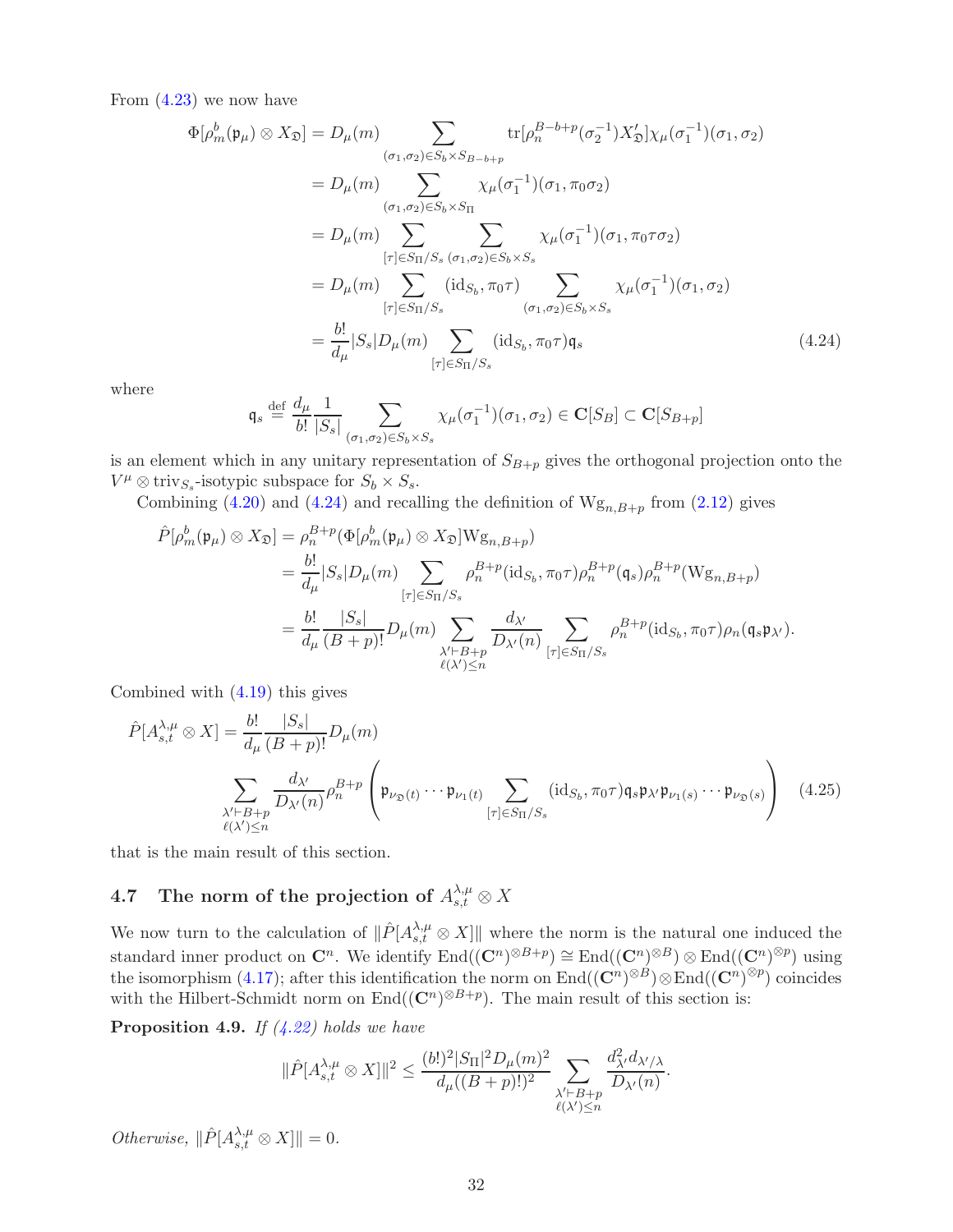From (4.23) we now have

$$
\begin{aligned}
\Phi[\rho_m^b(\mathfrak{p}_\mu)\otimes X_{\mathfrak{D}}] &= D_\mu(m) \sum_{(\sigma_1,\sigma_2)\in S_b\times S_{B-b+p}} \operatorname{tr}[\rho_n^{B-b+p}(\sigma_2^{-1})X'_{\mathfrak{D}}]\chi_\mu(\sigma_1^{-1})(\sigma_1,\sigma_2)\\
&= D_\mu(m) \sum_{(\sigma_1,\sigma_2)\in S_b\times S_\Pi} \chi_\mu(\sigma_1^{-1})(\sigma_1,\pi_0\sigma_2)\\
&= D_\mu(m) \sum_{[\tau]\in S_\Pi/S_s}\ \sum_{(\sigma_1,\sigma_2)\in S_b\times S_s} \chi_\mu(\sigma_1^{-1})(\sigma_1,\pi_0\tau\sigma_2)\\
&= D_\mu(m) \sum_{[\tau]\in S_\Pi/S_s} (\mathrm{id}_{S_b},\pi_0\tau) \sum_{(\sigma_1,\sigma_2)\in S_b\times S_s} \chi_\mu(\sigma_1^{-1})(\sigma_1,\sigma_2)\\
&= \frac{b!}{d_\mu}|S_s| D_\mu(m) \sum_{[\tau]\in S_\Pi/S_s} (\mathrm{id}_{S_b},\pi_0\tau)\mathfrak{q}_s
\end{aligned}
\tag{4.24}
$$

where

$$
\mathfrak{q}_s \stackrel{\text{def}}{=} \frac{d_\mu}{b!}\frac{1}{|S_s|}\sum_{(\sigma_1,\sigma_2)\in S_b\times S_s} \chi_\mu(\sigma_1^{-1})(\sigma_1,\sigma_2) \in \mathbf{C}[S_B]\subset \mathbf{C}[S_{B+p}]
$$

is an element which in any unitary representation of $S_{B+p}$ gives the orthogonal projection onto the $V^\mu\otimes \mathrm{triv}_{S_s}$-isotypic subspace for $S_b\times S_s$.

Combining (4.20) and (4.24) and recalling the definition of $\mathrm{Wg}_{n,B+p}$ from (2.12) gives

$$
\begin{aligned}
\hat{P}[\rho_m^b(\mathfrak{p}_\mu)\otimes X_{\mathfrak{D}}] &= \rho_n^{B+p}(\Phi[\rho_m^b(\mathfrak{p}_\mu)\otimes X_{\mathfrak{D}}]\mathrm{Wg}_{n,B+p})\\
&= \frac{b!}{d_\mu}|S_s|D_\mu(m)\sum_{[\tau]\in S_\Pi/S_s}\rho_n^{B+p}(\mathrm{id}_{S_b},\pi_0\tau)\rho_n^{B+p}(\mathfrak{q}_s)\rho_n^{B+p}(\mathrm{Wg}_{n,B+p})\\
&= \frac{b!}{d_\mu}\frac{|S_s|}{(B+p)!}D_\mu(m)\sum_{\substack{\lambda'\vdash B+p\\ \ell(\lambda')\le n}}\frac{d_{\lambda'}}{D_{\lambda'}(n)}\sum_{[\tau]\in S_\Pi/S_s}\rho_n^{B+p}(\mathrm{id}_{S_b},\pi_0\tau)\rho_n(\mathfrak{q}_s\mathfrak{p}_{\lambda'}).
\end{aligned}
$$

Combined with (4.19) this gives

$$
\hat{P}[A_{s,t}^{\lambda,\mu}\otimes X] = \frac{b!}{d_\mu}\frac{|S_s|}{(B+p)!}D_\mu(m)
\sum_{\substack{\lambda'\vdash B+p\\ \ell(\lambda')\le n}}\frac{d_{\lambda'}}{D_{\lambda'}(n)}\rho_n^{B+p}\left(\mathfrak{p}_{\nu_{\mathfrak{D}}(t)}\cdots\mathfrak{p}_{\nu_1(t)}\sum_{[\tau]\in S_\Pi/S_s}(\mathrm{id}_{S_b},\pi_0\tau)\mathfrak{q}_s\mathfrak{p}_{\lambda'}\mathfrak{p}_{\nu_1(s)}\cdots\mathfrak{p}_{\nu_{\mathfrak{D}}(s)}\right) \tag{4.25}
$$

that is the main result of this section.

## 4.7 The norm of the projection of $A_{s,t}^{\lambda,\mu}\otimes X$

We now turn to the calculation of $\|\hat{P}[A_{s,t}^{\lambda,\mu}\otimes X]\|$ where the norm is the natural one induced the standard inner product on $\mathbf{C}^n$. We identify $\mathrm{End}((\mathbf{C}^n)^{\otimes B+p})\cong \mathrm{End}((\mathbf{C}^n)^{\otimes B})\otimes\mathrm{End}((\mathbf{C}^n)^{\otimes p})$ using the isomorphism (4.17); after this identification the norm on $\mathrm{End}((\mathbf{C}^n)^{\otimes B})\otimes\mathrm{End}((\mathbf{C}^n)^{\otimes p})$ coincides with the Hilbert-Schmidt norm on $\mathrm{End}((\mathbf{C}^n)^{\otimes B+p})$. The main result of this section is:

**Proposition 4.9.** *If (4.22) holds we have*

$$
\|\hat{P}[A_{s,t}^{\lambda,\mu}\otimes X]\|^2 \le \frac{(b!)^2|S_\Pi|^2D_\mu(m)^2}{d_\mu((B+p)!)^2}\sum_{\substack{\lambda'\vdash B+p\\ \ell(\lambda')\le n}}\frac{d_{\lambda'}^2 d_{\lambda'/\lambda}}{D_{\lambda'}(n)}.
$$

*Otherwise,* $\|\hat{P}[A_{s,t}^{\lambda,\mu}\otimes X]\| = 0$.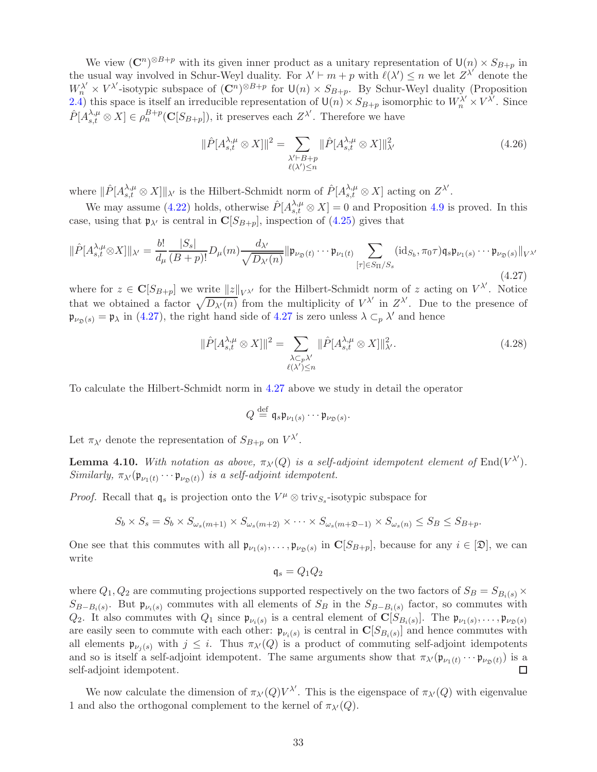We view $(\mathbf{C}^n)^{\otimes B+p}$ with its given inner product as a unitary representation of $\mathsf{U}(n) \times S_{B+p}$ in the usual way involved in Schur-Weyl duality. For $\lambda' \vdash m+p$ with $\ell(\lambda') \leq n$ we let $Z^{\lambda'}$ denote the $W_n^{\lambda'} \times V^{\lambda'}$-isotypic subspace of $(\mathbf{C}^n)^{\otimes B+p}$ for $\mathsf{U}(n) \times S_{B+p}$. By Schur-Weyl duality (Proposition 2.4) this space is itself an irreducible representation of $\mathsf{U}(n) \times S_{B+p}$ isomorphic to $W_n^{\lambda'} \times V^{\lambda'}$. Since $\hat{P}[A_{s,t}^{\lambda,\mu} \otimes X] \in \rho_n^{B+p}(\mathbf{C}[S_{B+p}])$, it preserves each $Z^{\lambda'}$. Therefore we have

$$\|\hat{P}[A_{s,t}^{\lambda,\mu} \otimes X]\|^2 = \sum_{\substack{\lambda' \vdash B+p \\ \ell(\lambda') \leq n}} \|\hat{P}[A_{s,t}^{\lambda,\mu} \otimes X]\|_{\lambda'}^2 \tag{4.26}$$

where $\|\hat{P}[A_{s,t}^{\lambda,\mu} \otimes X]\|_{\lambda'}$ is the Hilbert-Schmidt norm of $\hat{P}[A_{s,t}^{\lambda,\mu} \otimes X]$ acting on $Z^{\lambda'}$.

We may assume (4.22) holds, otherwise $\hat{P}[A_{s,t}^{\lambda,\mu} \otimes X] = 0$ and Proposition 4.9 is proved. In this case, using that $\mathfrak{p}_{\lambda'}$ is central in $\mathbf{C}[S_{B+p}]$, inspection of (4.25) gives that

$$\|\hat{P}[A_{s,t}^{\lambda,\mu} \otimes X]\|_{\lambda'} = \frac{b!}{d_\mu} \frac{|S_s|}{(B+p)!} D_\mu(m) \frac{d_{\lambda'}}{\sqrt{D_{\lambda'}(n)}} \|\mathfrak{p}_{\nu_{\mathfrak{D}}(t)} \cdots \mathfrak{p}_{\nu_1(t)} \sum_{[\tau] \in S_\Pi / S_s} (\mathrm{id}_{S_b}, \pi_0 \tau) \mathfrak{q}_s \mathfrak{p}_{\nu_1(s)} \cdots \mathfrak{p}_{\nu_{\mathfrak{D}}(s)}\|_{V^{\lambda'}} \tag{4.27}$$

where for $z \in \mathbf{C}[S_{B+p}]$ we write $\|z\|_{V^{\lambda'}}$ for the Hilbert-Schmidt norm of $z$ acting on $V^{\lambda'}$. Notice that we obtained a factor $\sqrt{D_{\lambda'}(n)}$ from the multiplicity of $V^{\lambda'}$ in $Z^{\lambda'}$. Due to the presence of $\mathfrak{p}_{\nu_{\mathfrak{D}}(s)} = \mathfrak{p}_\lambda$ in (4.27), the right hand side of 4.27 is zero unless $\lambda \subset_p \lambda'$ and hence

$$\|\hat{P}[A_{s,t}^{\lambda,\mu} \otimes X]\|^2 = \sum_{\substack{\lambda \subset_p \lambda' \\ \ell(\lambda') \leq n}} \|\hat{P}[A_{s,t}^{\lambda,\mu} \otimes X]\|_{\lambda'}^2. \tag{4.28}$$

To calculate the Hilbert-Schmidt norm in 4.27 above we study in detail the operator

$$Q \stackrel{\text{def}}{=} \mathfrak{q}_s \mathfrak{p}_{\nu_1(s)} \cdots \mathfrak{p}_{\nu_{\mathfrak{D}}(s)}.$$

Let $\pi_{\lambda'}$ denote the representation of $S_{B+p}$ on $V^{\lambda'}$.

**Lemma 4.10.** *With notation as above, $\pi_{\lambda'}(Q)$ is a self-adjoint idempotent element of $\mathrm{End}(V^{\lambda'})$. Similarly, $\pi_{\lambda'}(\mathfrak{p}_{\nu_1(t)} \cdots \mathfrak{p}_{\nu_{\mathfrak{D}}(t)})$ is a self-adjoint idempotent.*

*Proof.* Recall that $\mathfrak{q}_s$ is projection onto the $V^\mu \otimes \mathrm{triv}_{S_s}$-isotypic subspace for

$$S_b \times S_s = S_b \times S_{\omega_s(m+1)} \times S_{\omega_s(m+2)} \times \cdots \times S_{\omega_s(m+\mathfrak{D}-1)} \times S_{\omega_s(n)} \leq S_B \leq S_{B+p}.$$

One see that this commutes with all $\mathfrak{p}_{\nu_1(s)}, \ldots, \mathfrak{p}_{\nu_{\mathfrak{D}}(s)}$ in $\mathbf{C}[S_{B+p}]$, because for any $i \in [\mathfrak{D}]$, we can write

$$\mathfrak{q}_s = Q_1 Q_2$$

where $Q_1, Q_2$ are commuting projections supported respectively on the two factors of $S_B = S_{B_i(s)} \times S_{B-B_i(s)}$. But $\mathfrak{p}_{\nu_i(s)}$ commutes with all elements of $S_B$ in the $S_{B-B_i(s)}$ factor, so commutes with $Q_2$. It also commutes with $Q_1$ since $\mathfrak{p}_{\nu_i(s)}$ is a central element of $\mathbf{C}[S_{B_i(s)}]$. The $\mathfrak{p}_{\nu_1(s)}, \ldots, \mathfrak{p}_{\nu_{\mathfrak{D}}(s)}$ are easily seen to commute with each other: $\mathfrak{p}_{\nu_i(s)}$ is central in $\mathbf{C}[S_{B_i(s)}]$ and hence commutes with all elements $\mathfrak{p}_{\nu_j(s)}$ with $j \leq i$. Thus $\pi_{\lambda'}(Q)$ is a product of commuting self-adjoint idempotents and so is itself a self-adjoint idempotent. The same arguments show that $\pi_{\lambda'}(\mathfrak{p}_{\nu_1(t)} \cdots \mathfrak{p}_{\nu_{\mathfrak{D}}(t)})$ is a self-adjoint idempotent. ∎

We now calculate the dimension of $\pi_{\lambda'}(Q)V^{\lambda'}$. This is the eigenspace of $\pi_{\lambda'}(Q)$ with eigenvalue 1 and also the orthogonal complement to the kernel of $\pi_{\lambda'}(Q)$.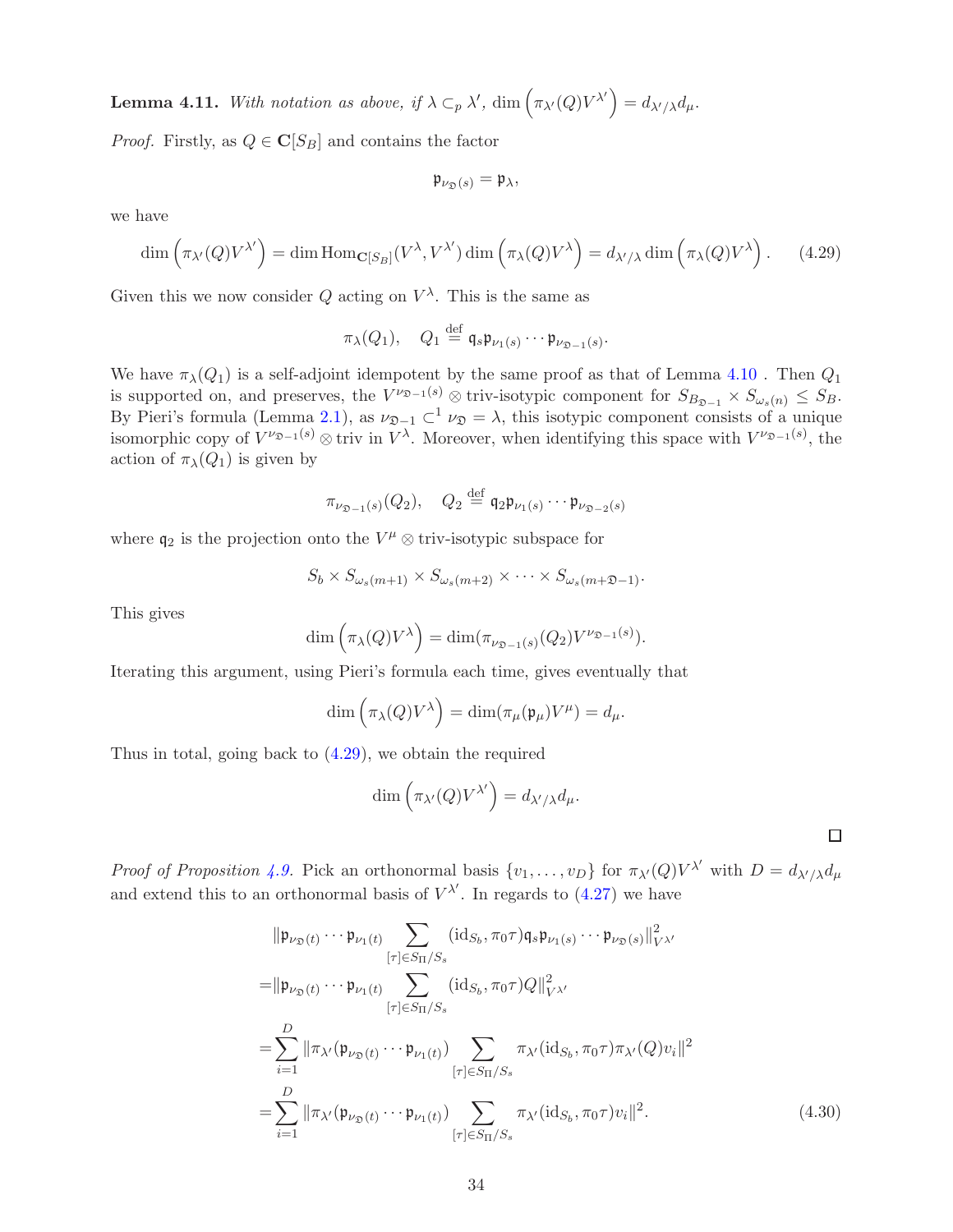**Lemma 4.11.** *With notation as above, if $\lambda \subset_p \lambda'$, $\dim\left(\pi_{\lambda'}(Q)V^{\lambda'}\right) = d_{\lambda'/\lambda} d_\mu$.*

*Proof.* Firstly, as $Q \in \mathbf{C}[S_B]$ and contains the factor

$$\mathfrak{p}_{\nu_{\mathfrak{D}}(s)} = \mathfrak{p}_\lambda,$$

we have

$$\dim\left(\pi_{\lambda'}(Q)V^{\lambda'}\right) = \dim \operatorname{Hom}_{\mathbf{C}[S_B]}(V^\lambda, V^{\lambda'}) \dim\left(\pi_\lambda(Q)V^\lambda\right) = d_{\lambda'/\lambda} \dim\left(\pi_\lambda(Q)V^\lambda\right). \tag{4.29}$$

Given this we now consider $Q$ acting on $V^\lambda$. This is the same as

$$\pi_\lambda(Q_1), \quad Q_1 \stackrel{\text{def}}{=} \mathfrak{q}_s \mathfrak{p}_{\nu_1(s)} \cdots \mathfrak{p}_{\nu_{\mathfrak{D}-1}(s)}.$$

We have $\pi_\lambda(Q_1)$ is a self-adjoint idempotent by the same proof as that of Lemma 4.10 . Then $Q_1$ is supported on, and preserves, the $V^{\nu_{\mathfrak{D}-1}(s)} \otimes \mathrm{triv}$-isotypic component for $S_{B_{\mathfrak{D}-1}} \times S_{\omega_s(n)} \le S_B$. By Pieri's formula (Lemma 2.1), as $\nu_{\mathfrak{D}-1} \subset^1 \nu_{\mathfrak{D}} = \lambda$, this isotypic component consists of a unique isomorphic copy of $V^{\nu_{\mathfrak{D}-1}(s)} \otimes \mathrm{triv}$ in $V^\lambda$. Moreover, when identifying this space with $V^{\nu_{\mathfrak{D}-1}(s)}$, the action of $\pi_\lambda(Q_1)$ is given by

$$\pi_{\nu_{\mathfrak{D}-1}(s)}(Q_2), \quad Q_2 \stackrel{\text{def}}{=} \mathfrak{q}_2 \mathfrak{p}_{\nu_1(s)} \cdots \mathfrak{p}_{\nu_{\mathfrak{D}-2}(s)}$$

where $\mathfrak{q}_2$ is the projection onto the $V^\mu \otimes \mathrm{triv}$-isotypic subspace for

$$S_b \times S_{\omega_s(m+1)} \times S_{\omega_s(m+2)} \times \cdots \times S_{\omega_s(m+\mathfrak{D}-1)}.$$

This gives

$$\dim\left(\pi_\lambda(Q)V^\lambda\right) = \dim(\pi_{\nu_{\mathfrak{D}-1}(s)}(Q_2)V^{\nu_{\mathfrak{D}-1}(s)}).$$

Iterating this argument, using Pieri's formula each time, gives eventually that

$$\dim\left(\pi_\lambda(Q)V^\lambda\right) = \dim(\pi_\mu(\mathfrak{p}_\mu)V^\mu) = d_\mu.$$

Thus in total, going back to (4.29), we obtain the required

$$\dim\left(\pi_{\lambda'}(Q)V^{\lambda'}\right) = d_{\lambda'/\lambda} d_\mu.$$

$\square$

*Proof of Proposition 4.9.* Pick an orthonormal basis $\{v_1, \ldots, v_D\}$ for $\pi_{\lambda'}(Q)V^{\lambda'}$ with $D = d_{\lambda'/\lambda} d_\mu$ and extend this to an orthonormal basis of $V^{\lambda'}$. In regards to (4.27) we have

$$\begin{aligned}
&\|\mathfrak{p}_{\nu_{\mathfrak{D}}(t)} \cdots \mathfrak{p}_{\nu_1(t)} \sum_{[\tau] \in S_\Pi / S_s} (\mathrm{id}_{S_b}, \pi_0 \tau) \mathfrak{q}_s \mathfrak{p}_{\nu_1(s)} \cdots \mathfrak{p}_{\nu_{\mathfrak{D}}(s)}\|^2_{V^{\lambda'}} \\
=&\|\mathfrak{p}_{\nu_{\mathfrak{D}}(t)} \cdots \mathfrak{p}_{\nu_1(t)} \sum_{[\tau] \in S_\Pi / S_s} (\mathrm{id}_{S_b}, \pi_0 \tau) Q\|^2_{V^{\lambda'}} \\
=&\sum_{i=1}^{D} \|\pi_{\lambda'}(\mathfrak{p}_{\nu_{\mathfrak{D}}(t)} \cdots \mathfrak{p}_{\nu_1(t)}) \sum_{[\tau] \in S_\Pi / S_s} \pi_{\lambda'}(\mathrm{id}_{S_b}, \pi_0 \tau) \pi_{\lambda'}(Q) v_i\|^2 \\
=&\sum_{i=1}^{D} \|\pi_{\lambda'}(\mathfrak{p}_{\nu_{\mathfrak{D}}(t)} \cdots \mathfrak{p}_{\nu_1(t)}) \sum_{[\tau] \in S_\Pi / S_s} \pi_{\lambda'}(\mathrm{id}_{S_b}, \pi_0 \tau) v_i\|^2.
\end{aligned} \tag{4.30}$$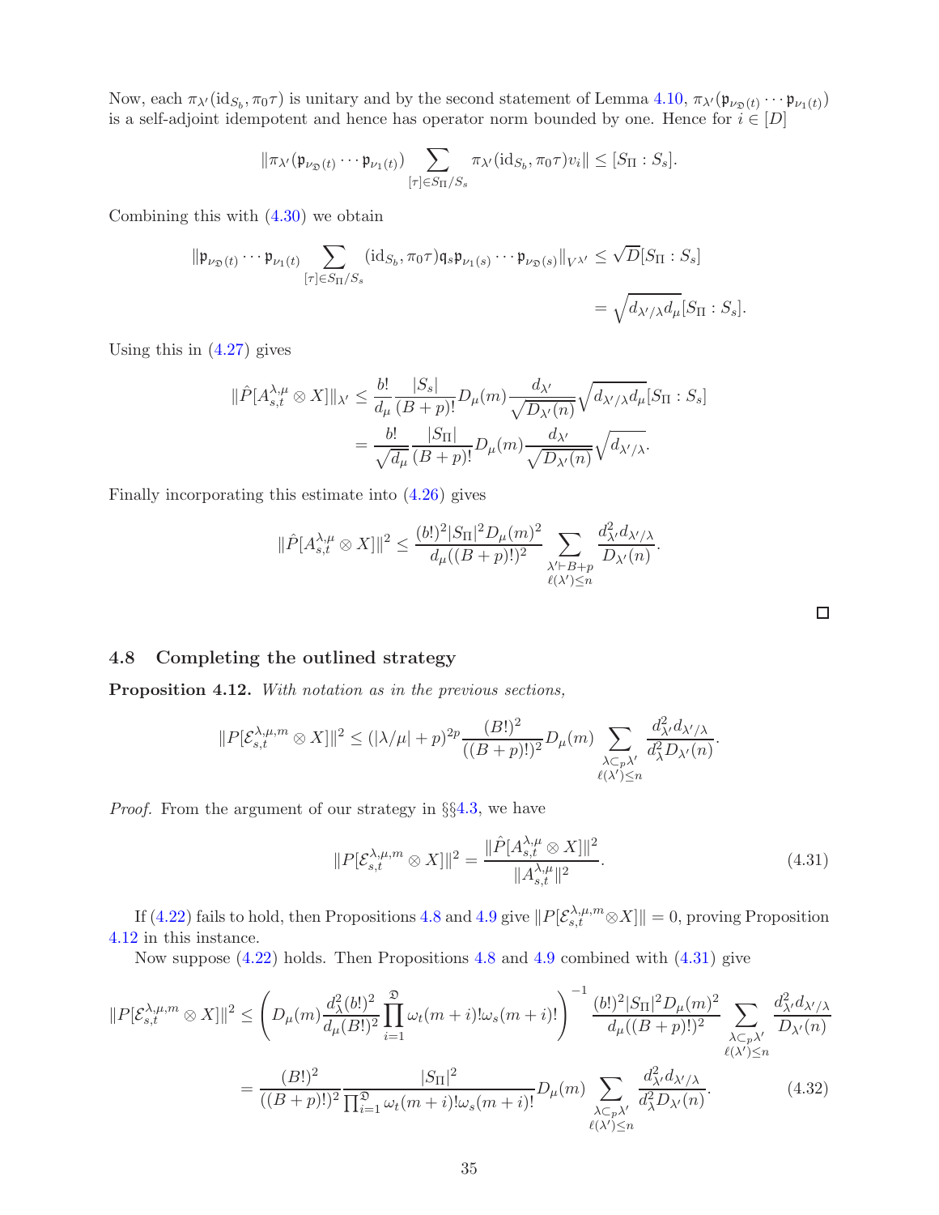Now, each $\pi_{\lambda'}(\mathrm{id}_{S_b}, \pi_0\tau)$ is unitary and by the second statement of Lemma 4.10, $\pi_{\lambda'}(\mathfrak{p}_{\nu_{\mathfrak{D}}(t)} \cdots \mathfrak{p}_{\nu_1(t)})$ is a self-adjoint idempotent and hence has operator norm bounded by one. Hence for $i \in [D]$

$$\|\pi_{\lambda'}(\mathfrak{p}_{\nu_{\mathfrak{D}}(t)} \cdots \mathfrak{p}_{\nu_1(t)}) \sum_{[\tau]\in S_\Pi/S_s} \pi_{\lambda'}(\mathrm{id}_{S_b}, \pi_0\tau) v_i\| \leq [S_\Pi : S_s].$$

Combining this with (4.30) we obtain

$$\begin{aligned}\|\mathfrak{p}_{\nu_{\mathfrak{D}}(t)} \cdots \mathfrak{p}_{\nu_1(t)} \sum_{[\tau]\in S_\Pi/S_s} (\mathrm{id}_{S_b}, \pi_0\tau)\mathfrak{q}_s \mathfrak{p}_{\nu_1(s)} \cdots \mathfrak{p}_{\nu_{\mathfrak{D}}(s)}\|_{V^{\lambda'}} &\leq \sqrt{D}[S_\Pi : S_s] \\ &= \sqrt{d_{\lambda'/\lambda} d_\mu}[S_\Pi : S_s].\end{aligned}$$

Using this in (4.27) gives

$$\begin{aligned}\|\hat{P}[A^{\lambda,\mu}_{s,t} \otimes X]\|_{\lambda'} &\leq \frac{b!}{d_\mu} \frac{|S_s|}{(B+p)!} D_\mu(m) \frac{d_{\lambda'}}{\sqrt{D_{\lambda'}(n)}} \sqrt{d_{\lambda'/\lambda} d_\mu}[S_\Pi : S_s] \\ &= \frac{b!}{\sqrt{d_\mu}} \frac{|S_\Pi|}{(B+p)!} D_\mu(m) \frac{d_{\lambda'}}{\sqrt{D_{\lambda'}(n)}} \sqrt{d_{\lambda'/\lambda}}.\end{aligned}$$

Finally incorporating this estimate into (4.26) gives

$$\|\hat{P}[A^{\lambda,\mu}_{s,t} \otimes X]\|^2 \leq \frac{(b!)^2 |S_\Pi|^2 D_\mu(m)^2}{d_\mu((B+p)!)^2} \sum_{\substack{\lambda' \vdash B+p \\ \ell(\lambda')\leq n}} \frac{d^2_{\lambda'} d_{\lambda'/\lambda}}{D_{\lambda'}(n)}.$$

□

### 4.8 Completing the outlined strategy

**Proposition 4.12.** *With notation as in the previous sections,*

$$\|P[\mathcal{E}^{\lambda,\mu,m}_{s,t} \otimes X]\|^2 \leq (|\lambda/\mu| + p)^{2p} \frac{(B!)^2}{((B+p)!)^2} D_\mu(m) \sum_{\substack{\lambda \subset_p \lambda' \\ \ell(\lambda')\leq n}} \frac{d^2_{\lambda'} d_{\lambda'/\lambda}}{d^2_\lambda D_{\lambda'}(n)}.$$

*Proof.* From the argument of our strategy in §§4.3, we have

$$\|P[\mathcal{E}^{\lambda,\mu,m}_{s,t} \otimes X]\|^2 = \frac{\|\hat{P}[A^{\lambda,\mu}_{s,t} \otimes X]\|^2}{\|A^{\lambda,\mu}_{s,t}\|^2}. \tag{4.31}$$

If (4.22) fails to hold, then Propositions 4.8 and 4.9 give $\|P[\mathcal{E}^{\lambda,\mu,m}_{s,t} \otimes X]\| = 0$, proving Proposition 4.12 in this instance.

Now suppose (4.22) holds. Then Propositions 4.8 and 4.9 combined with (4.31) give

$$\begin{aligned}\|P[\mathcal{E}^{\lambda,\mu,m}_{s,t} \otimes X]\|^2 &\leq \left( D_\mu(m) \frac{d^2_\lambda (b!)^2}{d_\mu (B!)^2} \prod_{i=1}^{\mathfrak{D}} \omega_t(m+i)!\omega_s(m+i)! \right)^{-1} \frac{(b!)^2 |S_\Pi|^2 D_\mu(m)^2}{d_\mu((B+p)!)^2} \sum_{\substack{\lambda \subset_p \lambda' \\ \ell(\lambda')\leq n}} \frac{d^2_{\lambda'} d_{\lambda'/\lambda}}{D_{\lambda'}(n)} \\ &= \frac{(B!)^2}{((B+p)!)^2} \frac{|S_\Pi|^2}{\prod_{i=1}^{\mathfrak{D}} \omega_t(m+i)!\omega_s(m+i)!} D_\mu(m) \sum_{\substack{\lambda \subset_p \lambda' \\ \ell(\lambda')\leq n}} \frac{d^2_{\lambda'} d_{\lambda'/\lambda}}{d^2_\lambda D_{\lambda'}(n)}.\end{aligned} \tag{4.32}$$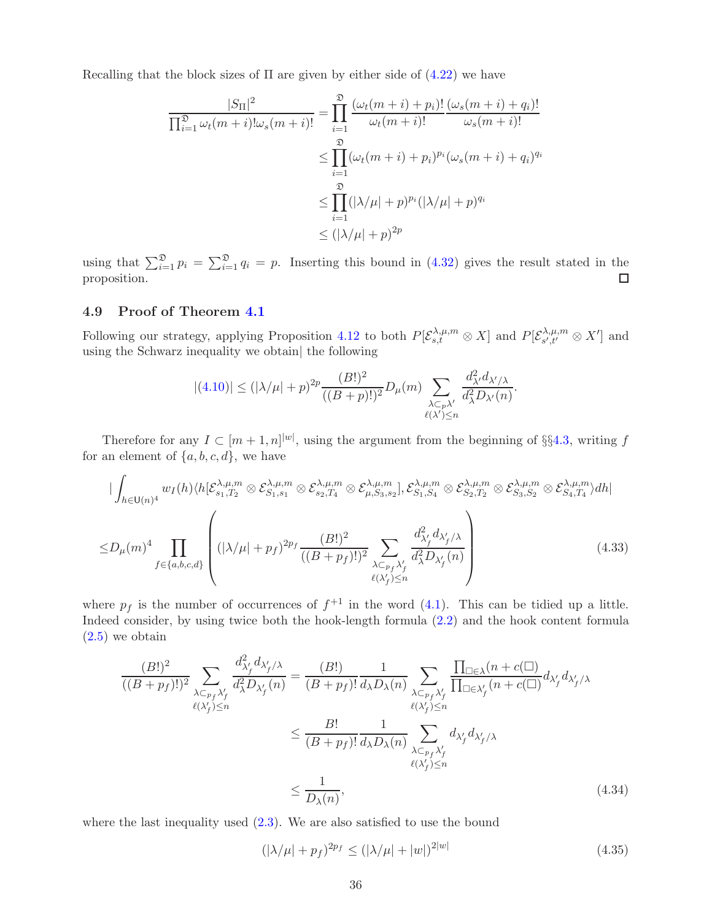Recalling that the block sizes of $\Pi$ are given by either side of (4.22) we have

$$
\begin{aligned}
\frac{|S_\Pi|^2}{\prod_{i=1}^{\mathfrak{D}} \omega_t(m+i)!\omega_s(m+i)!} &= \prod_{i=1}^{\mathfrak{D}} \frac{(\omega_t(m+i)+p_i)!}{\omega_t(m+i)!}\frac{(\omega_s(m+i)+q_i)!}{\omega_s(m+i)!} \\
&\leq \prod_{i=1}^{\mathfrak{D}} (\omega_t(m+i)+p_i)^{p_i}(\omega_s(m+i)+q_i)^{q_i} \\
&\leq \prod_{i=1}^{\mathfrak{D}} (|\lambda/\mu|+p)^{p_i}(|\lambda/\mu|+p)^{q_i} \\
&\leq (|\lambda/\mu|+p)^{2p}
\end{aligned}
$$

using that $\sum_{i=1}^{\mathfrak{D}} p_i = \sum_{i=1}^{\mathfrak{D}} q_i = p$. Inserting this bound in (4.32) gives the result stated in the proposition. □

## 4.9 Proof of Theorem 4.1

Following our strategy, applying Proposition 4.12 to both $P[\mathcal{E}_{s,t}^{\lambda,\mu,m} \otimes X]$ and $P[\mathcal{E}_{s',t'}^{\lambda,\mu,m} \otimes X']$ and using the Schwarz inequality we obtain| the following

$$
|(4.10)| \leq (|\lambda/\mu|+p)^{2p}\frac{(B!)^2}{((B+p)!)^2}D_\mu(m)\sum_{\substack{\lambda\subset_p\lambda' \\ \ell(\lambda')\leq n}}\frac{d_{\lambda'}^2 d_{\lambda'/\lambda}}{d_\lambda^2 D_{\lambda'}(n)}.
$$

Therefore for any $I \subset [m+1,n]^{|w|}$, using the argument from the beginning of §§4.3, writing $f$ for an element of $\{a,b,c,d\}$, we have

$$
\begin{aligned}
&\left|\int_{h\in\mathsf{U}(n)^4} w_I(h)\langle h[\mathcal{E}_{s_1,T_2}^{\lambda,\mu,m}\otimes\mathcal{E}_{S_1,s_1}^{\lambda,\mu,m}\otimes\mathcal{E}_{s_2,T_4}^{\lambda,\mu,m}\otimes\mathcal{E}_{\mu,S_3,s_2}^{\lambda,\mu,m}],\mathcal{E}_{S_1,S_4}^{\lambda,\mu,m}\otimes\mathcal{E}_{S_2,T_2}^{\lambda,\mu,m}\otimes\mathcal{E}_{S_3,S_2}^{\lambda,\mu,m}\otimes\mathcal{E}_{S_4,T_4}^{\lambda,\mu,m}\rangle dh\right| \\
\leq\,& D_\mu(m)^4\prod_{f\in\{a,b,c,d\}}\left((|\lambda/\mu|+p_f)^{2p_f}\frac{(B!)^2}{((B+p_f)!)^2}\sum_{\substack{\lambda\subset_{p_f}\lambda'_f \\ \ell(\lambda'_f)\leq n}}\frac{d_{\lambda'_f}^2 d_{\lambda'_f/\lambda}}{d_\lambda^2 D_{\lambda'_f}(n)}\right) \qquad (4.33)
\end{aligned}
$$

where $p_f$ is the number of occurrences of $f^{+1}$ in the word (4.1). This can be tidied up a little. Indeed consider, by using twice both the hook-length formula (2.2) and the hook content formula (2.5) we obtain

$$
\begin{aligned}
\frac{(B!)^2}{((B+p_f)!)^2}\sum_{\substack{\lambda\subset_{p_f}\lambda'_f \\ \ell(\lambda'_f)\leq n}}\frac{d_{\lambda'_f}^2 d_{\lambda'_f/\lambda}}{d_\lambda^2 D_{\lambda'_f}(n)} &= \frac{(B!)}{(B+p_f)!}\frac{1}{d_\lambda D_\lambda(n)}\sum_{\substack{\lambda\subset_{p_f}\lambda'_f \\ \ell(\lambda'_f)\leq n}}\frac{\prod_{\square\in\lambda}(n+c(\square))}{\prod_{\square\in\lambda'_f}(n+c(\square))}d_{\lambda'_f}d_{\lambda'_f/\lambda} \\
&\leq \frac{B!}{(B+p_f)!}\frac{1}{d_\lambda D_\lambda(n)}\sum_{\substack{\lambda\subset_{p_f}\lambda'_f \\ \ell(\lambda'_f)\leq n}} d_{\lambda'_f}d_{\lambda'_f/\lambda} \\
&\leq \frac{1}{D_\lambda(n)}, \qquad (4.34)
\end{aligned}
$$

where the last inequality used (2.3). We are also satisfied to use the bound

$$
(|\lambda/\mu|+p_f)^{2p_f} \leq (|\lambda/\mu|+|w|)^{2|w|} \qquad (4.35)
$$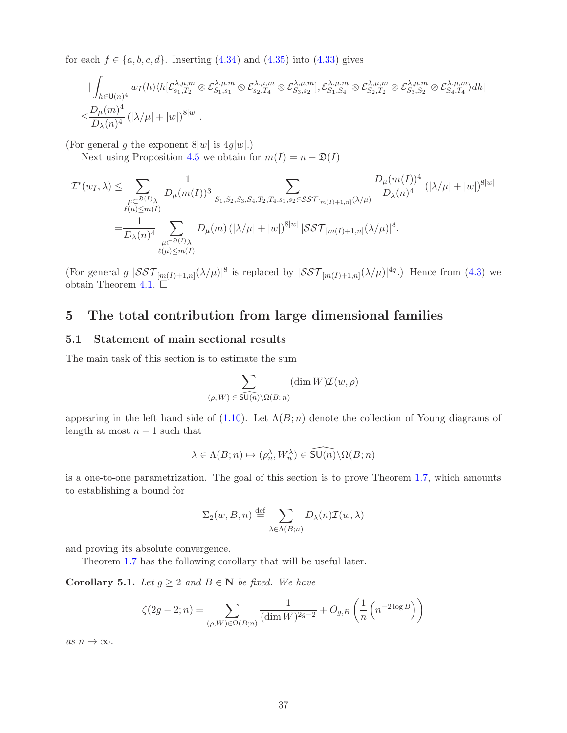for each $f \in \{a, b, c, d\}$. Inserting (4.34) and (4.35) into (4.33) gives

$$
\begin{aligned}
&\left|\int_{h \in \mathsf{U}(n)^4} w_I(h) \langle h[\mathcal{E}^{\lambda,\mu,m}_{s_1,T_2} \otimes \mathcal{E}^{\lambda,\mu,m}_{S_1,s_1} \otimes \mathcal{E}^{\lambda,\mu,m}_{s_2,T_4} \otimes \mathcal{E}^{\lambda,\mu,m}_{S_3,s_2}], \mathcal{E}^{\lambda,\mu,m}_{S_1,S_4} \otimes \mathcal{E}^{\lambda,\mu,m}_{S_2,T_2} \otimes \mathcal{E}^{\lambda,\mu,m}_{S_3,S_2} \otimes \mathcal{E}^{\lambda,\mu,m}_{S_4,T_4} \rangle dh\right| \\
\leq &\frac{D_\mu(m)^4}{D_\lambda(n)^4} \left(|\lambda/\mu| + |w|\right)^{8|w|}.
\end{aligned}
$$

(For general $g$ the exponent $8|w|$ is $4g|w|$.)

Next using Proposition 4.5 we obtain for $m(I) = n - \mathfrak{D}(I)$

$$
\begin{aligned}
\mathcal{I}^*(w_I, \lambda) \leq &\sum_{\substack{\mu \subset^{\mathfrak{D}(I)} \lambda \\ \ell(\mu) \leq m(I)}} \frac{1}{D_\mu(m(I))^3} \sum_{S_1, S_2, S_3, S_4, T_2, T_4, s_1, s_2 \in \mathcal{SST}_{[m(I)+1,n]}(\lambda/\mu)} \frac{D_\mu(m(I))^4}{D_\lambda(n)^4} \left(|\lambda/\mu| + |w|\right)^{8|w|} \\
= &\frac{1}{D_\lambda(n)^4} \sum_{\substack{\mu \subset^{\mathfrak{D}(I)} \lambda \\ \ell(\mu) \leq m(I)}} D_\mu(m) \left(|\lambda/\mu| + |w|\right)^{8|w|} |\mathcal{SST}_{[m(I)+1,n]}(\lambda/\mu)|^8.
\end{aligned}
$$

(For general $g$ $|\mathcal{SST}_{[m(I)+1,n]}(\lambda/\mu)|^8$ is replaced by $|\mathcal{SST}_{[m(I)+1,n]}(\lambda/\mu)|^{4g}$.) Hence from (4.3) we obtain Theorem 4.1. $\square$

# 5 The total contribution from large dimensional families

## 5.1 Statement of main sectional results

The main task of this section is to estimate the sum

$$
\sum_{(\rho, W) \in \widehat{\mathsf{SU}(n)} \backslash \Omega(B;n)} (\dim W) \mathcal{I}(w, \rho)
$$

appearing in the left hand side of (1.10). Let $\Lambda(B;n)$ denote the collection of Young diagrams of length at most $n-1$ such that

$$
\lambda \in \Lambda(B;n) \mapsto (\rho_n^\lambda, W_n^\lambda) \in \widehat{\mathsf{SU}(n)} \backslash \Omega(B;n)
$$

is a one-to-one parametrization. The goal of this section is to prove Theorem 1.7, which amounts to establishing a bound for

$$
\Sigma_2(w, B, n) \stackrel{\text{def}}{=} \sum_{\lambda \in \Lambda(B;n)} D_\lambda(n) \mathcal{I}(w, \lambda)
$$

and proving its absolute convergence.

Theorem 1.7 has the following corollary that will be useful later.

**Corollary 5.1.** *Let $g \geq 2$ and $B \in \mathbf{N}$ be fixed. We have*

$$
\zeta(2g-2; n) = \sum_{(\rho, W) \in \Omega(B;n)} \frac{1}{(\dim W)^{2g-2}} + O_{g,B}\left(\frac{1}{n}\left(n^{-2\log B}\right)\right)
$$

*as $n \to \infty$.*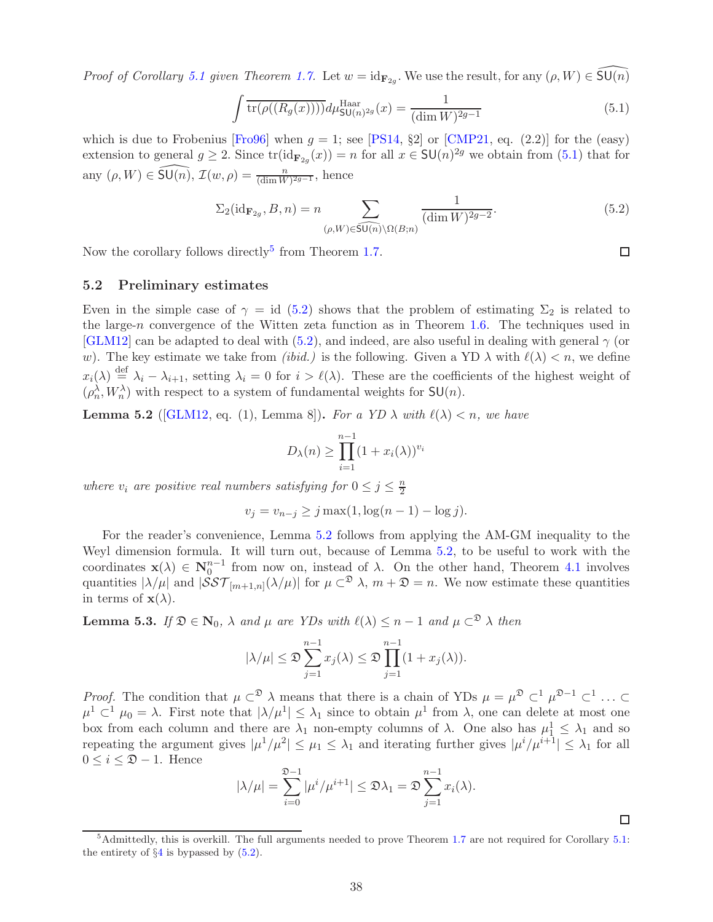*Proof of Corollary 5.1 given Theorem 1.7.* Let $w = \mathrm{id}_{\mathbf{F}_{2g}}$. We use the result, for any $(\rho, W) \in \widehat{\mathsf{SU}(n)}$

$$\int \overline{\mathrm{tr}(\rho((R_g(x))))} d\mu^{\mathrm{Haar}}_{\mathsf{SU}(n)^{2g}}(x) = \frac{1}{(\dim W)^{2g-1}} \tag{5.1}$$

which is due to Frobenius [Fro96] when $g = 1$; see [PS14, §2] or [CMP21, eq. (2.2)] for the (easy) extension to general $g \geq 2$. Since $\mathrm{tr}(\mathrm{id}_{\mathbf{F}_{2g}}(x)) = n$ for all $x \in \mathsf{SU}(n)^{2g}$ we obtain from (5.1) that for any $(\rho, W) \in \widehat{\mathsf{SU}(n)}$, $\mathcal{I}(w, \rho) = \frac{n}{(\dim W)^{2g-1}}$, hence

$$\Sigma_2(\mathrm{id}_{\mathbf{F}_{2g}}, B, n) = n \sum_{(\rho, W) \in \widehat{\mathsf{SU}(n)} \backslash \Omega(B;n)} \frac{1}{(\dim W)^{2g-2}}. \tag{5.2}$$

Now the corollary follows directly[5] from Theorem 1.7. ☐

## 5.2 Preliminary estimates

Even in the simple case of $\gamma = \mathrm{id}$ (5.2) shows that the problem of estimating $\Sigma_2$ is related to the large-$n$ convergence of the Witten zeta function as in Theorem 1.6. The techniques used in [GLM12] can be adapted to deal with (5.2), and indeed, are also useful in dealing with general $\gamma$ (or $w$). The key estimate we take from *(ibid.)* is the following. Given a YD $\lambda$ with $\ell(\lambda) < n$, we define $x_i(\lambda) \stackrel{\mathrm{def}}{=} \lambda_i - \lambda_{i+1}$, setting $\lambda_i = 0$ for $i > \ell(\lambda)$. These are the coefficients of the highest weight of $(\rho_n^\lambda, W_n^\lambda)$ with respect to a system of fundamental weights for $\mathsf{SU}(n)$.

**Lemma 5.2** ([GLM12, eq. (1), Lemma 8])**.** *For a YD $\lambda$ with $\ell(\lambda) < n$, we have*

$$D_\lambda(n) \geq \prod_{i=1}^{n-1} (1 + x_i(\lambda))^{v_i}$$

*where $v_i$ are positive real numbers satisfying for $0 \leq j \leq \frac{n}{2}$*

$$v_j = v_{n-j} \geq j \max(1, \log(n-1) - \log j).$$

For the reader's convenience, Lemma 5.2 follows from applying the AM-GM inequality to the Weyl dimension formula. It will turn out, because of Lemma 5.2, to be useful to work with the coordinates $\mathbf{x}(\lambda) \in \mathbf{N}_0^{n-1}$ from now on, instead of $\lambda$. On the other hand, Theorem 4.1 involves quantities $|\lambda/\mu|$ and $|\mathcal{SST}_{[m+1,n]}(\lambda/\mu)|$ for $\mu \subset^{\mathfrak{D}} \lambda$, $m + \mathfrak{D} = n$. We now estimate these quantities in terms of $\mathbf{x}(\lambda)$.

**Lemma 5.3.** *If $\mathfrak{D} \in \mathbf{N}_0$, $\lambda$ and $\mu$ are YDs with $\ell(\lambda) \leq n-1$ and $\mu \subset^{\mathfrak{D}} \lambda$ then*

$$|\lambda/\mu| \leq \mathfrak{D} \sum_{j=1}^{n-1} x_j(\lambda) \leq \mathfrak{D} \prod_{j=1}^{n-1} (1 + x_j(\lambda)).$$

*Proof.* The condition that $\mu \subset^{\mathfrak{D}} \lambda$ means that there is a chain of YDs $\mu = \mu^{\mathfrak{D}} \subset^1 \mu^{\mathfrak{D}-1} \subset^1 \ldots \subset \mu^1 \subset^1 \mu_0 = \lambda$. First note that $|\lambda/\mu^1| \leq \lambda_1$ since to obtain $\mu^1$ from $\lambda$, one can delete at most one box from each column and there are $\lambda_1$ non-empty columns of $\lambda$. One also has $\mu^1_1 \leq \lambda_1$ and so repeating the argument gives $|\mu^1/\mu^2| \leq \mu_1 \leq \lambda_1$ and iterating further gives $|\mu^i/\mu^{i+1}| \leq \lambda_1$ for all $0 \leq i \leq \mathfrak{D} - 1$. Hence

$$|\lambda/\mu| = \sum_{i=0}^{\mathfrak{D}-1} |\mu^i/\mu^{i+1}| \leq \mathfrak{D}\lambda_1 = \mathfrak{D} \sum_{j=1}^{n-1} x_i(\lambda).$$

☐

[5] Admittedly, this is overkill. The full arguments needed to prove Theorem 1.7 are not required for Corollary 5.1: the entirety of §4 is bypassed by (5.2).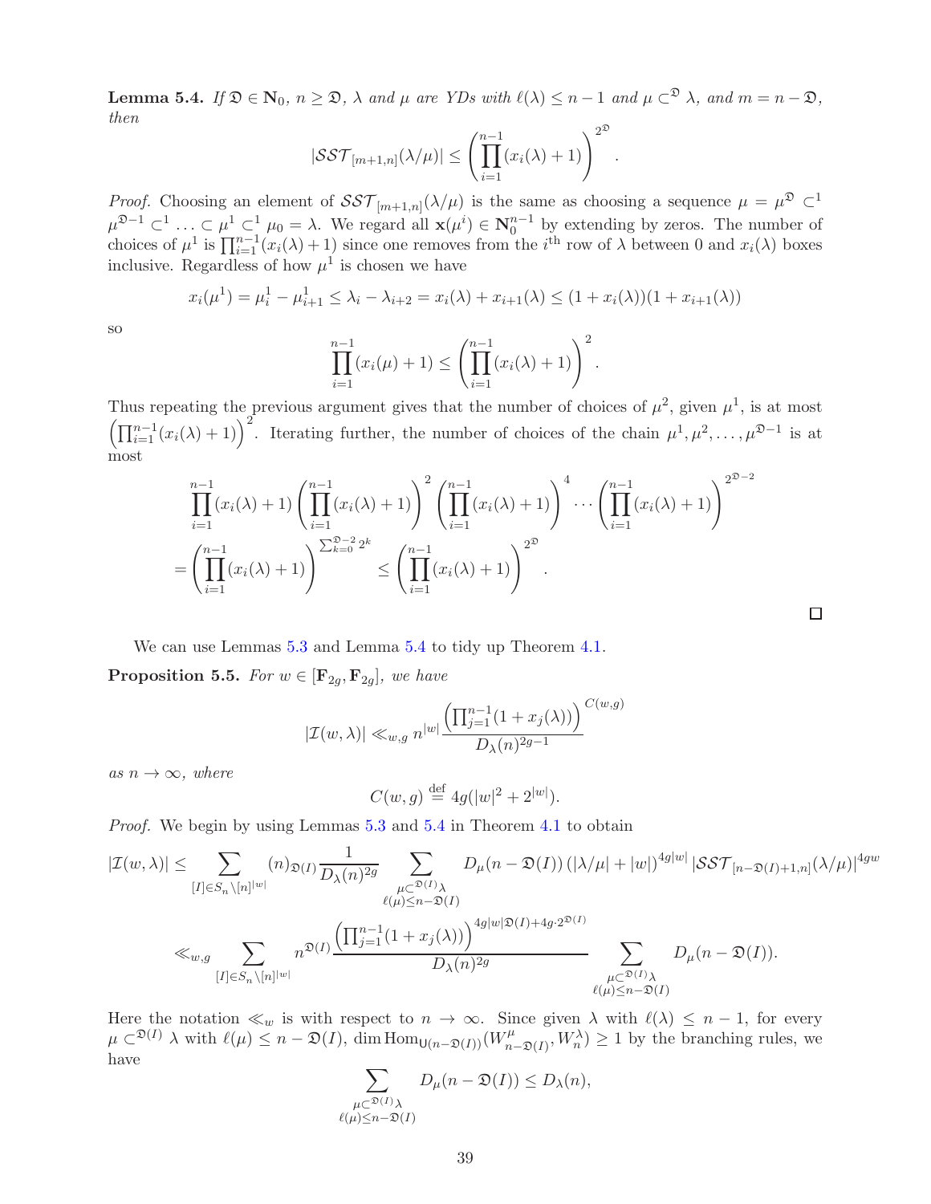**Lemma 5.4.** *If $\mathfrak{D} \in \mathbf{N}_0$, $n \geq \mathfrak{D}$, $\lambda$ and $\mu$ are YDs with $\ell(\lambda) \leq n-1$ and $\mu \subset^{\mathfrak{D}} \lambda$, and $m = n - \mathfrak{D}$, then*

$$|\mathcal{SST}_{[m+1,n]}(\lambda/\mu)| \leq \left( \prod_{i=1}^{n-1} (x_i(\lambda)+1) \right)^{2^{\mathfrak{D}}}.$$

*Proof.* Choosing an element of $\mathcal{SST}_{[m+1,n]}(\lambda/\mu)$ is the same as choosing a sequence $\mu = \mu^{\mathfrak{D}} \subset^1 \mu^{\mathfrak{D}-1} \subset^1 \ldots \subset \mu^1 \subset^1 \mu_0 = \lambda$. We regard all $\mathbf{x}(\mu^i) \in \mathbf{N}_0^{n-1}$ by extending by zeros. The number of choices of $\mu^1$ is $\prod_{i=1}^{n-1}(x_i(\lambda)+1)$ since one removes from the $i^{\text{th}}$ row of $\lambda$ between 0 and $x_i(\lambda)$ boxes inclusive. Regardless of how $\mu^1$ is chosen we have

$$x_i(\mu^1) = \mu_i^1 - \mu_{i+1}^1 \leq \lambda_i - \lambda_{i+2} = x_i(\lambda) + x_{i+1}(\lambda) \leq (1 + x_i(\lambda))(1 + x_{i+1}(\lambda))$$

so

$$\prod_{i=1}^{n-1}(x_i(\mu)+1) \leq \left( \prod_{i=1}^{n-1}(x_i(\lambda)+1) \right)^2.$$

Thus repeating the previous argument gives that the number of choices of $\mu^2$, given $\mu^1$, is at most $\left(\prod_{i=1}^{n-1}(x_i(\lambda)+1)\right)^2$. Iterating further, the number of choices of the chain $\mu^1, \mu^2, \ldots, \mu^{\mathfrak{D}-1}$ is at most

$$\prod_{i=1}^{n-1}(x_i(\lambda)+1) \left( \prod_{i=1}^{n-1}(x_i(\lambda)+1) \right)^2 \left( \prod_{i=1}^{n-1}(x_i(\lambda)+1) \right)^4 \cdots \left( \prod_{i=1}^{n-1}(x_i(\lambda)+1) \right)^{2^{\mathfrak{D}-2}}$$
$$= \left( \prod_{i=1}^{n-1}(x_i(\lambda)+1) \right)^{\sum_{k=0}^{\mathfrak{D}-2} 2^k} \leq \left( \prod_{i=1}^{n-1}(x_i(\lambda)+1) \right)^{2^{\mathfrak{D}}}.$$

□

We can use Lemmas 5.3 and Lemma 5.4 to tidy up Theorem 4.1.

**Proposition 5.5.** *For $w \in [\mathbf{F}_{2g}, \mathbf{F}_{2g}]$, we have*

$$|\mathcal{I}(w,\lambda)| \ll_{w,g} n^{|w|} \frac{\left(\prod_{j=1}^{n-1}(1+x_j(\lambda))\right)^{C(w,g)}}{D_\lambda(n)^{2g-1}}$$

*as $n \to \infty$, where*

$$C(w,g) \stackrel{\text{def}}{=} 4g(|w|^2 + 2^{|w|}).$$

*Proof.* We begin by using Lemmas 5.3 and 5.4 in Theorem 4.1 to obtain

$$|\mathcal{I}(w,\lambda)| \leq \sum_{[I] \in S_n \backslash [n]^{|w|}} (n)_{\mathfrak{D}(I)} \frac{1}{D_\lambda(n)^{2g}} \sum_{\substack{\mu \subset^{\mathfrak{D}(I)} \lambda \\ \ell(\mu) \leq n - \mathfrak{D}(I)}} D_\mu(n - \mathfrak{D}(I)) \left(|\lambda/\mu| + |w|\right)^{4g|w|} |\mathcal{SST}_{[n-\mathfrak{D}(I)+1,n]}(\lambda/\mu)|^{4gw}$$

$$\ll_{w,g} \sum_{[I] \in S_n \backslash [n]^{|w|}} n^{\mathfrak{D}(I)} \frac{\left(\prod_{j=1}^{n-1}(1+x_j(\lambda))\right)^{4g|w|\mathfrak{D}(I) + 4g \cdot 2^{\mathfrak{D}(I)}}}{D_\lambda(n)^{2g}} \sum_{\substack{\mu \subset^{\mathfrak{D}(I)} \lambda \\ \ell(\mu) \leq n - \mathfrak{D}(I)}} D_\mu(n - \mathfrak{D}(I)).$$

Here the notation $\ll_w$ is with respect to $n \to \infty$. Since given $\lambda$ with $\ell(\lambda) \leq n-1$, for every $\mu \subset^{\mathfrak{D}(I)} \lambda$ with $\ell(\mu) \leq n - \mathfrak{D}(I)$, $\dim \operatorname{Hom}_{\mathsf{U}(n-\mathfrak{D}(I))}(W^\mu_{n-\mathfrak{D}(I)}, W^\lambda_n) \geq 1$ by the branching rules, we have

$$\sum_{\substack{\mu \subset^{\mathfrak{D}(I)} \lambda \\ \ell(\mu) \leq n - \mathfrak{D}(I)}} D_\mu(n - \mathfrak{D}(I)) \leq D_\lambda(n),$$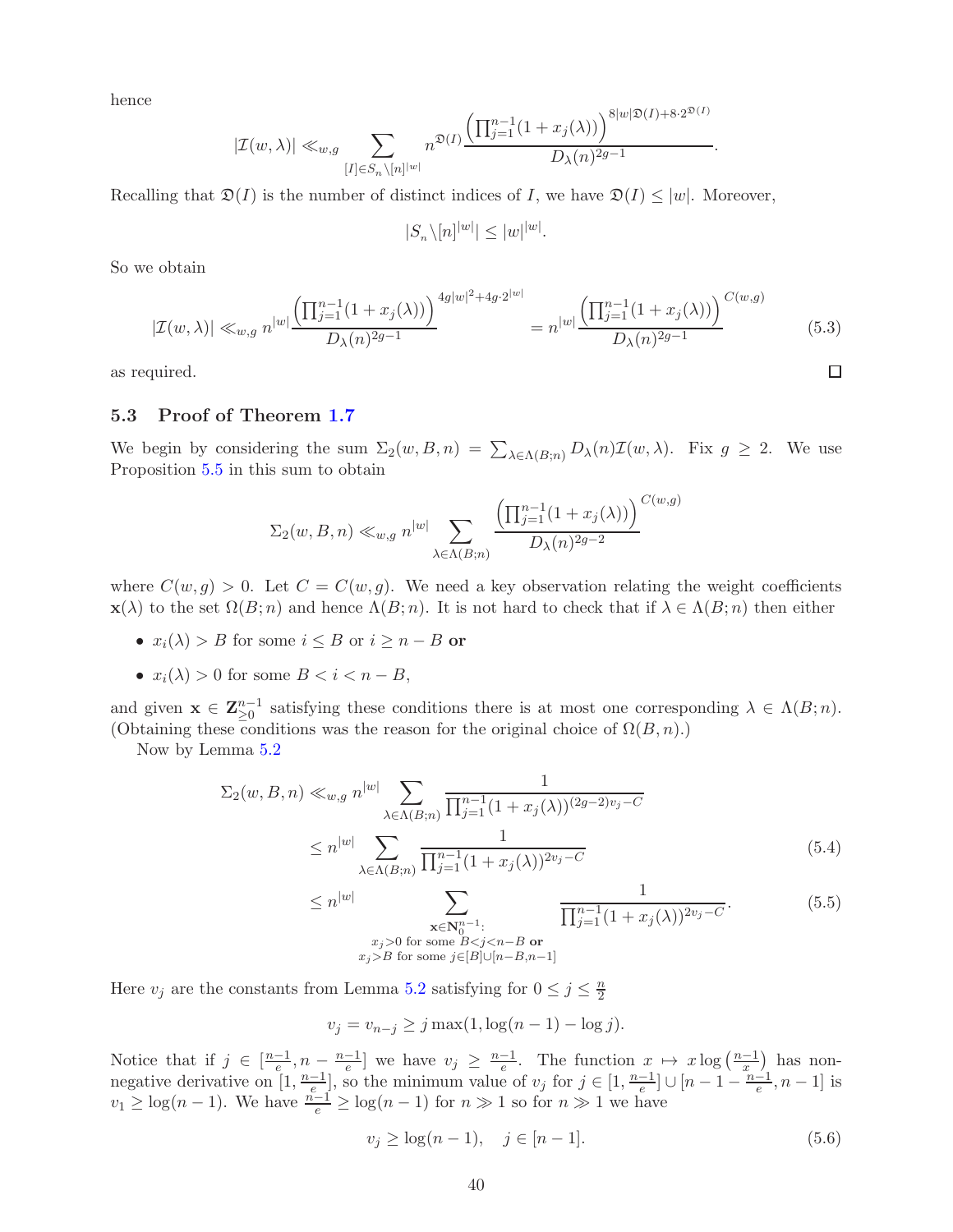hence

$$|\mathcal{I}(w,\lambda)| \ll_{w,g} \sum_{[I]\in S_n\backslash[n]^{|w|}} n^{\mathfrak{D}(I)} \frac{\left(\prod_{j=1}^{n-1}(1+x_j(\lambda))\right)^{8|w|\mathfrak{D}(I)+8\cdot 2^{\mathfrak{D}(I)}}}{D_\lambda(n)^{2g-1}}.$$

Recalling that $\mathfrak{D}(I)$ is the number of distinct indices of $I$, we have $\mathfrak{D}(I) \le |w|$. Moreover,

$$|S_n\backslash[n]^{|w|}| \le |w|^{|w|}.$$

So we obtain

$$|\mathcal{I}(w,\lambda)| \ll_{w,g} n^{|w|} \frac{\left(\prod_{j=1}^{n-1}(1+x_j(\lambda))\right)^{4g|w|^2+4g\cdot 2^{|w|}}}{D_\lambda(n)^{2g-1}} = n^{|w|} \frac{\left(\prod_{j=1}^{n-1}(1+x_j(\lambda))\right)^{C(w,g)}}{D_\lambda(n)^{2g-1}} \tag{5.3}$$

as required. ∎

## 5.3 Proof of Theorem 1.7

We begin by considering the sum $\Sigma_2(w,B,n) = \sum_{\lambda\in\Lambda(B;n)} D_\lambda(n)\mathcal{I}(w,\lambda)$. Fix $g \ge 2$. We use Proposition 5.5 in this sum to obtain

$$\Sigma_2(w,B,n) \ll_{w,g} n^{|w|} \sum_{\lambda\in\Lambda(B;n)} \frac{\left(\prod_{j=1}^{n-1}(1+x_j(\lambda))\right)^{C(w,g)}}{D_\lambda(n)^{2g-2}}$$

where $C(w,g) > 0$. Let $C = C(w,g)$. We need a key observation relating the weight coefficients $\mathbf{x}(\lambda)$ to the set $\Omega(B;n)$ and hence $\Lambda(B;n)$. It is not hard to check that if $\lambda \in \Lambda(B;n)$ then either

- $x_i(\lambda) > B$ for some $i \le B$ or $i \ge n-B$ **or**
- $x_i(\lambda) > 0$ for some $B < i < n-B$,

and given $\mathbf{x} \in \mathbf{Z}_{\ge 0}^{n-1}$ satisfying these conditions there is at most one corresponding $\lambda \in \Lambda(B;n)$. (Obtaining these conditions was the reason for the original choice of $\Omega(B,n)$.)

Now by Lemma 5.2

$$\begin{aligned}
\Sigma_2(w,B,n) &\ll_{w,g} n^{|w|} \sum_{\lambda\in\Lambda(B;n)} \frac{1}{\prod_{j=1}^{n-1}(1+x_j(\lambda))^{(2g-2)v_j - C}} \\
&\le n^{|w|} \sum_{\lambda\in\Lambda(B;n)} \frac{1}{\prod_{j=1}^{n-1}(1+x_j(\lambda))^{2v_j - C}} \qquad (5.4) \\
&\le n^{|w|} \sum_{\substack{\mathbf{x}\in\mathbf{N}_0^{n-1}: \\ x_j>0 \text{ for some } B<j<n-B \textbf{ or} \\ x_j>B \text{ for some } j\in[B]\cup[n-B,n-1]}} \frac{1}{\prod_{j=1}^{n-1}(1+x_j(\lambda))^{2v_j - C}}. \qquad (5.5)
\end{aligned}$$

Here $v_j$ are the constants from Lemma 5.2 satisfying for $0 \le j \le \frac{n}{2}$

$$v_j = v_{n-j} \ge j\max(1, \log(n-1) - \log j).$$

Notice that if $j \in [\frac{n-1}{e}, n - \frac{n-1}{e}]$ we have $v_j \ge \frac{n-1}{e}$. The function $x \mapsto x\log\left(\frac{n-1}{x}\right)$ has non-negative derivative on $[1, \frac{n-1}{e}]$, so the minimum value of $v_j$ for $j \in [1, \frac{n-1}{e}] \cup [n-1-\frac{n-1}{e}, n-1]$ is $v_1 \ge \log(n-1)$. We have $\frac{n-1}{e} \ge \log(n-1)$ for $n \gg 1$ so for $n \gg 1$ we have

$$v_j \ge \log(n-1), \quad j \in [n-1]. \tag{5.6}$$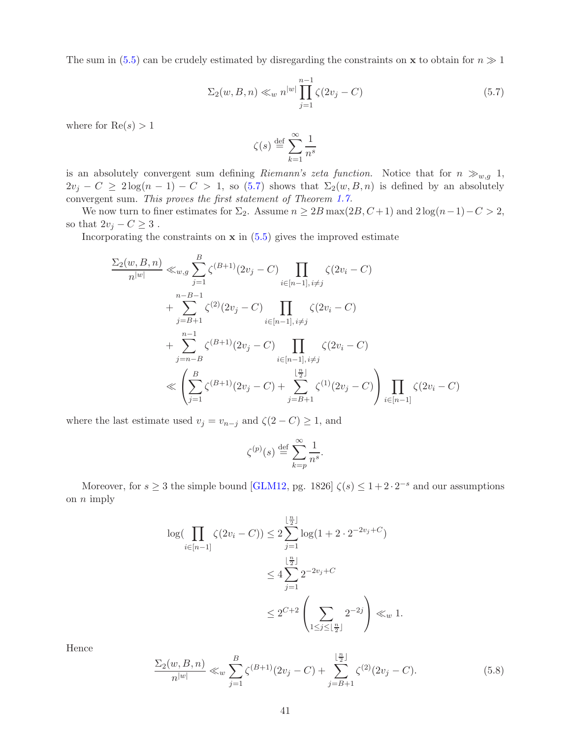The sum in (5.5) can be crudely estimated by disregarding the constraints on $\mathbf{x}$ to obtain for $n \gg 1$

$$\Sigma_2(w, B, n) \ll_w n^{|w|} \prod_{j=1}^{n-1} \zeta(2v_j - C) \tag{5.7}$$

where for $\mathrm{Re}(s) > 1$

$$\zeta(s) \stackrel{\text{def}}{=} \sum_{k=1}^{\infty} \frac{1}{n^s}$$

is an absolutely convergent sum defining *Riemann's zeta function.* Notice that for $n \gg_{w,g} 1$, $2v_j - C \geq 2\log(n-1) - C > 1$, so (5.7) shows that $\Sigma_2(w, B, n)$ is defined by an absolutely convergent sum. *This proves the first statement of Theorem 1.7.*

We now turn to finer estimates for $\Sigma_2$. Assume $n \geq 2B\max(2B, C+1)$ and $2\log(n-1) - C > 2$, so that $2v_j - C \geq 3$ .

Incorporating the constraints on $\mathbf{x}$ in (5.5) gives the improved estimate

$$\begin{aligned}
\frac{\Sigma_2(w,B,n)}{n^{|w|}} \ll_{w,g} & \sum_{j=1}^{B} \zeta^{(B+1)}(2v_j - C) \prod_{i \in [n-1],\, i \neq j} \zeta(2v_i - C) \\
&+ \sum_{j=B+1}^{n-B-1} \zeta^{(2)}(2v_j - C) \prod_{i \in [n-1],\, i \neq j} \zeta(2v_i - C) \\
&+ \sum_{j=n-B}^{n-1} \zeta^{(B+1)}(2v_j - C) \prod_{i \in [n-1],\, i \neq j} \zeta(2v_i - C) \\
\ll & \left( \sum_{j=1}^{B} \zeta^{(B+1)}(2v_j - C) + \sum_{j=B+1}^{\lfloor \frac{n}{2} \rfloor} \zeta^{(1)}(2v_j - C) \right) \prod_{i \in [n-1]} \zeta(2v_i - C)
\end{aligned}$$

where the last estimate used $v_j = v_{n-j}$ and $\zeta(2 - C) \geq 1$, and

$$\zeta^{(p)}(s) \stackrel{\text{def}}{=} \sum_{k=p}^{\infty} \frac{1}{n^s}.$$

Moreover, for $s \geq 3$ the simple bound [GLM12, pg. 1826] $\zeta(s) \leq 1 + 2 \cdot 2^{-s}$ and our assumptions on $n$ imply

$$\begin{aligned}
\log\Big(\prod_{i \in [n-1]} \zeta(2v_i - C)\Big) &\leq 2 \sum_{j=1}^{\lfloor \frac{n}{2} \rfloor} \log(1 + 2 \cdot 2^{-2v_j + C}) \\
&\leq 4 \sum_{j=1}^{\lfloor \frac{n}{2} \rfloor} 2^{-2v_j + C} \\
&\leq 2^{C+2} \left( \sum_{1 \leq j \leq \lfloor \frac{n}{2} \rfloor} 2^{-2j} \right) \ll_w 1.
\end{aligned}$$

Hence

$$\frac{\Sigma_2(w, B, n)}{n^{|w|}} \ll_w \sum_{j=1}^{B} \zeta^{(B+1)}(2v_j - C) + \sum_{j=B+1}^{\lfloor \frac{n}{2} \rfloor} \zeta^{(2)}(2v_j - C). \tag{5.8}$$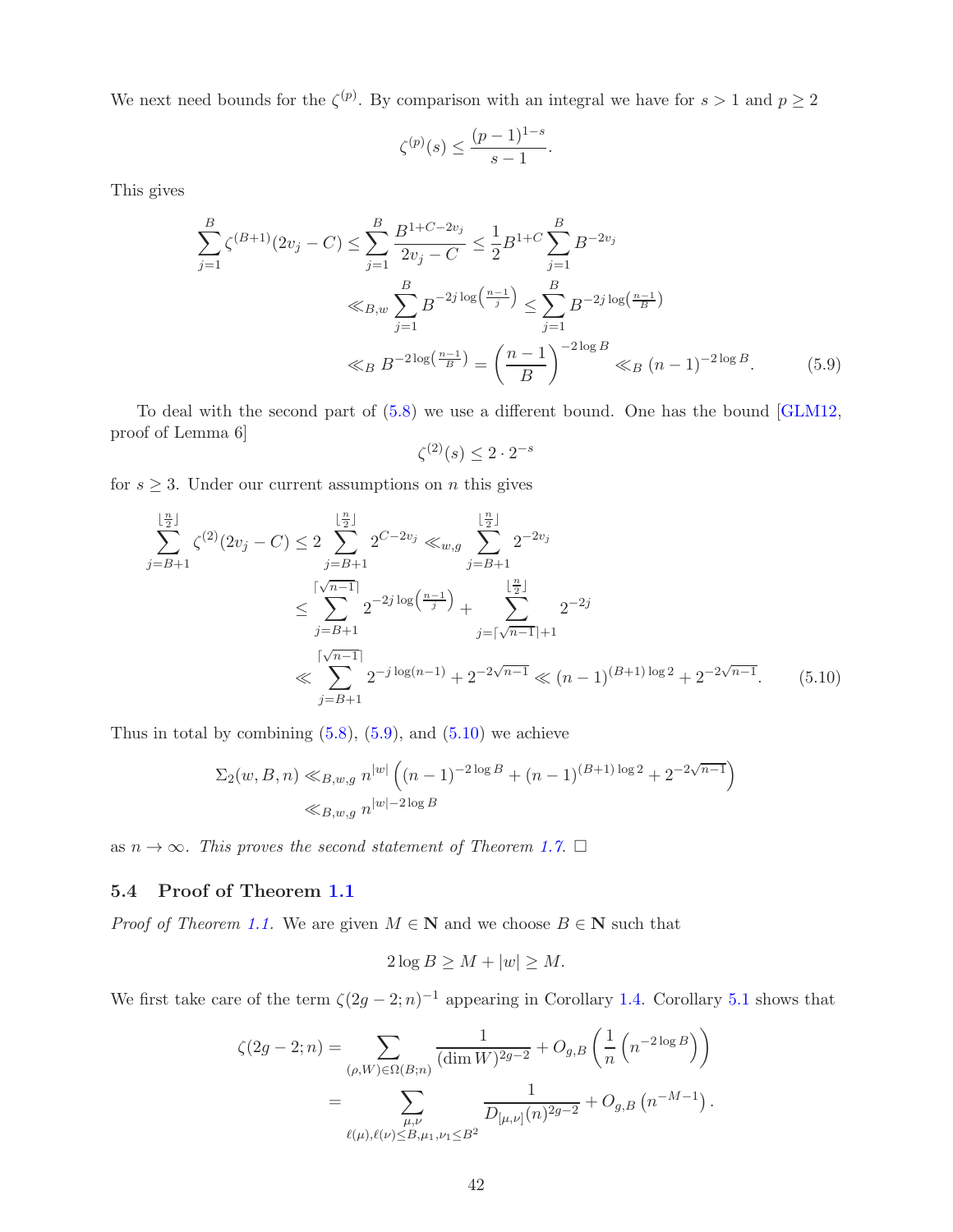We next need bounds for the $\zeta^{(p)}$. By comparison with an integral we have for $s > 1$ and $p \geq 2$

$$\zeta^{(p)}(s) \leq \frac{(p-1)^{1-s}}{s-1}.$$

This gives

$$\begin{aligned}
\sum_{j=1}^{B} \zeta^{(B+1)}(2v_j - C) &\leq \sum_{j=1}^{B} \frac{B^{1+C-2v_j}}{2v_j - C} \leq \frac{1}{2} B^{1+C} \sum_{j=1}^{B} B^{-2v_j} \\
&\ll_{B,w} \sum_{j=1}^{B} B^{-2j\log\left(\frac{n-1}{j}\right)} \leq \sum_{j=1}^{B} B^{-2j\log\left(\frac{n-1}{B}\right)} \\
&\ll_B B^{-2\log\left(\frac{n-1}{B}\right)} = \left(\frac{n-1}{B}\right)^{-2\log B} \ll_B (n-1)^{-2\log B}. \qquad (5.9)
\end{aligned}$$

To deal with the second part of (5.8) we use a different bound. One has the bound [GLM12, proof of Lemma 6]

$$\zeta^{(2)}(s) \leq 2 \cdot 2^{-s}$$

for $s \geq 3$. Under our current assumptions on $n$ this gives

$$\begin{aligned}
\sum_{j=B+1}^{\lfloor \frac{n}{2} \rfloor} \zeta^{(2)}(2v_j - C) &\leq 2 \sum_{j=B+1}^{\lfloor \frac{n}{2} \rfloor} 2^{C-2v_j} \ll_{w,g} \sum_{j=B+1}^{\lfloor \frac{n}{2} \rfloor} 2^{-2v_j} \\
&\leq \sum_{j=B+1}^{\lceil \sqrt{n-1} \rceil} 2^{-2j\log\left(\frac{n-1}{j}\right)} + \sum_{j=\lceil \sqrt{n-1} \rceil + 1}^{\lfloor \frac{n}{2} \rfloor} 2^{-2j} \\
&\ll \sum_{j=B+1}^{\lceil \sqrt{n-1} \rceil} 2^{-j\log(n-1)} + 2^{-2\sqrt{n-1}} \ll (n-1)^{(B+1)\log 2} + 2^{-2\sqrt{n-1}}. \qquad (5.10)
\end{aligned}$$

Thus in total by combining (5.8), (5.9), and (5.10) we achieve

$$\begin{aligned}
\Sigma_2(w, B, n) &\ll_{B,w,g} n^{|w|} \left( (n-1)^{-2\log B} + (n-1)^{(B+1)\log 2} + 2^{-2\sqrt{n-1}} \right) \\
&\ll_{B,w,g} n^{|w| - 2\log B}
\end{aligned}$$

as $n \to \infty$. *This proves the second statement of Theorem 1.7.* $\square$

### 5.4 Proof of Theorem 1.1

*Proof of Theorem 1.1.* We are given $M \in \mathbf{N}$ and we choose $B \in \mathbf{N}$ such that

$$2\log B \geq M + |w| \geq M.$$

We first take care of the term $\zeta(2g-2;n)^{-1}$ appearing in Corollary 1.4. Corollary 5.1 shows that

$$\begin{aligned}
\zeta(2g-2;n) &= \sum_{(\rho,W)\in\Omega(B;n)} \frac{1}{(\dim W)^{2g-2}} + O_{g,B}\left( \frac{1}{n} \left( n^{-2\log B} \right) \right) \\
&= \sum_{\substack{\mu,\nu \\ \ell(\mu),\ell(\nu)\leq B, \mu_1,\nu_1 \leq B^2}} \frac{1}{D_{[\mu,\nu]}(n)^{2g-2}} + O_{g,B}\left( n^{-M-1} \right).
\end{aligned}$$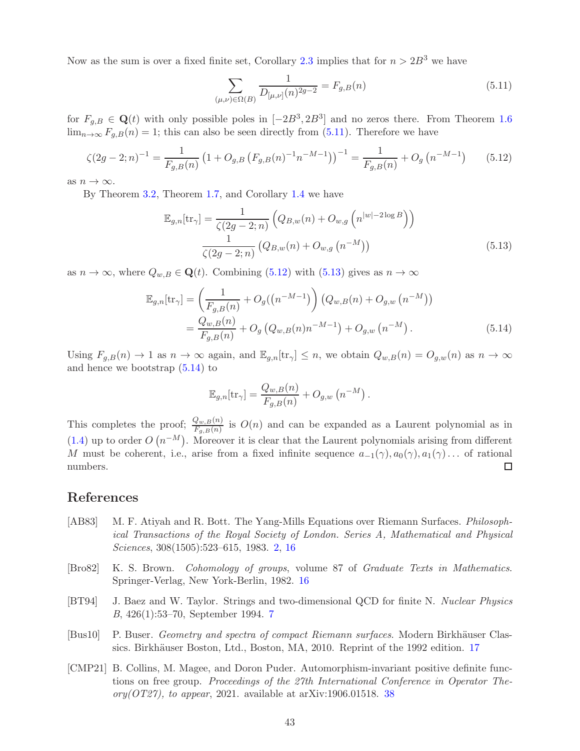Now as the sum is over a fixed finite set, Corollary 2.3 implies that for $n > 2B^3$ we have

$$\sum_{(\mu,\nu)\in\Omega(B)} \frac{1}{D_{[\mu,\nu]}(n)^{2g-2}} = F_{g,B}(n) \tag{5.11}$$

for $F_{g,B} \in \mathbf{Q}(t)$ with only possible poles in $[-2B^3, 2B^3]$ and no zeros there. From Theorem 1.6 $\lim_{n\to\infty} F_{g,B}(n) = 1$; this can also be seen directly from (5.11). Therefore we have

$$\zeta(2g-2;n)^{-1} = \frac{1}{F_{g,B}(n)}\left(1 + O_{g,B}\left(F_{g,B}(n)^{-1} n^{-M-1}\right)\right)^{-1} = \frac{1}{F_{g,B}(n)} + O_g\left(n^{-M-1}\right) \tag{5.12}$$

as $n \to \infty$.

By Theorem 3.2, Theorem 1.7, and Corollary 1.4 we have

$$\begin{aligned}\mathbb{E}_{g,n}[\mathrm{tr}_\gamma] &= \frac{1}{\zeta(2g-2;n)}\left(Q_{B,w}(n) + O_{w,g}\left(n^{|w|-2\log B}\right)\right) \\ &\frac{1}{\zeta(2g-2;n)}\left(Q_{B,w}(n) + O_{w,g}\left(n^{-M}\right)\right)\end{aligned} \tag{5.13}$$

as $n \to \infty$, where $Q_{w,B} \in \mathbf{Q}(t)$. Combining (5.12) with (5.13) gives as $n \to \infty$

$$\begin{aligned}\mathbb{E}_{g,n}[\mathrm{tr}_\gamma] &= \left(\frac{1}{F_{g,B}(n)} + O_g((n^{-M-1})\right)\left(Q_{w,B}(n) + O_{g,w}\left(n^{-M}\right)\right) \\ &= \frac{Q_{w,B}(n)}{F_{g,B}(n)} + O_g\left(Q_{w,B}(n)n^{-M-1}\right) + O_{g,w}\left(n^{-M}\right).\end{aligned} \tag{5.14}$$

Using $F_{g,B}(n) \to 1$ as $n \to \infty$ again, and $\mathbb{E}_{g,n}[\mathrm{tr}_\gamma] \leq n$, we obtain $Q_{w,B}(n) = O_{g,w}(n)$ as $n \to \infty$ and hence we bootstrap (5.14) to

$$\mathbb{E}_{g,n}[\mathrm{tr}_\gamma] = \frac{Q_{w,B}(n)}{F_{g,B}(n)} + O_{g,w}\left(n^{-M}\right).$$

This completes the proof; $\frac{Q_{w,B}(n)}{F_{g,B}(n)}$ is $O(n)$ and can be expanded as a Laurent polynomial as in (1.4) up to order $O\left(n^{-M}\right)$. Moreover it is clear that the Laurent polynomials arising from different $M$ must be coherent, i.e., arise from a fixed infinite sequence $a_{-1}(\gamma), a_0(\gamma), a_1(\gamma)\ldots$ of rational numbers. □

## References

[AB83] M. F. Atiyah and R. Bott. The Yang-Mills Equations over Riemann Surfaces. *Philosophical Transactions of the Royal Society of London. Series A, Mathematical and Physical Sciences*, 308(1505):523–615, 1983. 2, 16

[Bro82] K. S. Brown. *Cohomology of groups*, volume 87 of *Graduate Texts in Mathematics*. Springer-Verlag, New York-Berlin, 1982. 16

[BT94] J. Baez and W. Taylor. Strings and two-dimensional QCD for finite N. *Nuclear Physics B*, 426(1):53–70, September 1994. 7

[Bus10] P. Buser. *Geometry and spectra of compact Riemann surfaces*. Modern Birkhäuser Classics. Birkhäuser Boston, Ltd., Boston, MA, 2010. Reprint of the 1992 edition. 17

[CMP21] B. Collins, M. Magee, and Doron Puder. Automorphism-invariant positive definite functions on free group. *Proceedings of the 27th International Conference in Operator Theory(OT27), to appear*, 2021. available at arXiv:1906.01518. 38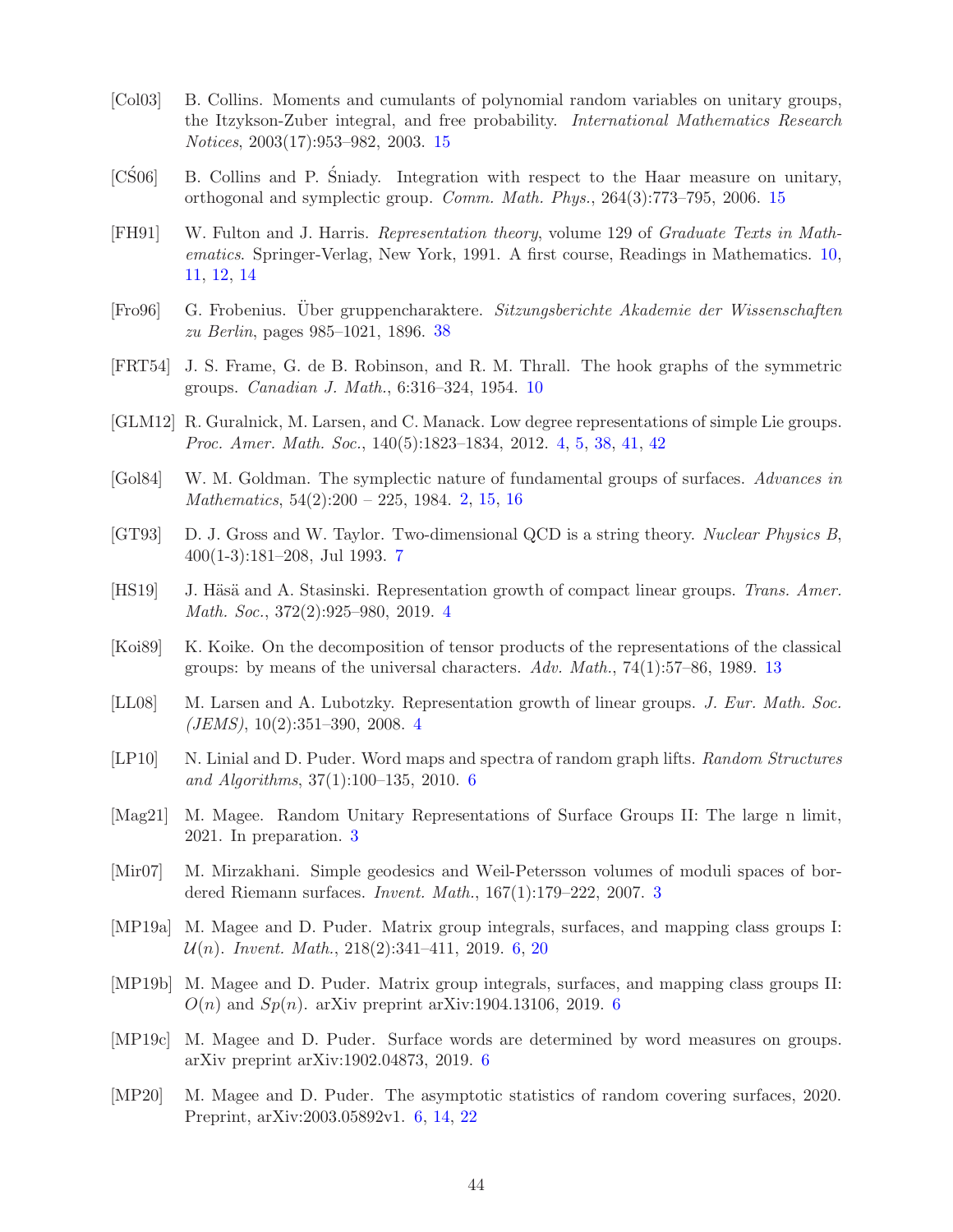[Col03] B. Collins. Moments and cumulants of polynomial random variables on unitary groups, the Itzykson-Zuber integral, and free probability. *International Mathematics Research Notices*, 2003(17):953–982, 2003. 15

[CŚ06] B. Collins and P. Śniady. Integration with respect to the Haar measure on unitary, orthogonal and symplectic group. *Comm. Math. Phys.*, 264(3):773–795, 2006. 15

[FH91] W. Fulton and J. Harris. *Representation theory*, volume 129 of *Graduate Texts in Mathematics*. Springer-Verlag, New York, 1991. A first course, Readings in Mathematics. 10, 11, 12, 14

[Fro96] G. Frobenius. Über gruppencharaktere. *Sitzungsberichte Akademie der Wissenschaften zu Berlin*, pages 985–1021, 1896. 38

[FRT54] J. S. Frame, G. de B. Robinson, and R. M. Thrall. The hook graphs of the symmetric groups. *Canadian J. Math.*, 6:316–324, 1954. 10

[GLM12] R. Guralnick, M. Larsen, and C. Manack. Low degree representations of simple Lie groups. *Proc. Amer. Math. Soc.*, 140(5):1823–1834, 2012. 4, 5, 38, 41, 42

[Gol84] W. M. Goldman. The symplectic nature of fundamental groups of surfaces. *Advances in Mathematics*, 54(2):200 – 225, 1984. 2, 15, 16

[GT93] D. J. Gross and W. Taylor. Two-dimensional QCD is a string theory. *Nuclear Physics B*, 400(1-3):181–208, Jul 1993. 7

[HS19] J. Häsä and A. Stasinski. Representation growth of compact linear groups. *Trans. Amer. Math. Soc.*, 372(2):925–980, 2019. 4

[Koi89] K. Koike. On the decomposition of tensor products of the representations of the classical groups: by means of the universal characters. *Adv. Math.*, 74(1):57–86, 1989. 13

[LL08] M. Larsen and A. Lubotzky. Representation growth of linear groups. *J. Eur. Math. Soc. (JEMS)*, 10(2):351–390, 2008. 4

[LP10] N. Linial and D. Puder. Word maps and spectra of random graph lifts. *Random Structures and Algorithms*, 37(1):100–135, 2010. 6

[Mag21] M. Magee. Random Unitary Representations of Surface Groups II: The large n limit, 2021. In preparation. 3

[Mir07] M. Mirzakhani. Simple geodesics and Weil-Petersson volumes of moduli spaces of bordered Riemann surfaces. *Invent. Math.*, 167(1):179–222, 2007. 3

[MP19a] M. Magee and D. Puder. Matrix group integrals, surfaces, and mapping class groups I: $\mathcal{U}(n)$. *Invent. Math.*, 218(2):341–411, 2019. 6, 20

[MP19b] M. Magee and D. Puder. Matrix group integrals, surfaces, and mapping class groups II: $O(n)$ and $Sp(n)$. arXiv preprint arXiv:1904.13106, 2019. 6

[MP19c] M. Magee and D. Puder. Surface words are determined by word measures on groups. arXiv preprint arXiv:1902.04873, 2019. 6

[MP20] M. Magee and D. Puder. The asymptotic statistics of random covering surfaces, 2020. Preprint, arXiv:2003.05892v1. 6, 14, 22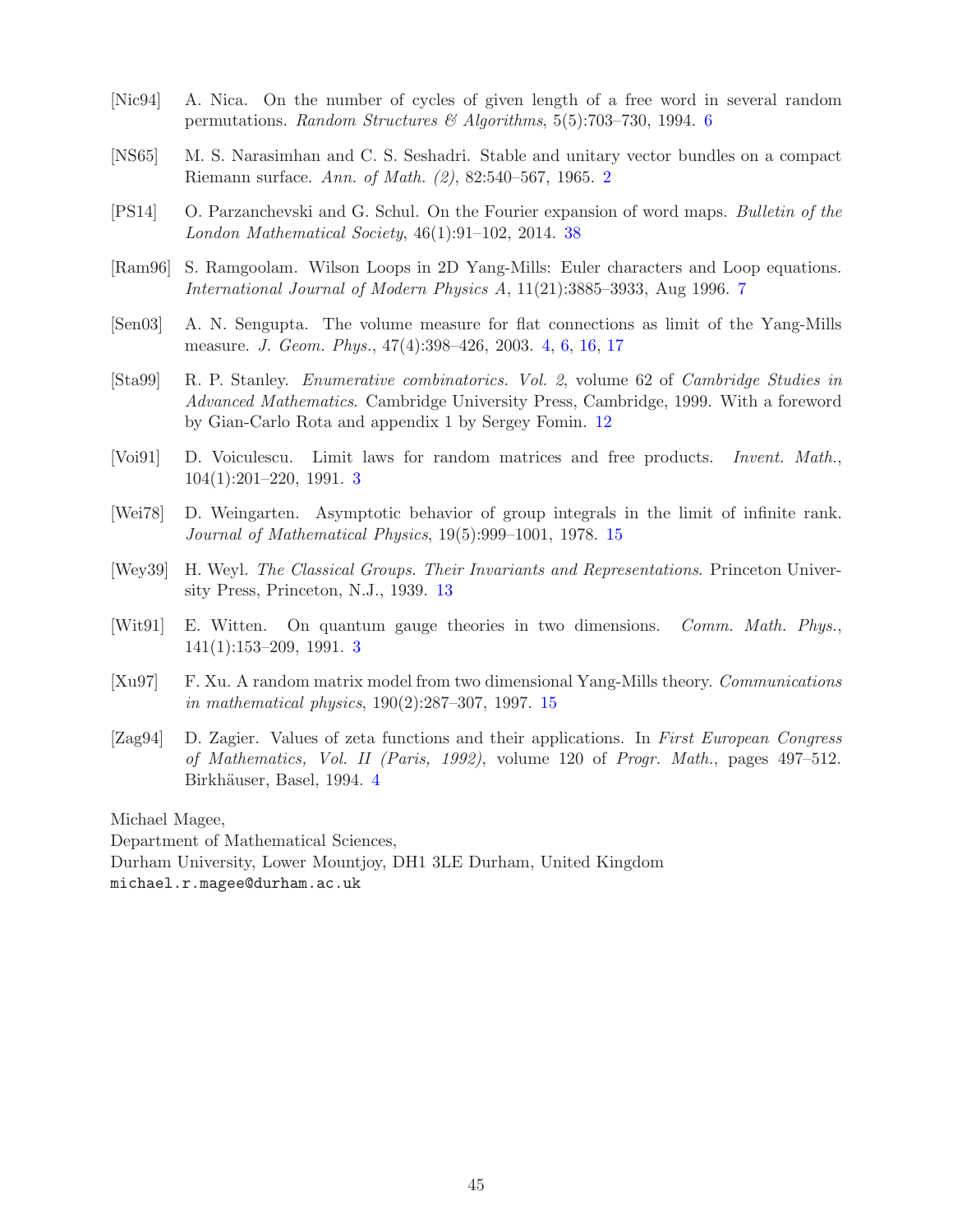[Nic94] A. Nica. On the number of cycles of given length of a free word in several random permutations. *Random Structures & Algorithms*, 5(5):703–730, 1994. 6

[NS65] M. S. Narasimhan and C. S. Seshadri. Stable and unitary vector bundles on a compact Riemann surface. *Ann. of Math. (2)*, 82:540–567, 1965. 2

[PS14] O. Parzanchevski and G. Schul. On the Fourier expansion of word maps. *Bulletin of the London Mathematical Society*, 46(1):91–102, 2014. 38

[Ram96] S. Ramgoolam. Wilson Loops in 2D Yang-Mills: Euler characters and Loop equations. *International Journal of Modern Physics A*, 11(21):3885–3933, Aug 1996. 7

[Sen03] A. N. Sengupta. The volume measure for flat connections as limit of the Yang-Mills measure. *J. Geom. Phys.*, 47(4):398–426, 2003. 4, 6, 16, 17

[Sta99] R. P. Stanley. *Enumerative combinatorics. Vol. 2*, volume 62 of *Cambridge Studies in Advanced Mathematics*. Cambridge University Press, Cambridge, 1999. With a foreword by Gian-Carlo Rota and appendix 1 by Sergey Fomin. 12

[Voi91] D. Voiculescu. Limit laws for random matrices and free products. *Invent. Math.*, 104(1):201–220, 1991. 3

[Wei78] D. Weingarten. Asymptotic behavior of group integrals in the limit of infinite rank. *Journal of Mathematical Physics*, 19(5):999–1001, 1978. 15

[Wey39] H. Weyl. *The Classical Groups. Their Invariants and Representations*. Princeton University Press, Princeton, N.J., 1939. 13

[Wit91] E. Witten. On quantum gauge theories in two dimensions. *Comm. Math. Phys.*, 141(1):153–209, 1991. 3

[Xu97] F. Xu. A random matrix model from two dimensional Yang-Mills theory. *Communications in mathematical physics*, 190(2):287–307, 1997. 15

[Zag94] D. Zagier. Values of zeta functions and their applications. In *First European Congress of Mathematics, Vol. II (Paris, 1992)*, volume 120 of *Progr. Math.*, pages 497–512. Birkhäuser, Basel, 1994. 4

Michael Magee,
Department of Mathematical Sciences,
Durham University, Lower Mountjoy, DH1 3LE Durham, United Kingdom
`michael.r.magee@durham.ac.uk`